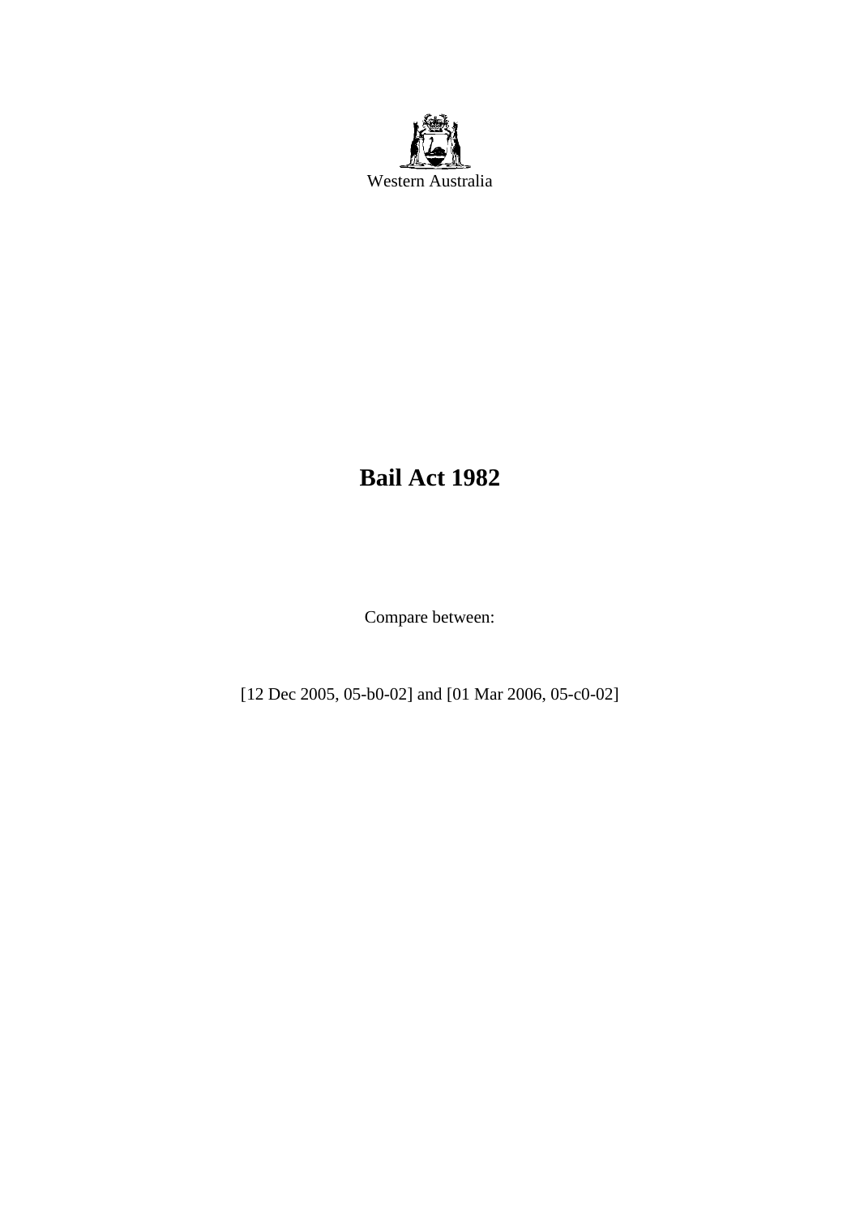Western Australia

# Bail Act 1982

Compare between:

[12 Dec 2005, 05-b0-02] and [01 Mar 2006, 05-c0-02]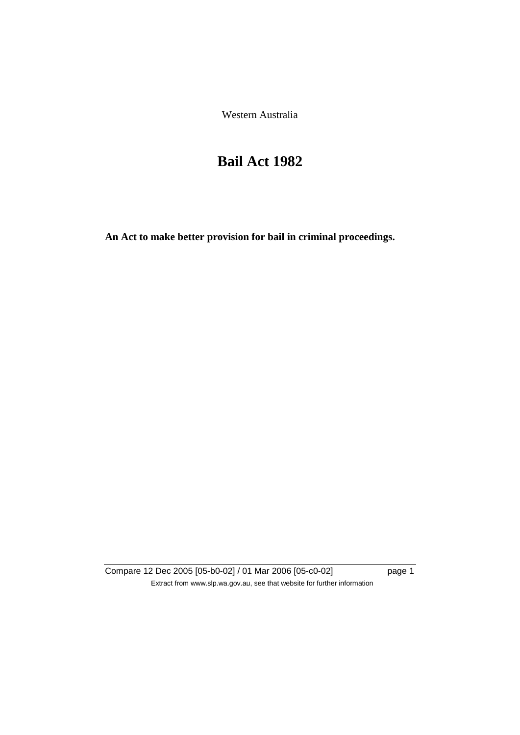Western Australia

# Bail Act 1982

**An Act to make better provision for bail in criminal proceedings.**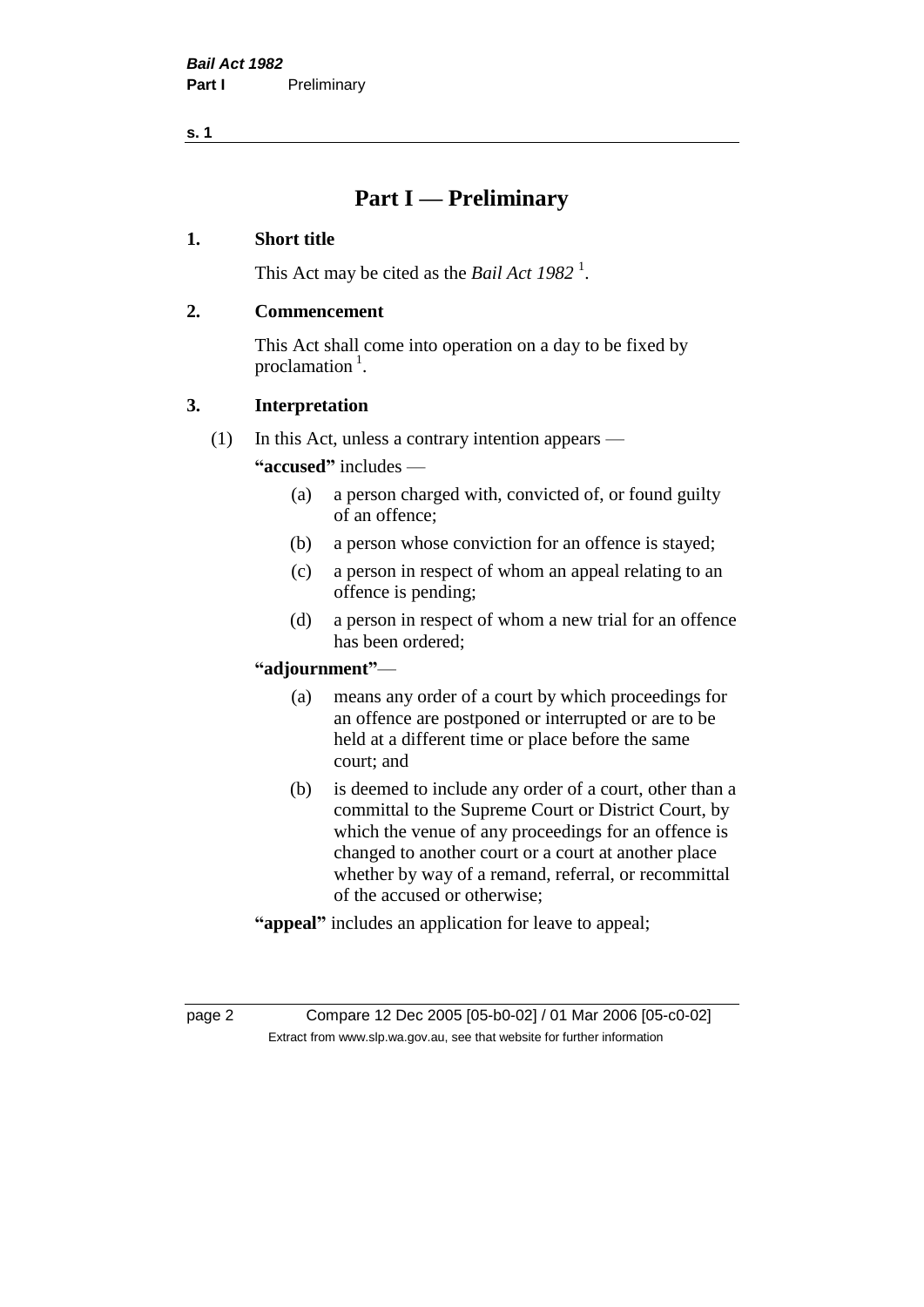# Part I — Preliminary

## 1. Short title

This Act may be cited as the *Bail Act 1982* [1].

## 2. Commencement

This Act shall come into operation on a day to be fixed by proclamation [1].

## 3. Interpretation

(1) In this Act, unless a contrary intention appears —

**"accused"** includes —

- (a) a person charged with, convicted of, or found guilty of an offence;
- (b) a person whose conviction for an offence is stayed;
- (c) a person in respect of whom an appeal relating to an offence is pending;
- (d) a person in respect of whom a new trial for an offence has been ordered;

**"adjournment"**—

- (a) means any order of a court by which proceedings for an offence are postponed or interrupted or are to be held at a different time or place before the same court; and
- (b) is deemed to include any order of a court, other than a committal to the Supreme Court or District Court, by which the venue of any proceedings for an offence is changed to another court or a court at another place whether by way of a remand, referral, or recommittal of the accused or otherwise;

**"appeal"** includes an application for leave to appeal;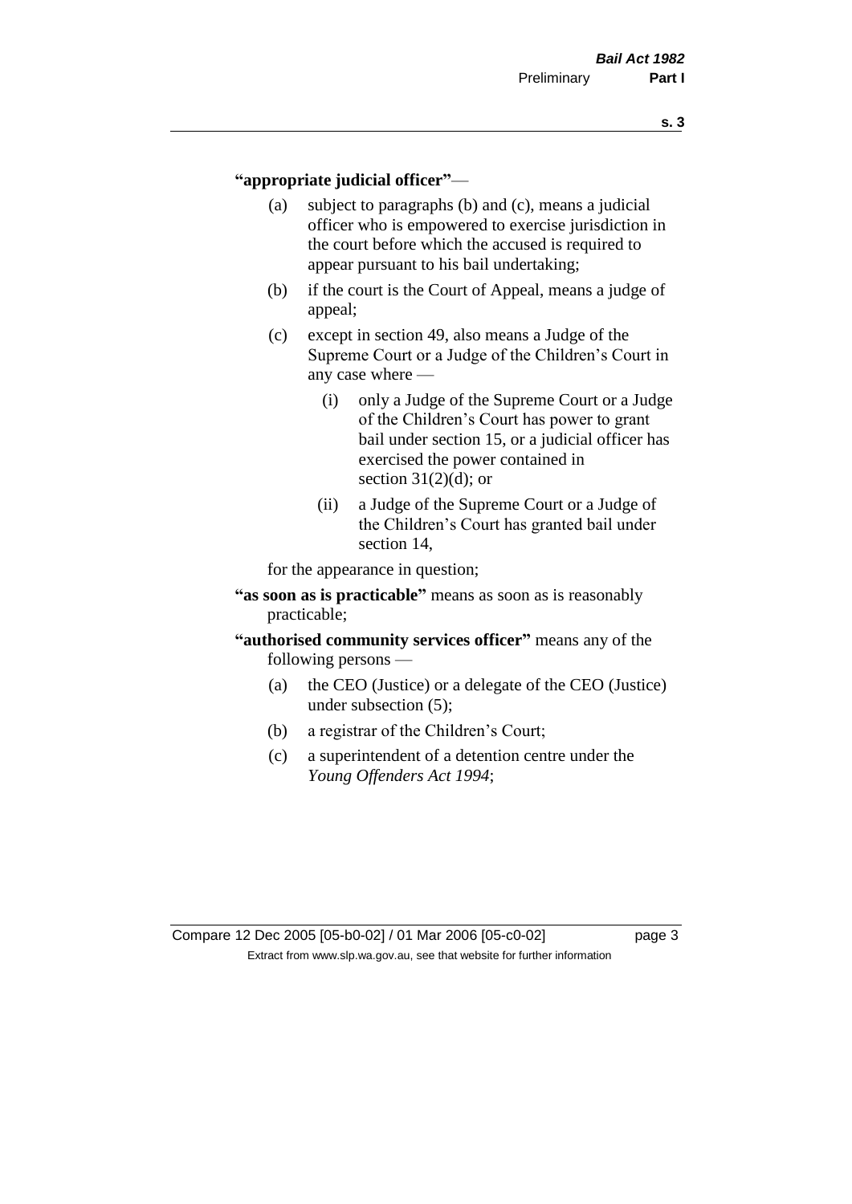**"appropriate judicial officer"** —

(a) subject to paragraphs (b) and (c), means a judicial officer who is empowered to exercise jurisdiction in the court before which the accused is required to appear pursuant to his bail undertaking;

(b) if the court is the Court of Appeal, means a judge of appeal;

(c) except in section 49, also means a Judge of the Supreme Court or a Judge of the Children's Court in any case where —

   (i) only a Judge of the Supreme Court or a Judge of the Children's Court has power to grant bail under section 15, or a judicial officer has exercised the power contained in section 31(2)(d); or

   (ii) a Judge of the Supreme Court or a Judge of the Children's Court has granted bail under section 14,

for the appearance in question;

**"as soon as is practicable"** means as soon as is reasonably practicable;

**"authorised community services officer"** means any of the following persons —

(a) the CEO (Justice) or a delegate of the CEO (Justice) under subsection (5);

(b) a registrar of the Children's Court;

(c) a superintendent of a detention centre under the *Young Offenders Act 1994*;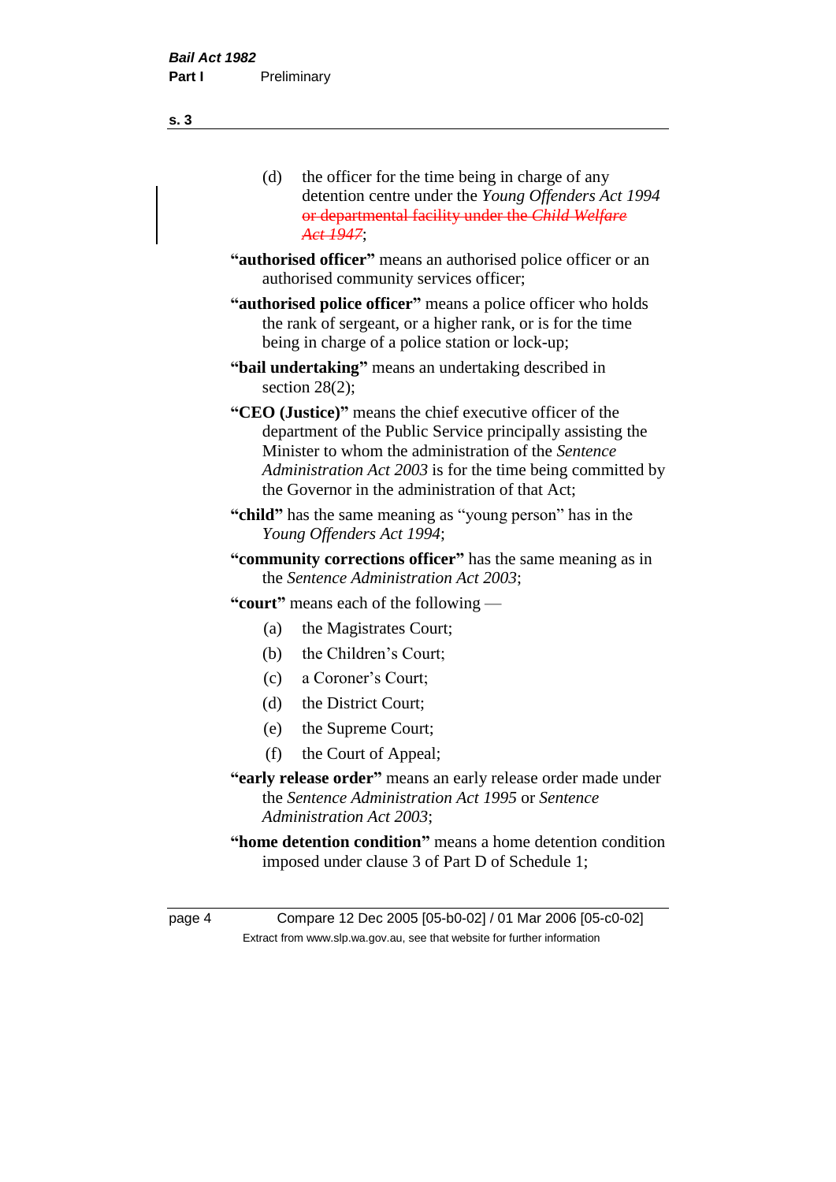(d) the officer for the time being in charge of any detention centre under the *Young Offenders Act 1994* ~~or departmental facility under the *Child Welfare Act 1947*~~;

**"authorised officer"** means an authorised police officer or an authorised community services officer;

**"authorised police officer"** means a police officer who holds the rank of sergeant, or a higher rank, or is for the time being in charge of a police station or lock-up;

**"bail undertaking"** means an undertaking described in section 28(2);

**"CEO (Justice)"** means the chief executive officer of the department of the Public Service principally assisting the Minister to whom the administration of the *Sentence Administration Act 2003* is for the time being committed by the Governor in the administration of that Act;

**"child"** has the same meaning as "young person" has in the *Young Offenders Act 1994*;

**"community corrections officer"** has the same meaning as in the *Sentence Administration Act 2003*;

**"court"** means each of the following —

(a) the Magistrates Court;

(b) the Children's Court;

(c) a Coroner's Court;

(d) the District Court;

(e) the Supreme Court;

(f) the Court of Appeal;

**"early release order"** means an early release order made under the *Sentence Administration Act 1995* or *Sentence Administration Act 2003*;

**"home detention condition"** means a home detention condition imposed under clause 3 of Part D of Schedule 1;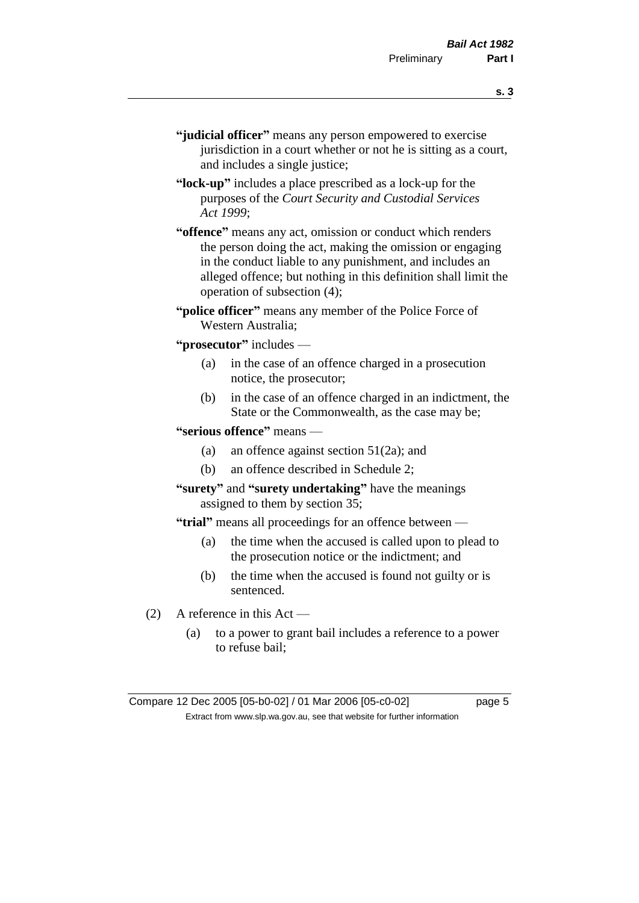**"judicial officer"** means any person empowered to exercise jurisdiction in a court whether or not he is sitting as a court, and includes a single justice;

**"lock-up"** includes a place prescribed as a lock-up for the purposes of the *Court Security and Custodial Services Act 1999*;

**"offence"** means any act, omission or conduct which renders the person doing the act, making the omission or engaging in the conduct liable to any punishment, and includes an alleged offence; but nothing in this definition shall limit the operation of subsection (4);

**"police officer"** means any member of the Police Force of Western Australia;

**"prosecutor"** includes —

- (a) in the case of an offence charged in a prosecution notice, the prosecutor;
- (b) in the case of an offence charged in an indictment, the State or the Commonwealth, as the case may be;

**"serious offence"** means —

- (a) an offence against section 51(2a); and
- (b) an offence described in Schedule 2;

**"surety"** and **"surety undertaking"** have the meanings assigned to them by section 35;

**"trial"** means all proceedings for an offence between —

- (a) the time when the accused is called upon to plead to the prosecution notice or the indictment; and
- (b) the time when the accused is found not guilty or is sentenced.

(2) A reference in this Act —

- (a) to a power to grant bail includes a reference to a power to refuse bail;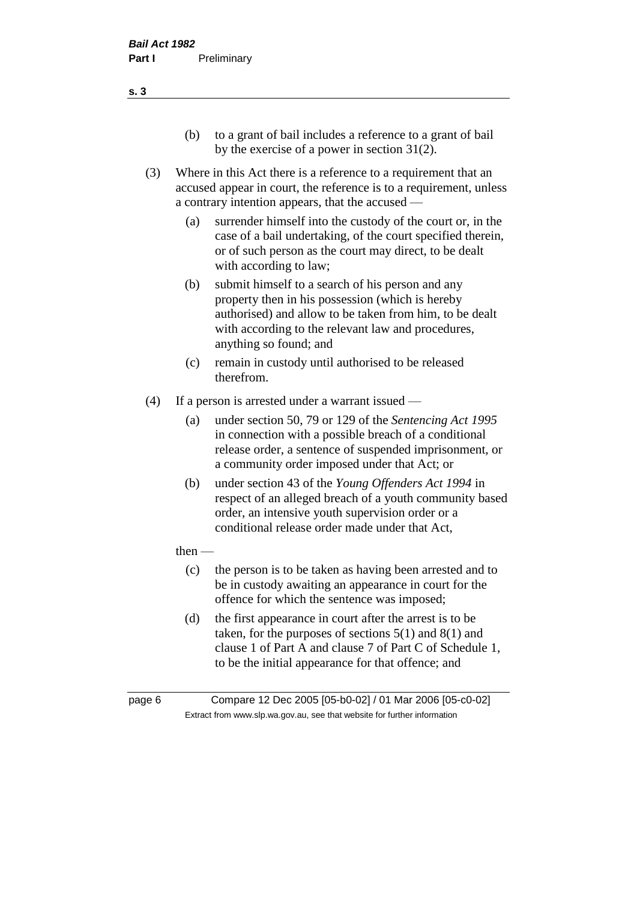(b) to a grant of bail includes a reference to a grant of bail by the exercise of a power in section 31(2).

(3) Where in this Act there is a reference to a requirement that an accused appear in court, the reference is to a requirement, unless a contrary intention appears, that the accused —

(a) surrender himself into the custody of the court or, in the case of a bail undertaking, of the court specified therein, or of such person as the court may direct, to be dealt with according to law;

(b) submit himself to a search of his person and any property then in his possession (which is hereby authorised) and allow to be taken from him, to be dealt with according to the relevant law and procedures, anything so found; and

(c) remain in custody until authorised to be released therefrom.

(4) If a person is arrested under a warrant issued —

(a) under section 50, 79 or 129 of the *Sentencing Act 1995* in connection with a possible breach of a conditional release order, a sentence of suspended imprisonment, or a community order imposed under that Act; or

(b) under section 43 of the *Young Offenders Act 1994* in respect of an alleged breach of a youth community based order, an intensive youth supervision order or a conditional release order made under that Act,

then —

(c) the person is to be taken as having been arrested and to be in custody awaiting an appearance in court for the offence for which the sentence was imposed;

(d) the first appearance in court after the arrest is to be taken, for the purposes of sections 5(1) and 8(1) and clause 1 of Part A and clause 7 of Part C of Schedule 1, to be the initial appearance for that offence; and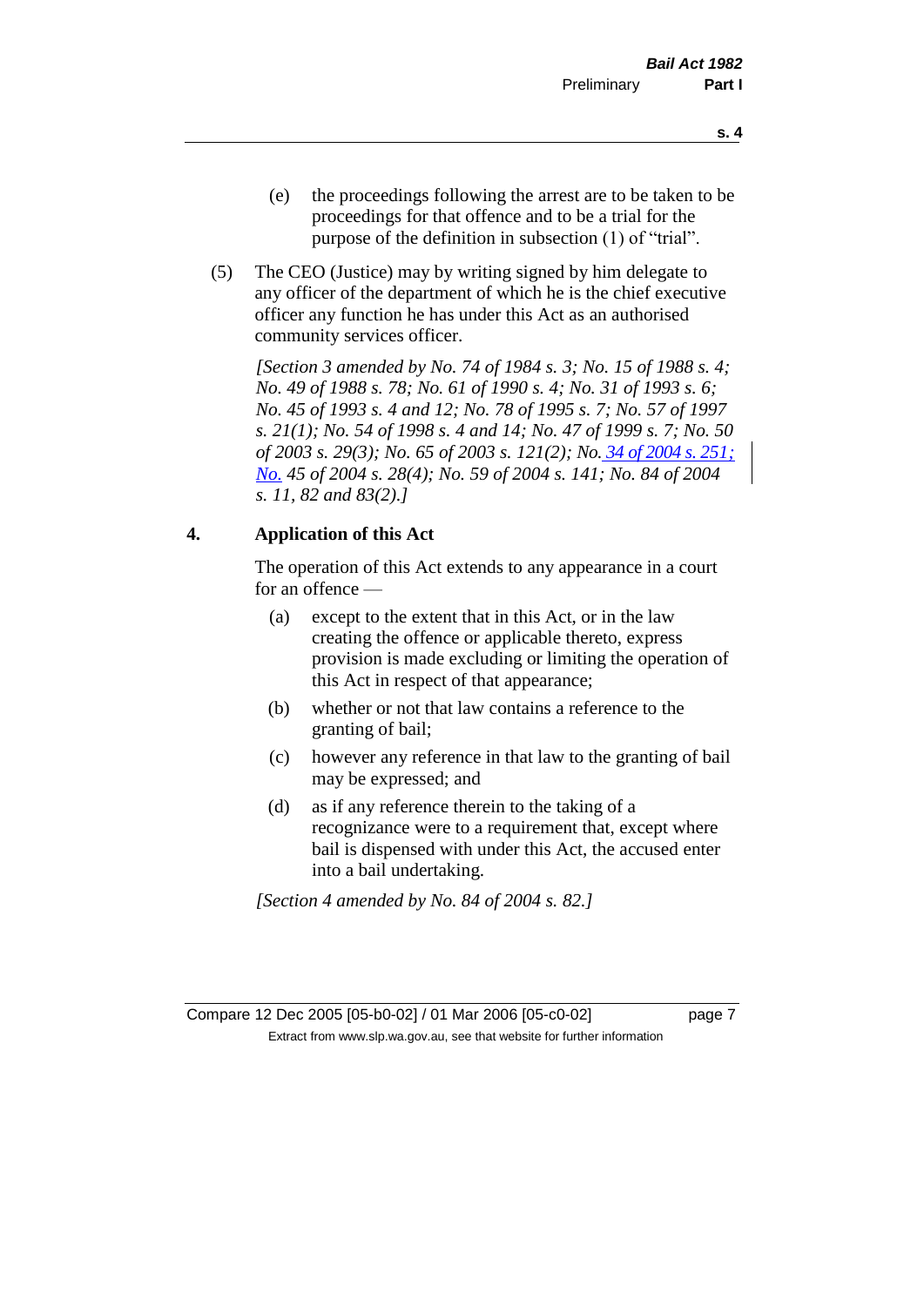(e) the proceedings following the arrest are to be taken to be proceedings for that offence and to be a trial for the purpose of the definition in subsection (1) of "trial".

(5) The CEO (Justice) may by writing signed by him delegate to any officer of the department of which he is the chief executive officer any function he has under this Act as an authorised community services officer.

*[Section 3 amended by No. 74 of 1984 s. 3; No. 15 of 1988 s. 4; No. 49 of 1988 s. 78; No. 61 of 1990 s. 4; No. 31 of 1993 s. 6; No. 45 of 1993 s. 4 and 12; No. 78 of 1995 s. 7; No. 57 of 1997 s. 21(1); No. 54 of 1998 s. 4 and 14; No. 47 of 1999 s. 7; No. 50 of 2003 s. 29(3); No. 65 of 2003 s. 121(2); No. 34 of 2004 s. 251; No. 45 of 2004 s. 28(4); No. 59 of 2004 s. 141; No. 84 of 2004 s. 11, 82 and 83(2).]*

## 4. Application of this Act

The operation of this Act extends to any appearance in a court for an offence —

(a) except to the extent that in this Act, or in the law creating the offence or applicable thereto, express provision is made excluding or limiting the operation of this Act in respect of that appearance;

(b) whether or not that law contains a reference to the granting of bail;

(c) however any reference in that law to the granting of bail may be expressed; and

(d) as if any reference therein to the taking of a recognizance were to a requirement that, except where bail is dispensed with under this Act, the accused enter into a bail undertaking.

*[Section 4 amended by No. 84 of 2004 s. 82.]*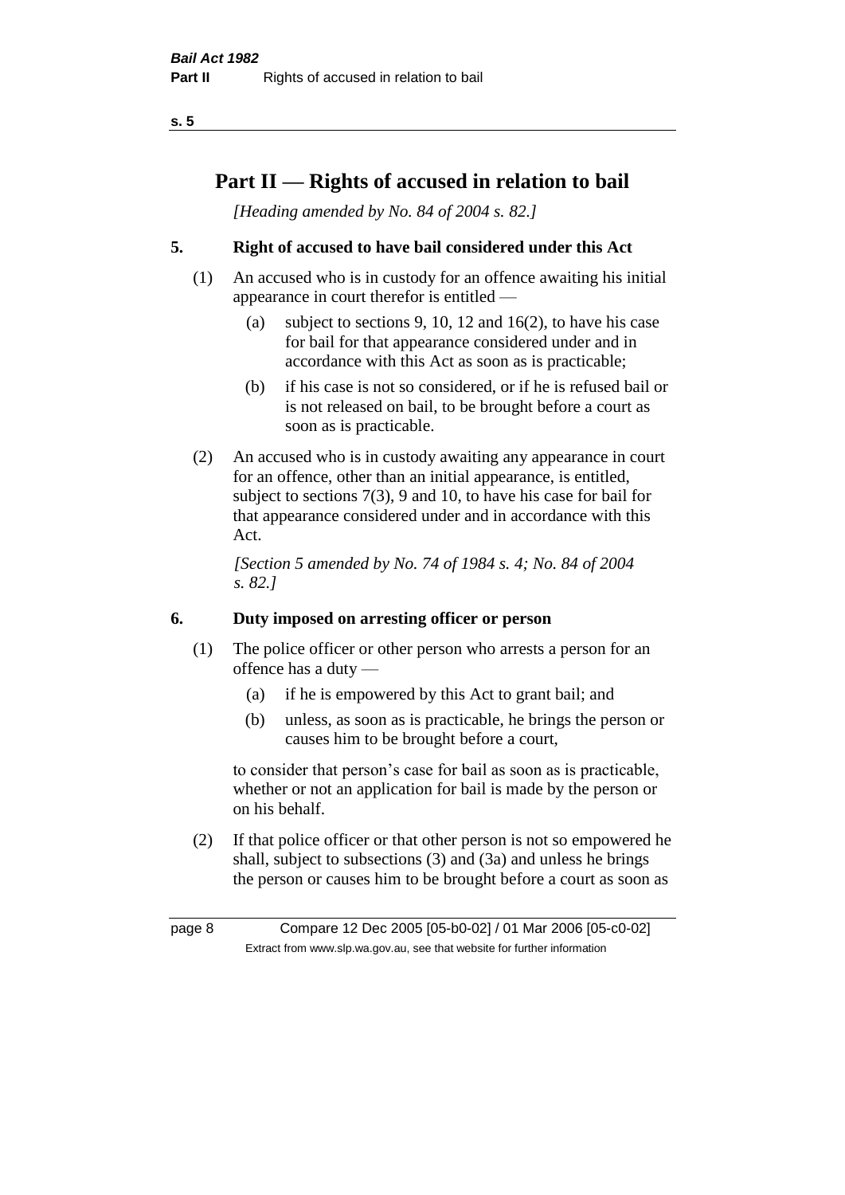# Part II — Rights of accused in relation to bail

*[Heading amended by No. 84 of 2004 s. 82.]*

**5. Right of accused to have bail considered under this Act**

(1) An accused who is in custody for an offence awaiting his initial appearance in court therefor is entitled —

(a) subject to sections 9, 10, 12 and 16(2), to have his case for bail for that appearance considered under and in accordance with this Act as soon as is practicable;

(b) if his case is not so considered, or if he is refused bail or is not released on bail, to be brought before a court as soon as is practicable.

(2) An accused who is in custody awaiting any appearance in court for an offence, other than an initial appearance, is entitled, subject to sections 7(3), 9 and 10, to have his case for bail for that appearance considered under and in accordance with this Act.

*[Section 5 amended by No. 74 of 1984 s. 4; No. 84 of 2004 s. 82.]*

**6. Duty imposed on arresting officer or person**

(1) The police officer or other person who arrests a person for an offence has a duty —

(a) if he is empowered by this Act to grant bail; and

(b) unless, as soon as is practicable, he brings the person or causes him to be brought before a court,

to consider that person's case for bail as soon as is practicable, whether or not an application for bail is made by the person or on his behalf.

(2) If that police officer or that other person is not so empowered he shall, subject to subsections (3) and (3a) and unless he brings the person or causes him to be brought before a court as soon as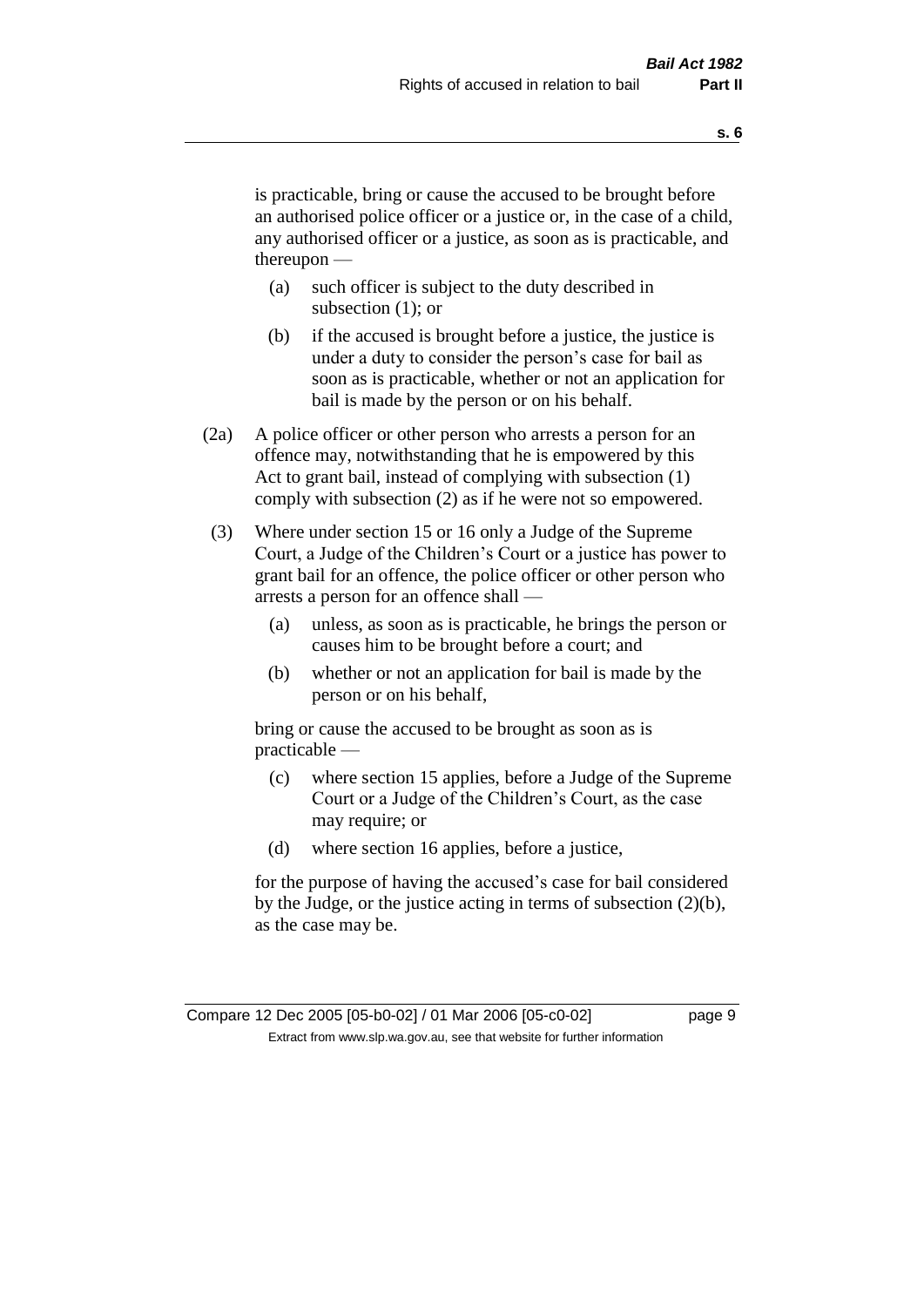is practicable, bring or cause the accused to be brought before an authorised police officer or a justice or, in the case of a child, any authorised officer or a justice, as soon as is practicable, and thereupon —

- (a) such officer is subject to the duty described in subsection (1); or
- (b) if the accused is brought before a justice, the justice is under a duty to consider the person's case for bail as soon as is practicable, whether or not an application for bail is made by the person or on his behalf.

(2a) A police officer or other person who arrests a person for an offence may, notwithstanding that he is empowered by this Act to grant bail, instead of complying with subsection (1) comply with subsection (2) as if he were not so empowered.

(3) Where under section 15 or 16 only a Judge of the Supreme Court, a Judge of the Children's Court or a justice has power to grant bail for an offence, the police officer or other person who arrests a person for an offence shall —

- (a) unless, as soon as is practicable, he brings the person or causes him to be brought before a court; and
- (b) whether or not an application for bail is made by the person or on his behalf,

bring or cause the accused to be brought as soon as is practicable —

- (c) where section 15 applies, before a Judge of the Supreme Court or a Judge of the Children's Court, as the case may require; or
- (d) where section 16 applies, before a justice,

for the purpose of having the accused's case for bail considered by the Judge, or the justice acting in terms of subsection (2)(b), as the case may be.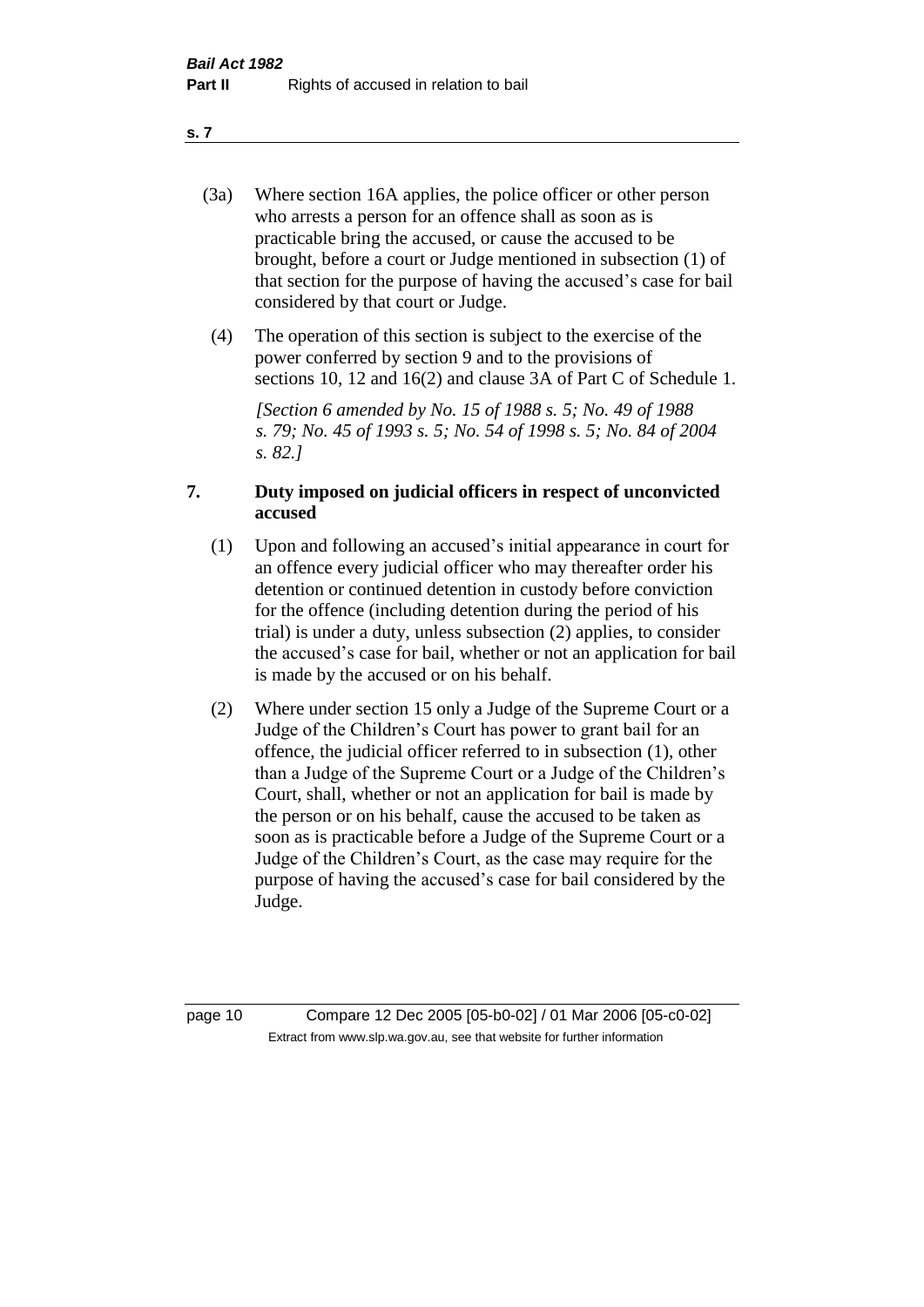(3a) Where section 16A applies, the police officer or other person who arrests a person for an offence shall as soon as is practicable bring the accused, or cause the accused to be brought, before a court or Judge mentioned in subsection (1) of that section for the purpose of having the accused's case for bail considered by that court or Judge.

(4) The operation of this section is subject to the exercise of the power conferred by section 9 and to the provisions of sections 10, 12 and 16(2) and clause 3A of Part C of Schedule 1.

*[Section 6 amended by No. 15 of 1988 s. 5; No. 49 of 1988 s. 79; No. 45 of 1993 s. 5; No. 54 of 1998 s. 5; No. 84 of 2004 s. 82.]*

## 7. Duty imposed on judicial officers in respect of unconvicted accused

(1) Upon and following an accused's initial appearance in court for an offence every judicial officer who may thereafter order his detention or continued detention in custody before conviction for the offence (including detention during the period of his trial) is under a duty, unless subsection (2) applies, to consider the accused's case for bail, whether or not an application for bail is made by the accused or on his behalf.

(2) Where under section 15 only a Judge of the Supreme Court or a Judge of the Children's Court has power to grant bail for an offence, the judicial officer referred to in subsection (1), other than a Judge of the Supreme Court or a Judge of the Children's Court, shall, whether or not an application for bail is made by the person or on his behalf, cause the accused to be taken as soon as is practicable before a Judge of the Supreme Court or a Judge of the Children's Court, as the case may require for the purpose of having the accused's case for bail considered by the Judge.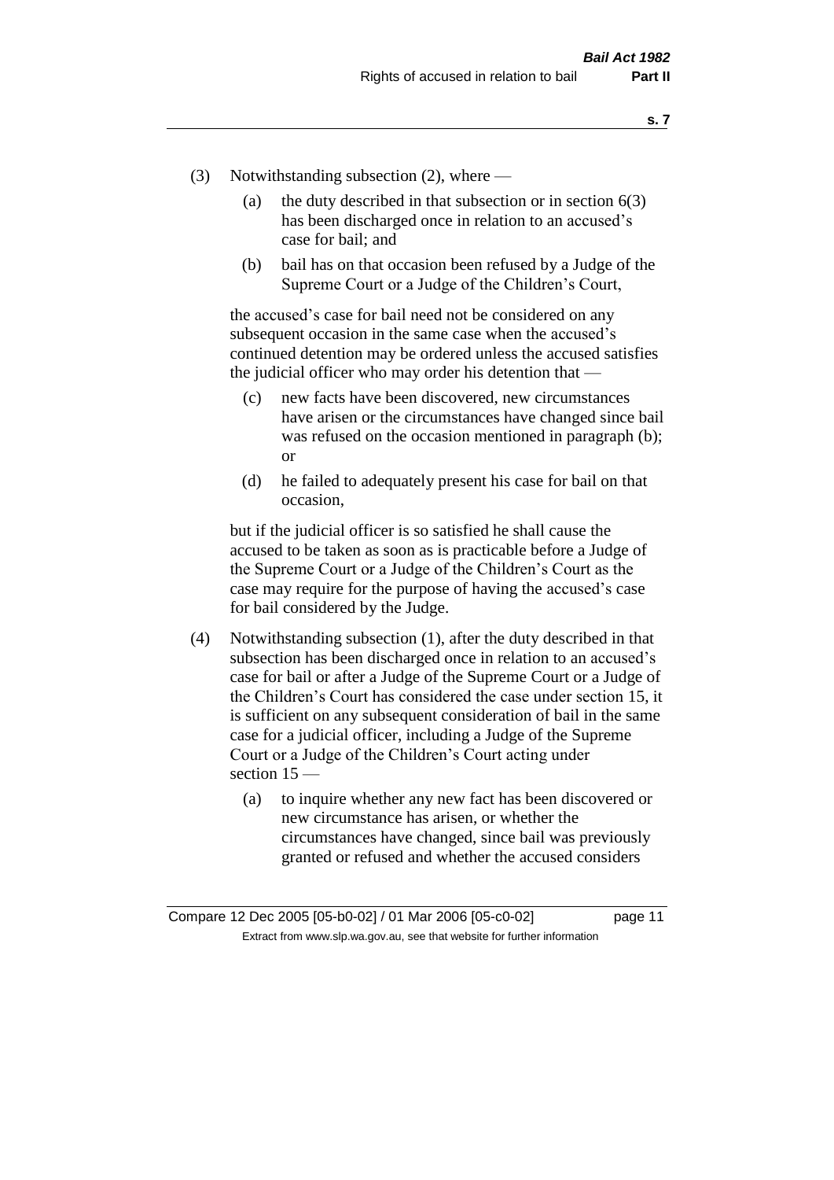(3) Notwithstanding subsection (2), where —

(a) the duty described in that subsection or in section 6(3) has been discharged once in relation to an accused's case for bail; and

(b) bail has on that occasion been refused by a Judge of the Supreme Court or a Judge of the Children's Court,

the accused's case for bail need not be considered on any subsequent occasion in the same case when the accused's continued detention may be ordered unless the accused satisfies the judicial officer who may order his detention that —

(c) new facts have been discovered, new circumstances have arisen or the circumstances have changed since bail was refused on the occasion mentioned in paragraph (b); or

(d) he failed to adequately present his case for bail on that occasion,

but if the judicial officer is so satisfied he shall cause the accused to be taken as soon as is practicable before a Judge of the Supreme Court or a Judge of the Children's Court as the case may require for the purpose of having the accused's case for bail considered by the Judge.

(4) Notwithstanding subsection (1), after the duty described in that subsection has been discharged once in relation to an accused's case for bail or after a Judge of the Supreme Court or a Judge of the Children's Court has considered the case under section 15, it is sufficient on any subsequent consideration of bail in the same case for a judicial officer, including a Judge of the Supreme Court or a Judge of the Children's Court acting under section 15 —

(a) to inquire whether any new fact has been discovered or new circumstance has arisen, or whether the circumstances have changed, since bail was previously granted or refused and whether the accused considers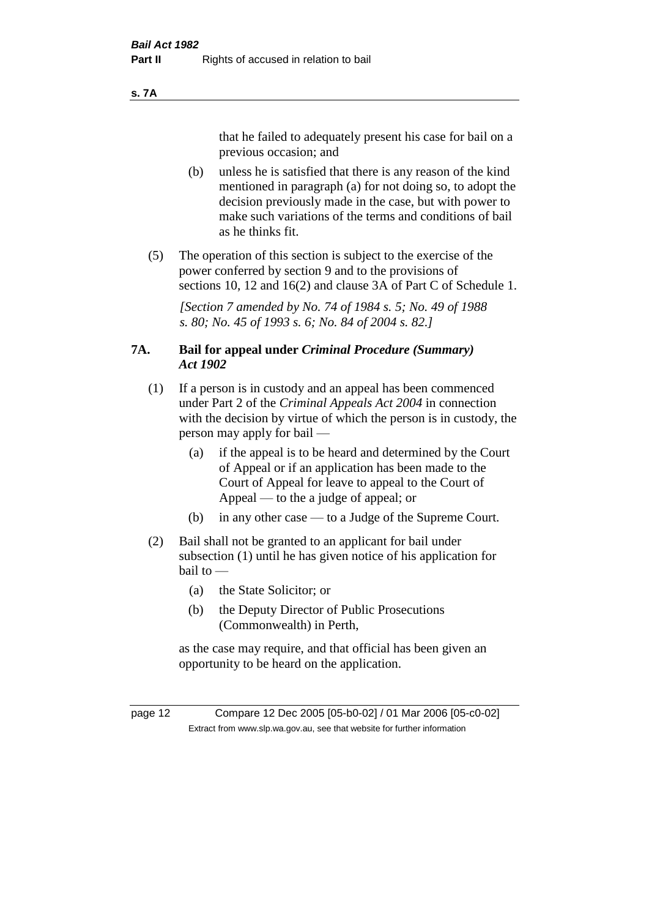that he failed to adequately present his case for bail on a previous occasion; and

(b) unless he is satisfied that there is any reason of the kind mentioned in paragraph (a) for not doing so, to adopt the decision previously made in the case, but with power to make such variations of the terms and conditions of bail as he thinks fit.

(5) The operation of this section is subject to the exercise of the power conferred by section 9 and to the provisions of sections 10, 12 and 16(2) and clause 3A of Part C of Schedule 1.

*[Section 7 amended by No. 74 of 1984 s. 5; No. 49 of 1988 s. 80; No. 45 of 1993 s. 6; No. 84 of 2004 s. 82.]*

### 7A. Bail for appeal under *Criminal Procedure (Summary) Act 1902*

(1) If a person is in custody and an appeal has been commenced under Part 2 of the *Criminal Appeals Act 2004* in connection with the decision by virtue of which the person is in custody, the person may apply for bail —

(a) if the appeal is to be heard and determined by the Court of Appeal or if an application has been made to the Court of Appeal for leave to appeal to the Court of Appeal — to the a judge of appeal; or

(b) in any other case — to a Judge of the Supreme Court.

(2) Bail shall not be granted to an applicant for bail under subsection (1) until he has given notice of his application for bail to —

(a) the State Solicitor; or

(b) the Deputy Director of Public Prosecutions (Commonwealth) in Perth,

as the case may require, and that official has been given an opportunity to be heard on the application.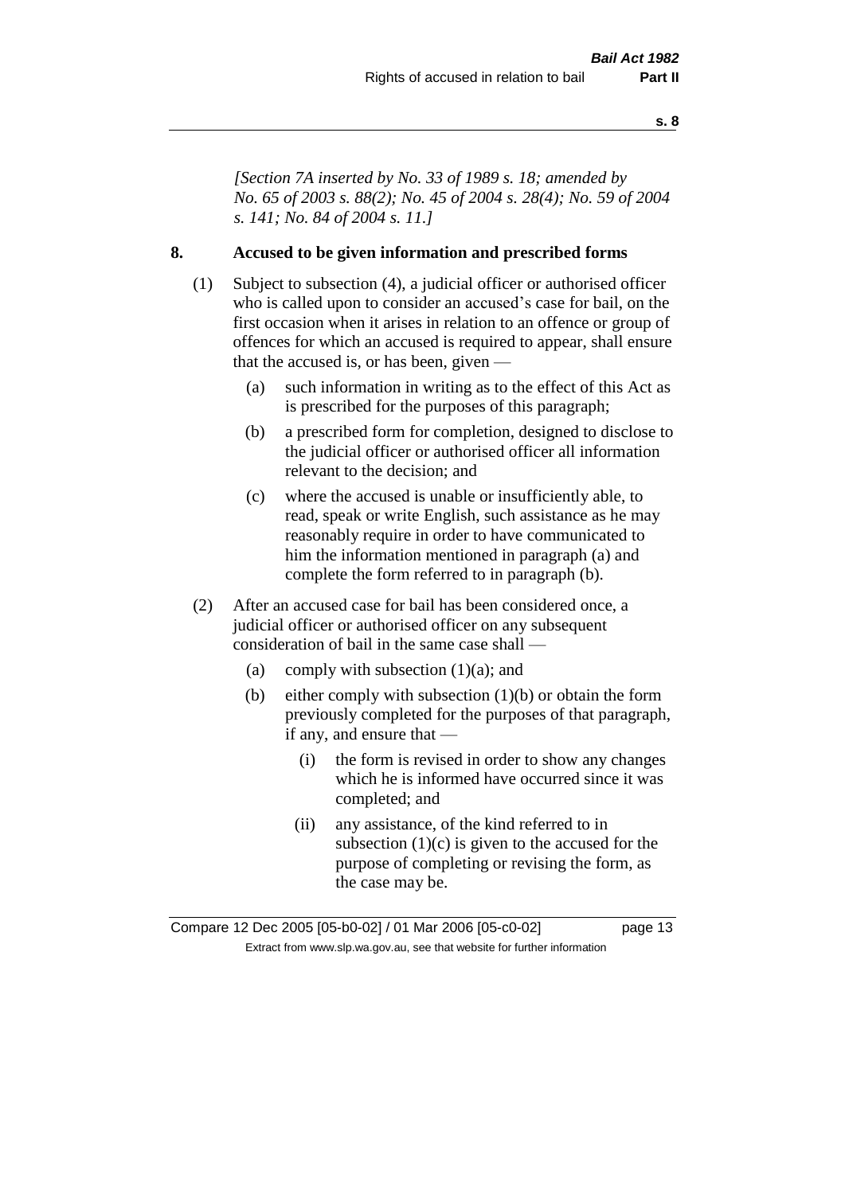*[Section 7A inserted by No. 33 of 1989 s. 18; amended by No. 65 of 2003 s. 88(2); No. 45 of 2004 s. 28(4); No. 59 of 2004 s. 141; No. 84 of 2004 s. 11.]*

## 8. Accused to be given information and prescribed forms

(1) Subject to subsection (4), a judicial officer or authorised officer who is called upon to consider an accused's case for bail, on the first occasion when it arises in relation to an offence or group of offences for which an accused is required to appear, shall ensure that the accused is, or has been, given —

- (a) such information in writing as to the effect of this Act as is prescribed for the purposes of this paragraph;
- (b) a prescribed form for completion, designed to disclose to the judicial officer or authorised officer all information relevant to the decision; and
- (c) where the accused is unable or insufficiently able, to read, speak or write English, such assistance as he may reasonably require in order to have communicated to him the information mentioned in paragraph (a) and complete the form referred to in paragraph (b).

(2) After an accused case for bail has been considered once, a judicial officer or authorised officer on any subsequent consideration of bail in the same case shall —

- (a) comply with subsection (1)(a); and
- (b) either comply with subsection (1)(b) or obtain the form previously completed for the purposes of that paragraph, if any, and ensure that —
  - (i) the form is revised in order to show any changes which he is informed have occurred since it was completed; and
  - (ii) any assistance, of the kind referred to in subsection (1)(c) is given to the accused for the purpose of completing or revising the form, as the case may be.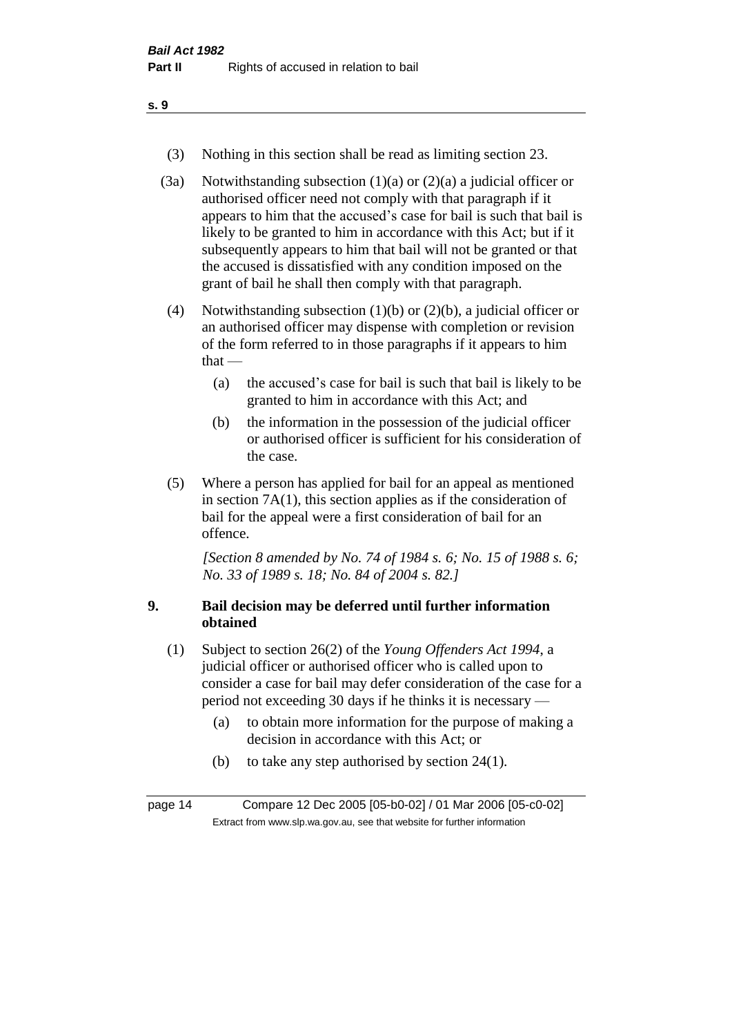(3) Nothing in this section shall be read as limiting section 23.

(3a) Notwithstanding subsection (1)(a) or (2)(a) a judicial officer or authorised officer need not comply with that paragraph if it appears to him that the accused's case for bail is such that bail is likely to be granted to him in accordance with this Act; but if it subsequently appears to him that bail will not be granted or that the accused is dissatisfied with any condition imposed on the grant of bail he shall then comply with that paragraph.

(4) Notwithstanding subsection (1)(b) or (2)(b), a judicial officer or an authorised officer may dispense with completion or revision of the form referred to in those paragraphs if it appears to him that —

- (a) the accused's case for bail is such that bail is likely to be granted to him in accordance with this Act; and
- (b) the information in the possession of the judicial officer or authorised officer is sufficient for his consideration of the case.

(5) Where a person has applied for bail for an appeal as mentioned in section 7A(1), this section applies as if the consideration of bail for the appeal were a first consideration of bail for an offence.

*[Section 8 amended by No. 74 of 1984 s. 6; No. 15 of 1988 s. 6; No. 33 of 1989 s. 18; No. 84 of 2004 s. 82.]*

## 9. Bail decision may be deferred until further information obtained

(1) Subject to section 26(2) of the *Young Offenders Act 1994*, a judicial officer or authorised officer who is called upon to consider a case for bail may defer consideration of the case for a period not exceeding 30 days if he thinks it is necessary —

- (a) to obtain more information for the purpose of making a decision in accordance with this Act; or
- (b) to take any step authorised by section 24(1).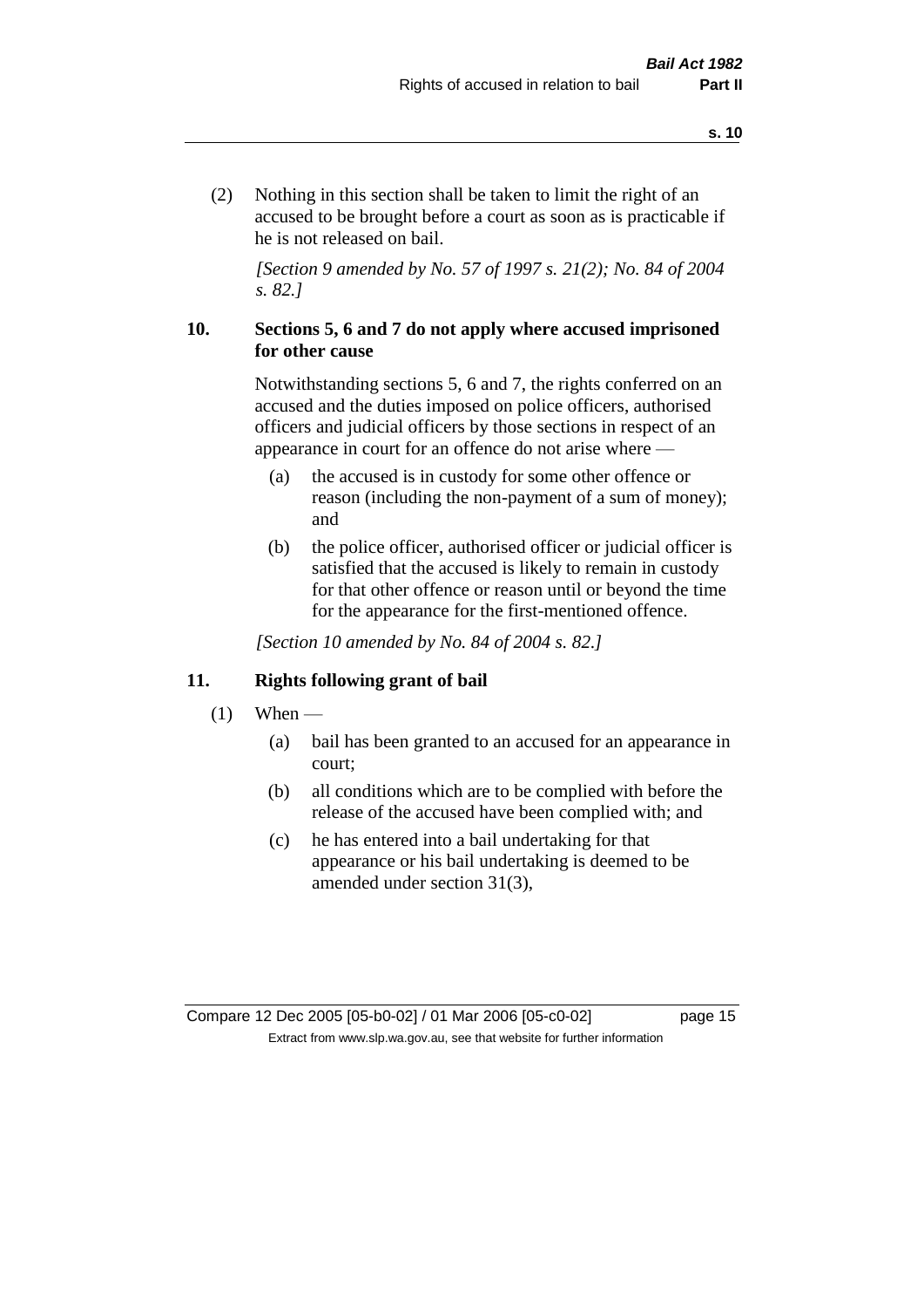(2) Nothing in this section shall be taken to limit the right of an accused to be brought before a court as soon as is practicable if he is not released on bail.

*[Section 9 amended by No. 57 of 1997 s. 21(2); No. 84 of 2004 s. 82.]*

### 10. Sections 5, 6 and 7 do not apply where accused imprisoned for other cause

Notwithstanding sections 5, 6 and 7, the rights conferred on an accused and the duties imposed on police officers, authorised officers and judicial officers by those sections in respect of an appearance in court for an offence do not arise where —

(a) the accused is in custody for some other offence or reason (including the non-payment of a sum of money); and

(b) the police officer, authorised officer or judicial officer is satisfied that the accused is likely to remain in custody for that other offence or reason until or beyond the time for the appearance for the first-mentioned offence.

*[Section 10 amended by No. 84 of 2004 s. 82.]*

### 11. Rights following grant of bail

(1) When —

(a) bail has been granted to an accused for an appearance in court;

(b) all conditions which are to be complied with before the release of the accused have been complied with; and

(c) he has entered into a bail undertaking for that appearance or his bail undertaking is deemed to be amended under section 31(3),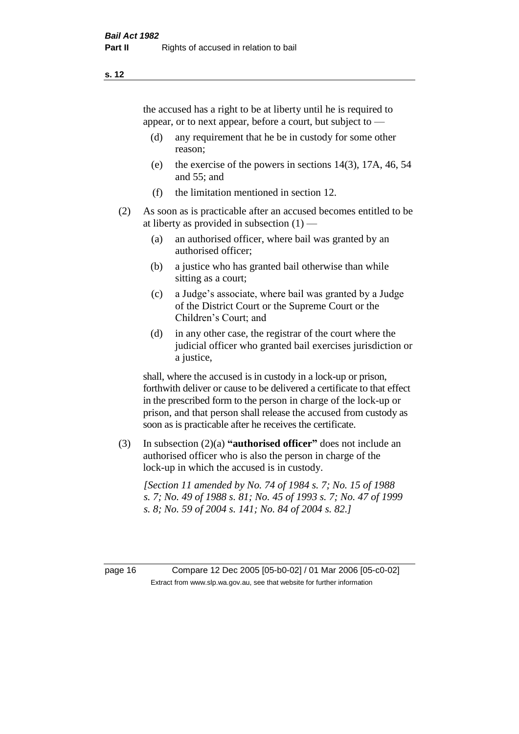the accused has a right to be at liberty until he is required to appear, or to next appear, before a court, but subject to —

(d) any requirement that he be in custody for some other reason;

(e) the exercise of the powers in sections 14(3), 17A, 46, 54 and 55; and

(f) the limitation mentioned in section 12.

(2) As soon as is practicable after an accused becomes entitled to be at liberty as provided in subsection (1) —

(a) an authorised officer, where bail was granted by an authorised officer;

(b) a justice who has granted bail otherwise than while sitting as a court;

(c) a Judge's associate, where bail was granted by a Judge of the District Court or the Supreme Court or the Children's Court; and

(d) in any other case, the registrar of the court where the judicial officer who granted bail exercises jurisdiction or a justice,

shall, where the accused is in custody in a lock-up or prison, forthwith deliver or cause to be delivered a certificate to that effect in the prescribed form to the person in charge of the lock-up or prison, and that person shall release the accused from custody as soon as is practicable after he receives the certificate.

(3) In subsection (2)(a) **"authorised officer"** does not include an authorised officer who is also the person in charge of the lock-up in which the accused is in custody.

*[Section 11 amended by No. 74 of 1984 s. 7; No. 15 of 1988 s. 7; No. 49 of 1988 s. 81; No. 45 of 1993 s. 7; No. 47 of 1999 s. 8; No. 59 of 2004 s. 141; No. 84 of 2004 s. 82.]*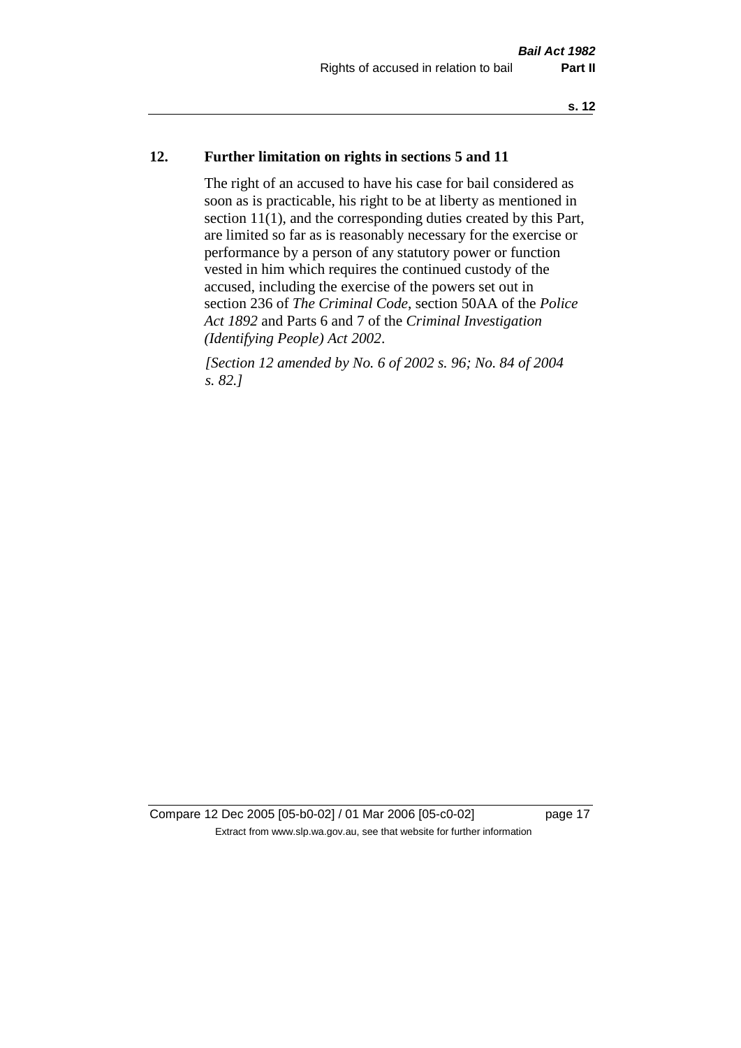## 12. Further limitation on rights in sections 5 and 11

The right of an accused to have his case for bail considered as soon as is practicable, his right to be at liberty as mentioned in section 11(1), and the corresponding duties created by this Part, are limited so far as is reasonably necessary for the exercise or performance by a person of any statutory power or function vested in him which requires the continued custody of the accused, including the exercise of the powers set out in section 236 of *The Criminal Code*, section 50AA of the *Police Act 1892* and Parts 6 and 7 of the *Criminal Investigation (Identifying People) Act 2002*.

*[Section 12 amended by No. 6 of 2002 s. 96; No. 84 of 2004 s. 82.]*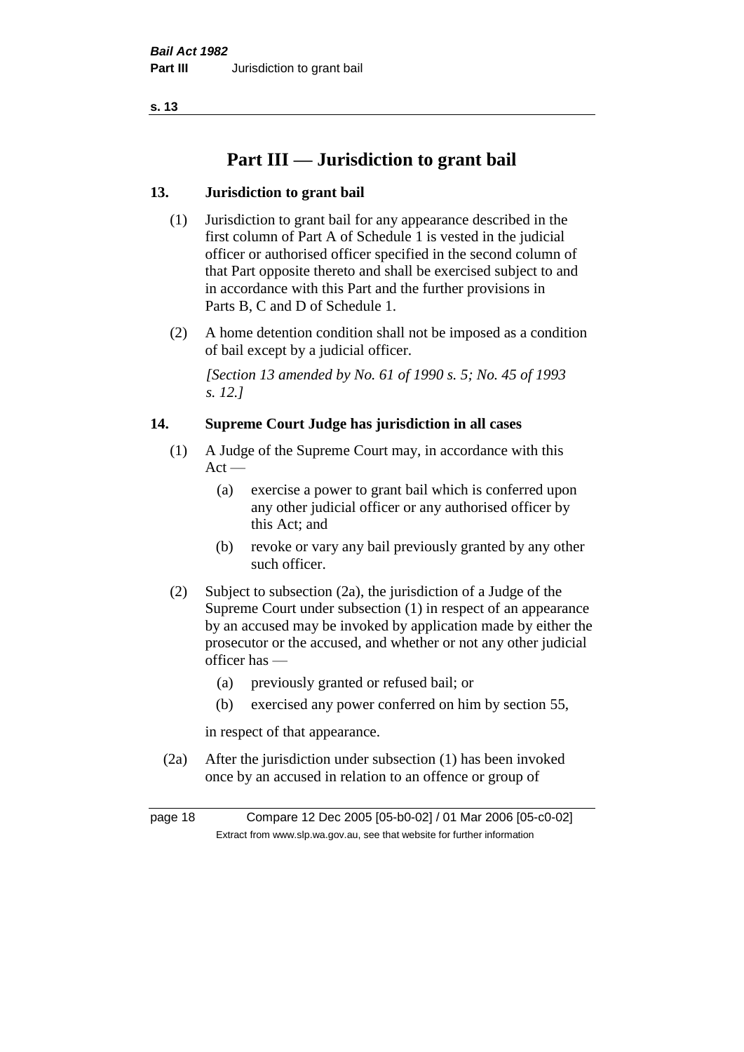# Part III — Jurisdiction to grant bail

## 13. Jurisdiction to grant bail

(1) Jurisdiction to grant bail for any appearance described in the first column of Part A of Schedule 1 is vested in the judicial officer or authorised officer specified in the second column of that Part opposite thereto and shall be exercised subject to and in accordance with this Part and the further provisions in Parts B, C and D of Schedule 1.

(2) A home detention condition shall not be imposed as a condition of bail except by a judicial officer.

*[Section 13 amended by No. 61 of 1990 s. 5; No. 45 of 1993 s. 12.]*

## 14. Supreme Court Judge has jurisdiction in all cases

(1) A Judge of the Supreme Court may, in accordance with this Act —

- (a) exercise a power to grant bail which is conferred upon any other judicial officer or any authorised officer by this Act; and
- (b) revoke or vary any bail previously granted by any other such officer.

(2) Subject to subsection (2a), the jurisdiction of a Judge of the Supreme Court under subsection (1) in respect of an appearance by an accused may be invoked by application made by either the prosecutor or the accused, and whether or not any other judicial officer has —

- (a) previously granted or refused bail; or
- (b) exercised any power conferred on him by section 55,

in respect of that appearance.

(2a) After the jurisdiction under subsection (1) has been invoked once by an accused in relation to an offence or group of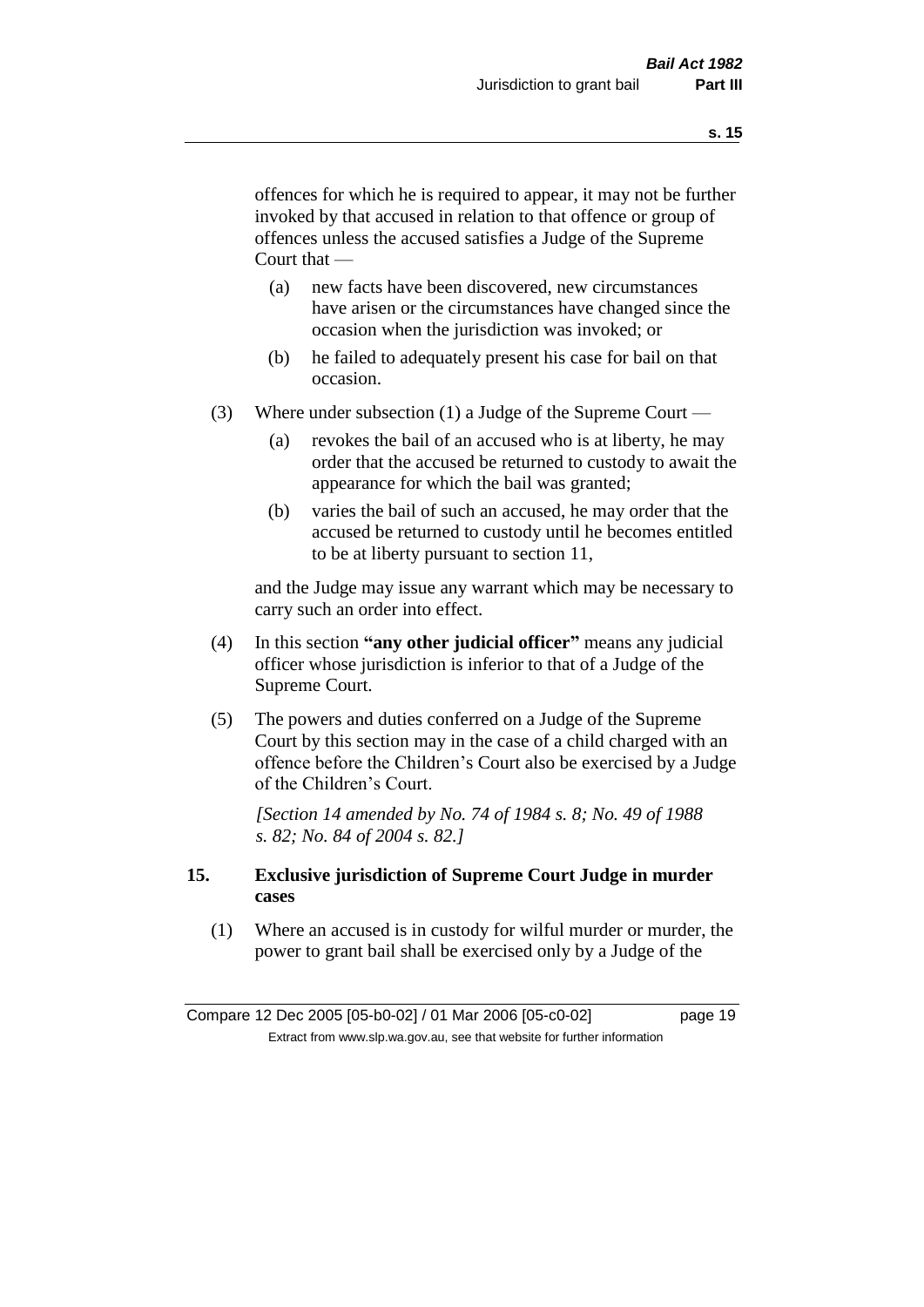offences for which he is required to appear, it may not be further invoked by that accused in relation to that offence or group of offences unless the accused satisfies a Judge of the Supreme Court that —

(a) new facts have been discovered, new circumstances have arisen or the circumstances have changed since the occasion when the jurisdiction was invoked; or

(b) he failed to adequately present his case for bail on that occasion.

(3) Where under subsection (1) a Judge of the Supreme Court —

(a) revokes the bail of an accused who is at liberty, he may order that the accused be returned to custody to await the appearance for which the bail was granted;

(b) varies the bail of such an accused, he may order that the accused be returned to custody until he becomes entitled to be at liberty pursuant to section 11,

and the Judge may issue any warrant which may be necessary to carry such an order into effect.

(4) In this section **"any other judicial officer"** means any judicial officer whose jurisdiction is inferior to that of a Judge of the Supreme Court.

(5) The powers and duties conferred on a Judge of the Supreme Court by this section may in the case of a child charged with an offence before the Children's Court also be exercised by a Judge of the Children's Court.

*[Section 14 amended by No. 74 of 1984 s. 8; No. 49 of 1988 s. 82; No. 84 of 2004 s. 82.]*

### 15. Exclusive jurisdiction of Supreme Court Judge in murder cases

(1) Where an accused is in custody for wilful murder or murder, the power to grant bail shall be exercised only by a Judge of the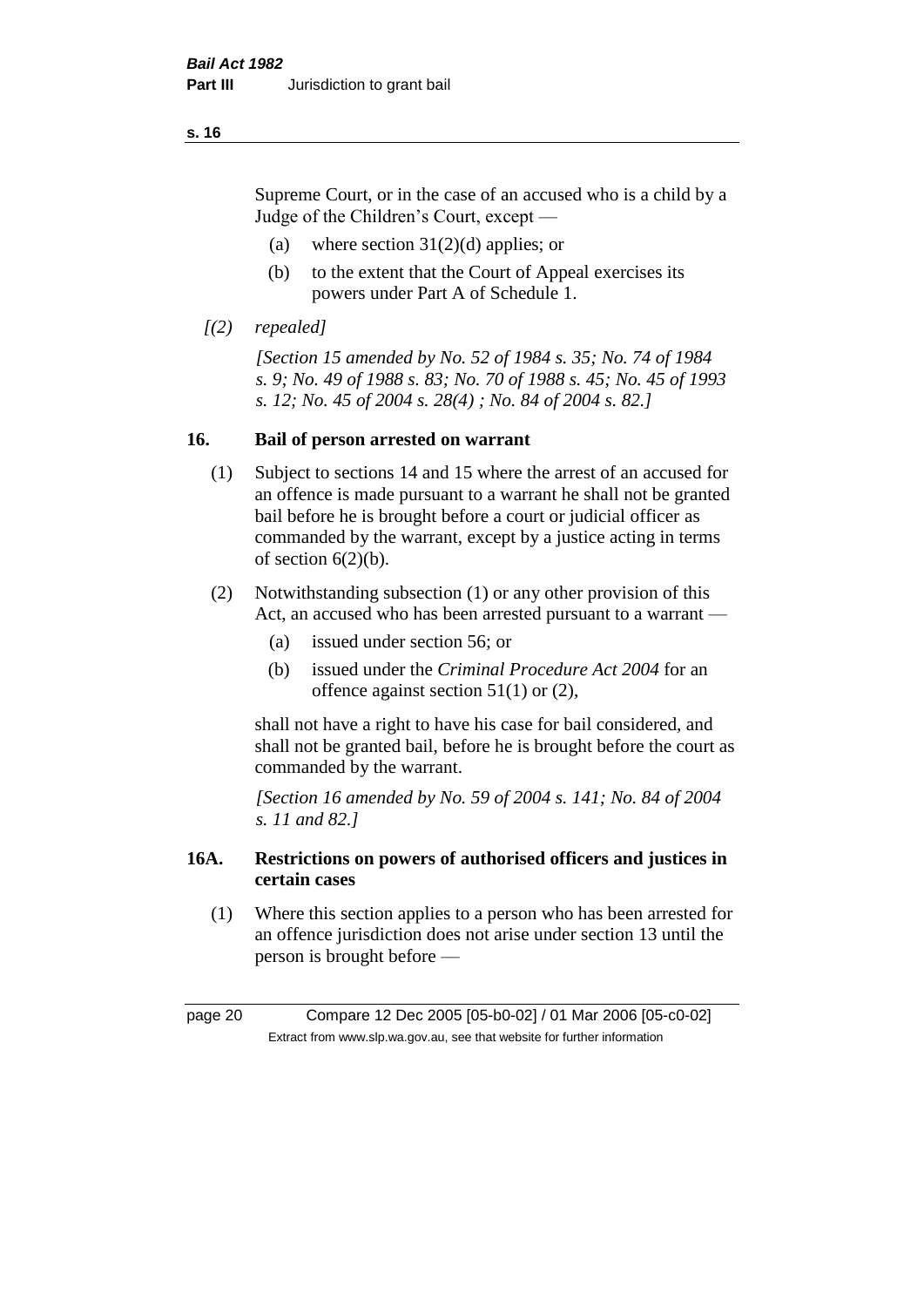Supreme Court, or in the case of an accused who is a child by a Judge of the Children's Court, except —

(a) where section 31(2)(d) applies; or

(b) to the extent that the Court of Appeal exercises its powers under Part A of Schedule 1.

*[(2) repealed]*

*[Section 15 amended by No. 52 of 1984 s. 35; No. 74 of 1984 s. 9; No. 49 of 1988 s. 83; No. 70 of 1988 s. 45; No. 45 of 1993 s. 12; No. 45 of 2004 s. 28(4) ; No. 84 of 2004 s. 82.]*

## 16. Bail of person arrested on warrant

(1) Subject to sections 14 and 15 where the arrest of an accused for an offence is made pursuant to a warrant he shall not be granted bail before he is brought before a court or judicial officer as commanded by the warrant, except by a justice acting in terms of section 6(2)(b).

(2) Notwithstanding subsection (1) or any other provision of this Act, an accused who has been arrested pursuant to a warrant —

(a) issued under section 56; or

(b) issued under the *Criminal Procedure Act 2004* for an offence against section 51(1) or (2),

shall not have a right to have his case for bail considered, and shall not be granted bail, before he is brought before the court as commanded by the warrant.

*[Section 16 amended by No. 59 of 2004 s. 141; No. 84 of 2004 s. 11 and 82.]*

## 16A. Restrictions on powers of authorised officers and justices in certain cases

(1) Where this section applies to a person who has been arrested for an offence jurisdiction does not arise under section 13 until the person is brought before —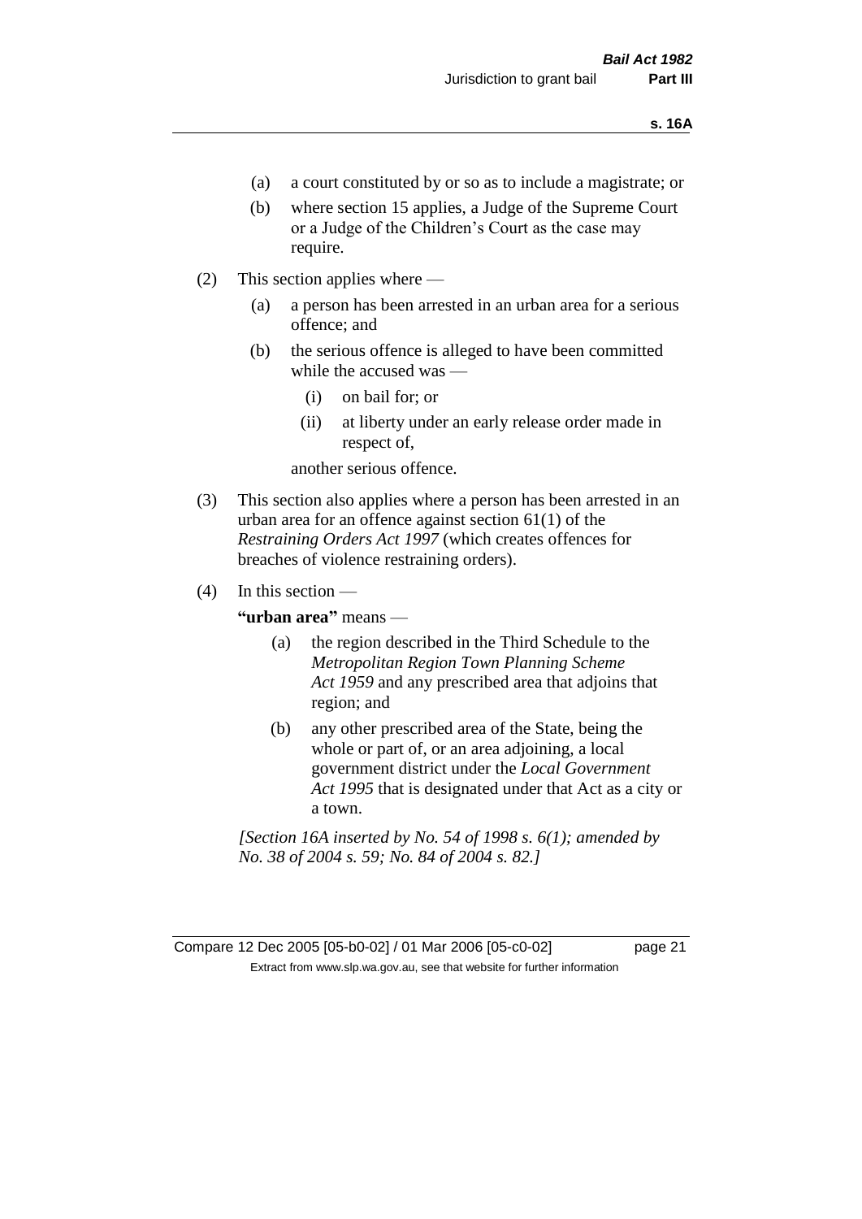(a) a court constituted by or so as to include a magistrate; or

(b) where section 15 applies, a Judge of the Supreme Court or a Judge of the Children's Court as the case may require.

(2) This section applies where —

(a) a person has been arrested in an urban area for a serious offence; and

(b) the serious offence is alleged to have been committed while the accused was —

(i) on bail for; or

(ii) at liberty under an early release order made in respect of,

another serious offence.

(3) This section also applies where a person has been arrested in an urban area for an offence against section 61(1) of the *Restraining Orders Act 1997* (which creates offences for breaches of violence restraining orders).

(4) In this section —

**"urban area"** means —

(a) the region described in the Third Schedule to the *Metropolitan Region Town Planning Scheme Act 1959* and any prescribed area that adjoins that region; and

(b) any other prescribed area of the State, being the whole or part of, or an area adjoining, a local government district under the *Local Government Act 1995* that is designated under that Act as a city or a town.

*[Section 16A inserted by No. 54 of 1998 s. 6(1); amended by No. 38 of 2004 s. 59; No. 84 of 2004 s. 82.]*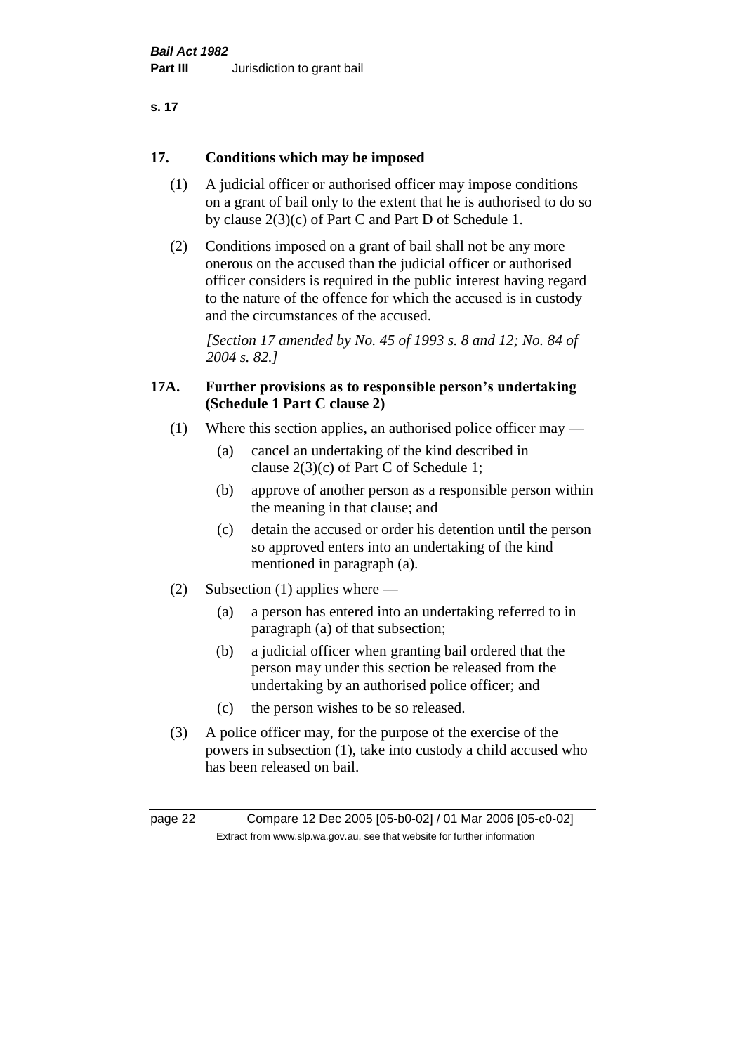## 17. Conditions which may be imposed

(1) A judicial officer or authorised officer may impose conditions on a grant of bail only to the extent that he is authorised to do so by clause 2(3)(c) of Part C and Part D of Schedule 1.

(2) Conditions imposed on a grant of bail shall not be any more onerous on the accused than the judicial officer or authorised officer considers is required in the public interest having regard to the nature of the offence for which the accused is in custody and the circumstances of the accused.

*[Section 17 amended by No. 45 of 1993 s. 8 and 12; No. 84 of 2004 s. 82.]*

## 17A. Further provisions as to responsible person's undertaking (Schedule 1 Part C clause 2)

(1) Where this section applies, an authorised police officer may —

(a) cancel an undertaking of the kind described in clause 2(3)(c) of Part C of Schedule 1;

(b) approve of another person as a responsible person within the meaning in that clause; and

(c) detain the accused or order his detention until the person so approved enters into an undertaking of the kind mentioned in paragraph (a).

(2) Subsection (1) applies where —

(a) a person has entered into an undertaking referred to in paragraph (a) of that subsection;

(b) a judicial officer when granting bail ordered that the person may under this section be released from the undertaking by an authorised police officer; and

(c) the person wishes to be so released.

(3) A police officer may, for the purpose of the exercise of the powers in subsection (1), take into custody a child accused who has been released on bail.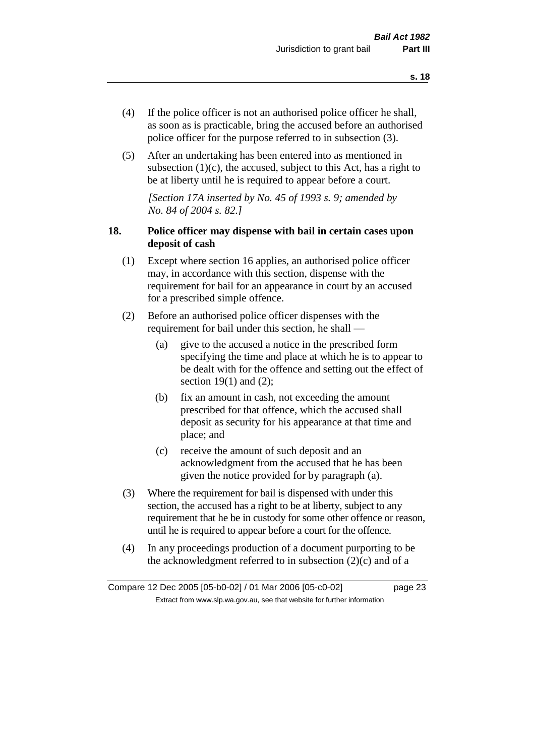(4) If the police officer is not an authorised police officer he shall, as soon as is practicable, bring the accused before an authorised police officer for the purpose referred to in subsection (3).

(5) After an undertaking has been entered into as mentioned in subsection (1)(c), the accused, subject to this Act, has a right to be at liberty until he is required to appear before a court.

*[Section 17A inserted by No. 45 of 1993 s. 9; amended by No. 84 of 2004 s. 82.]*

### 18. Police officer may dispense with bail in certain cases upon deposit of cash

(1) Except where section 16 applies, an authorised police officer may, in accordance with this section, dispense with the requirement for bail for an appearance in court by an accused for a prescribed simple offence.

(2) Before an authorised police officer dispenses with the requirement for bail under this section, he shall —

- (a) give to the accused a notice in the prescribed form specifying the time and place at which he is to appear to be dealt with for the offence and setting out the effect of section 19(1) and (2);
- (b) fix an amount in cash, not exceeding the amount prescribed for that offence, which the accused shall deposit as security for his appearance at that time and place; and
- (c) receive the amount of such deposit and an acknowledgment from the accused that he has been given the notice provided for by paragraph (a).

(3) Where the requirement for bail is dispensed with under this section, the accused has a right to be at liberty, subject to any requirement that he be in custody for some other offence or reason, until he is required to appear before a court for the offence.

(4) In any proceedings production of a document purporting to be the acknowledgment referred to in subsection (2)(c) and of a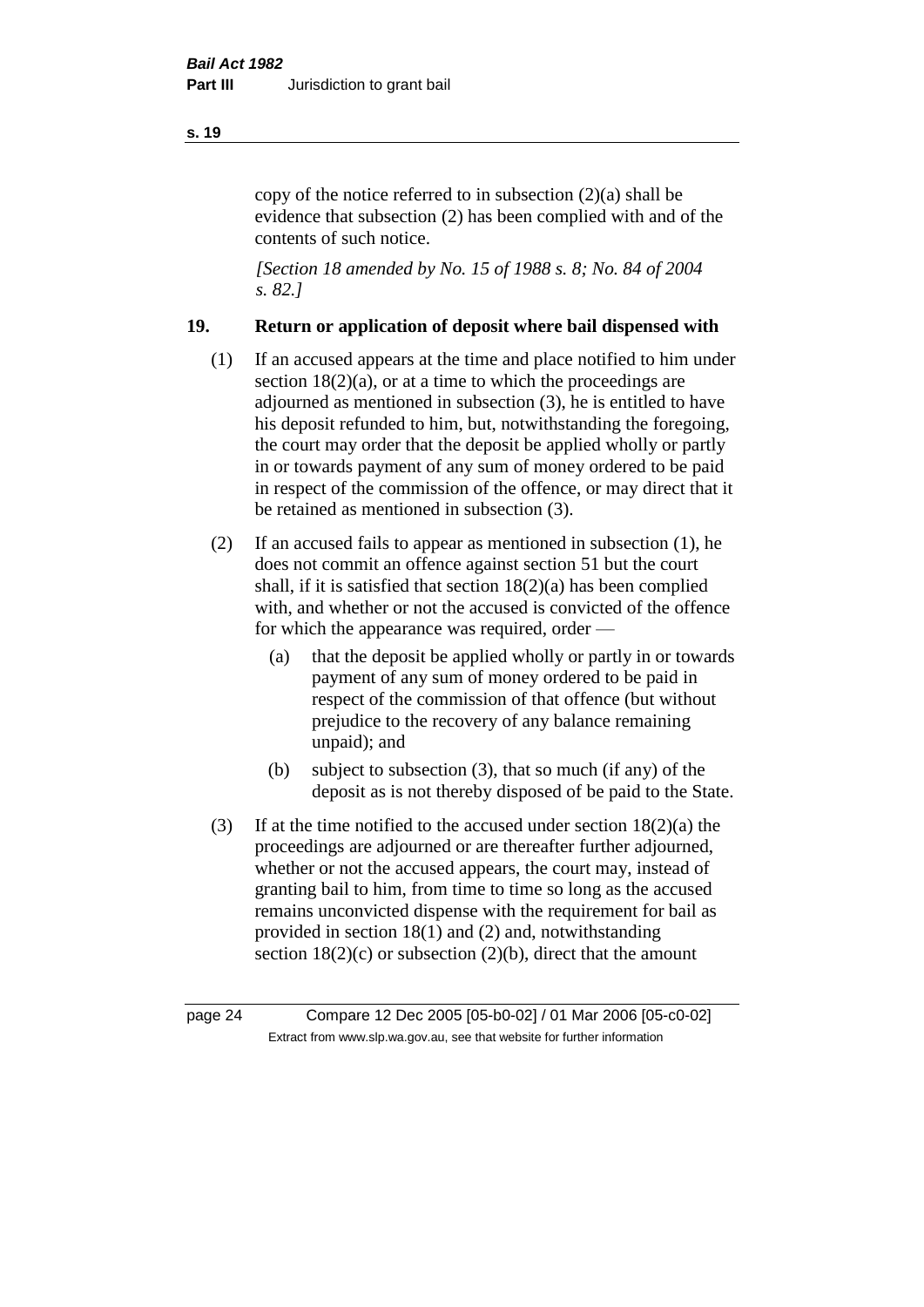copy of the notice referred to in subsection (2)(a) shall be evidence that subsection (2) has been complied with and of the contents of such notice.

*[Section 18 amended by No. 15 of 1988 s. 8; No. 84 of 2004 s. 82.]*

## 19. Return or application of deposit where bail dispensed with

(1) If an accused appears at the time and place notified to him under section 18(2)(a), or at a time to which the proceedings are adjourned as mentioned in subsection (3), he is entitled to have his deposit refunded to him, but, notwithstanding the foregoing, the court may order that the deposit be applied wholly or partly in or towards payment of any sum of money ordered to be paid in respect of the commission of the offence, or may direct that it be retained as mentioned in subsection (3).

(2) If an accused fails to appear as mentioned in subsection (1), he does not commit an offence against section 51 but the court shall, if it is satisfied that section 18(2)(a) has been complied with, and whether or not the accused is convicted of the offence for which the appearance was required, order —

- (a) that the deposit be applied wholly or partly in or towards payment of any sum of money ordered to be paid in respect of the commission of that offence (but without prejudice to the recovery of any balance remaining unpaid); and
- (b) subject to subsection (3), that so much (if any) of the deposit as is not thereby disposed of be paid to the State.

(3) If at the time notified to the accused under section 18(2)(a) the proceedings are adjourned or are thereafter further adjourned, whether or not the accused appears, the court may, instead of granting bail to him, from time to time so long as the accused remains unconvicted dispense with the requirement for bail as provided in section 18(1) and (2) and, notwithstanding section 18(2)(c) or subsection (2)(b), direct that the amount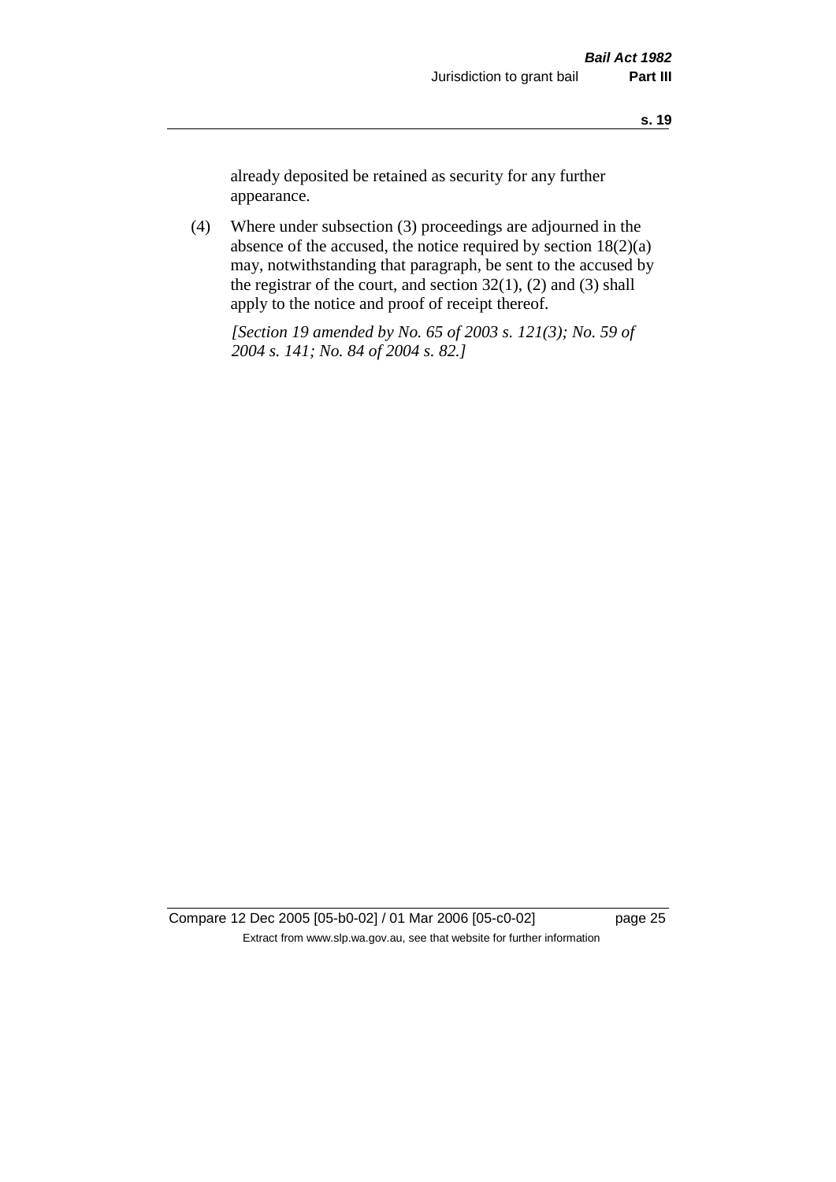already deposited be retained as security for any further appearance.

(4) Where under subsection (3) proceedings are adjourned in the absence of the accused, the notice required by section 18(2)(a) may, notwithstanding that paragraph, be sent to the accused by the registrar of the court, and section 32(1), (2) and (3) shall apply to the notice and proof of receipt thereof.

*[Section 19 amended by No. 65 of 2003 s. 121(3); No. 59 of 2004 s. 141; No. 84 of 2004 s. 82.]*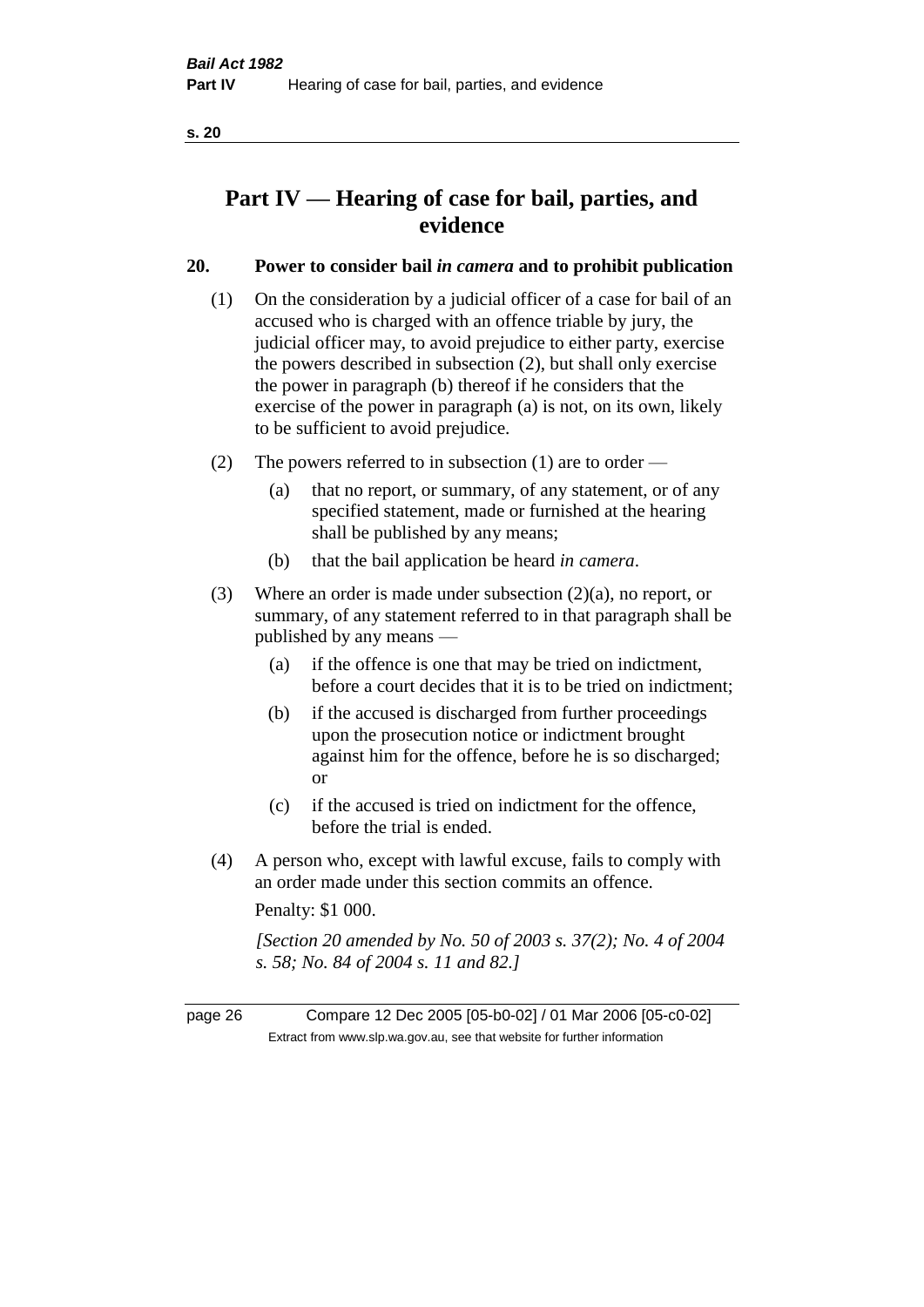# Part IV — Hearing of case for bail, parties, and evidence

## 20. Power to consider bail *in camera* and to prohibit publication

(1) On the consideration by a judicial officer of a case for bail of an accused who is charged with an offence triable by jury, the judicial officer may, to avoid prejudice to either party, exercise the powers described in subsection (2), but shall only exercise the power in paragraph (b) thereof if he considers that the exercise of the power in paragraph (a) is not, on its own, likely to be sufficient to avoid prejudice.

(2) The powers referred to in subsection (1) are to order —

- (a) that no report, or summary, of any statement, or of any specified statement, made or furnished at the hearing shall be published by any means;
- (b) that the bail application be heard *in camera*.

(3) Where an order is made under subsection (2)(a), no report, or summary, of any statement referred to in that paragraph shall be published by any means —

- (a) if the offence is one that may be tried on indictment, before a court decides that it is to be tried on indictment;
- (b) if the accused is discharged from further proceedings upon the prosecution notice or indictment brought against him for the offence, before he is so discharged; or
- (c) if the accused is tried on indictment for the offence, before the trial is ended.

(4) A person who, except with lawful excuse, fails to comply with an order made under this section commits an offence.

Penalty: $1 000.

*[Section 20 amended by No. 50 of 2003 s. 37(2); No. 4 of 2004 s. 58; No. 84 of 2004 s. 11 and 82.]*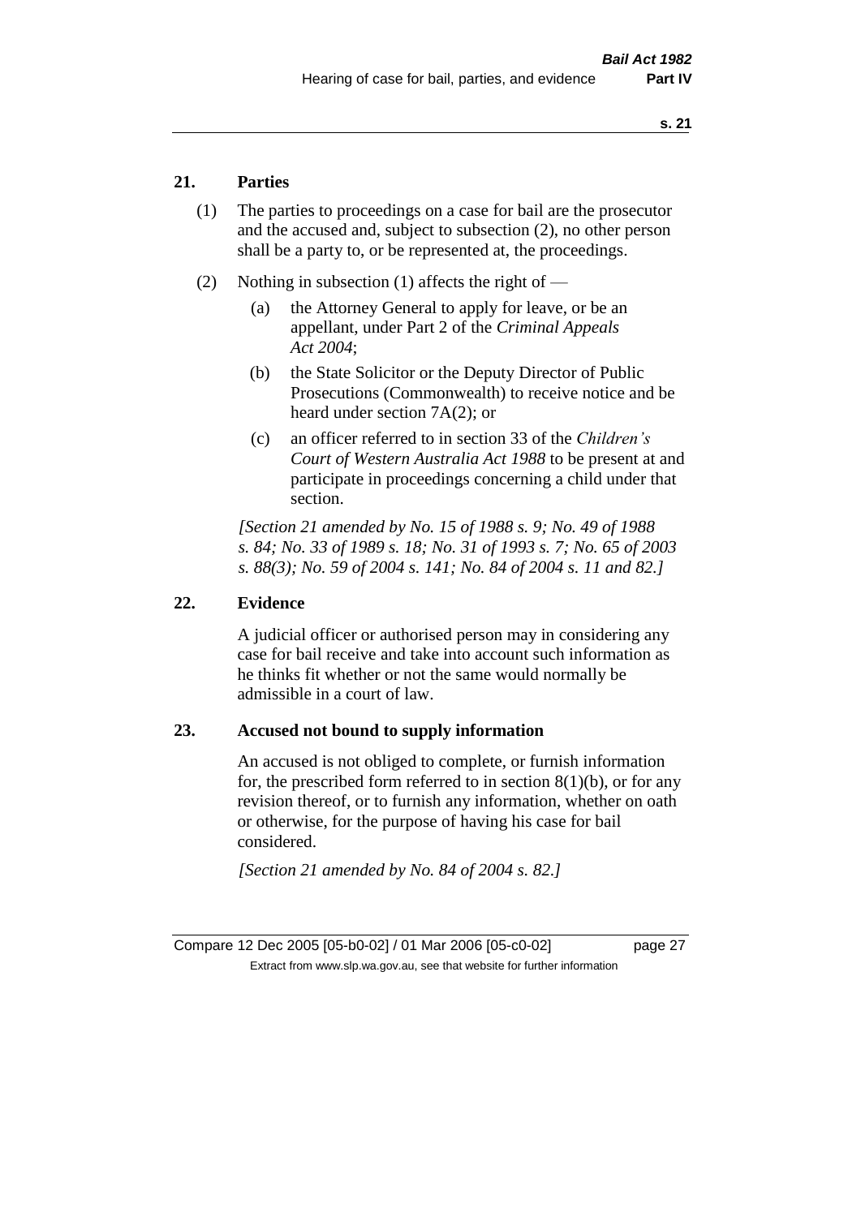## 21. Parties

(1) The parties to proceedings on a case for bail are the prosecutor and the accused and, subject to subsection (2), no other person shall be a party to, or be represented at, the proceedings.

(2) Nothing in subsection (1) affects the right of —

(a) the Attorney General to apply for leave, or be an appellant, under Part 2 of the *Criminal Appeals Act 2004*;

(b) the State Solicitor or the Deputy Director of Public Prosecutions (Commonwealth) to receive notice and be heard under section 7A(2); or

(c) an officer referred to in section 33 of the *Children's Court of Western Australia Act 1988* to be present at and participate in proceedings concerning a child under that section.

*[Section 21 amended by No. 15 of 1988 s. 9; No. 49 of 1988 s. 84; No. 33 of 1989 s. 18; No. 31 of 1993 s. 7; No. 65 of 2003 s. 88(3); No. 59 of 2004 s. 141; No. 84 of 2004 s. 11 and 82.]*

## 22. Evidence

A judicial officer or authorised person may in considering any case for bail receive and take into account such information as he thinks fit whether or not the same would normally be admissible in a court of law.

## 23. Accused not bound to supply information

An accused is not obliged to complete, or furnish information for, the prescribed form referred to in section 8(1)(b), or for any revision thereof, or to furnish any information, whether on oath or otherwise, for the purpose of having his case for bail considered.

*[Section 21 amended by No. 84 of 2004 s. 82.]*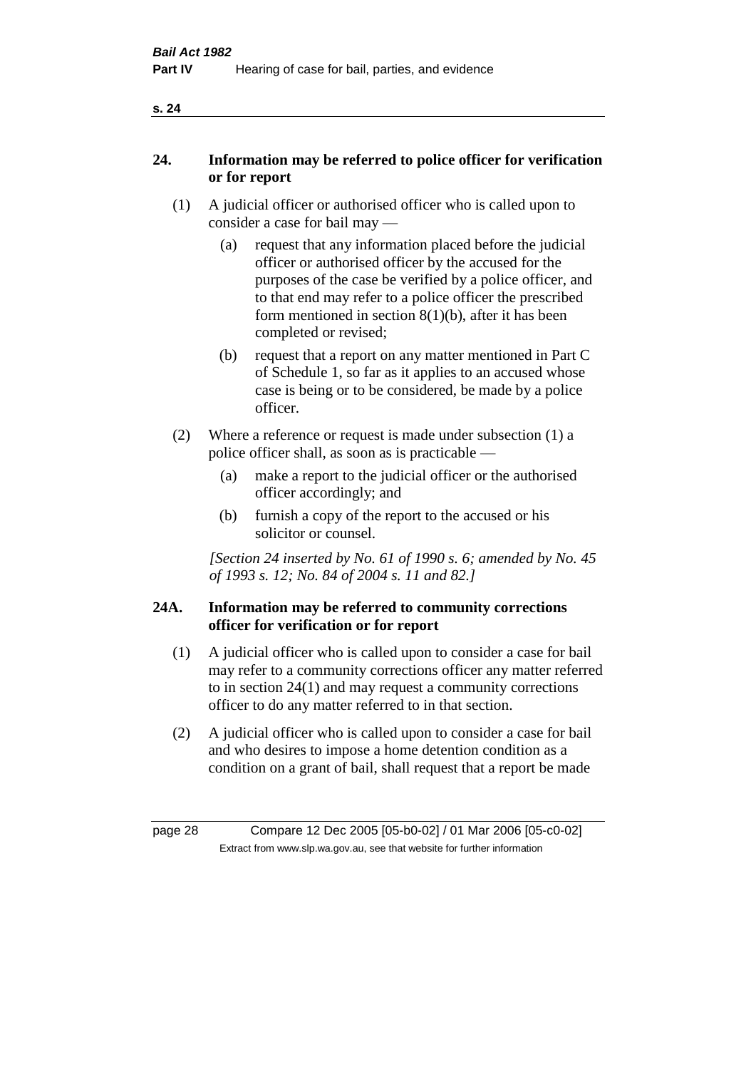## 24. Information may be referred to police officer for verification or for report

(1) A judicial officer or authorised officer who is called upon to consider a case for bail may —

(a) request that any information placed before the judicial officer or authorised officer by the accused for the purposes of the case be verified by a police officer, and to that end may refer to a police officer the prescribed form mentioned in section 8(1)(b), after it has been completed or revised;

(b) request that a report on any matter mentioned in Part C of Schedule 1, so far as it applies to an accused whose case is being or to be considered, be made by a police officer.

(2) Where a reference or request is made under subsection (1) a police officer shall, as soon as is practicable —

(a) make a report to the judicial officer or the authorised officer accordingly; and

(b) furnish a copy of the report to the accused or his solicitor or counsel.

*[Section 24 inserted by No. 61 of 1990 s. 6; amended by No. 45 of 1993 s. 12; No. 84 of 2004 s. 11 and 82.]*

## 24A. Information may be referred to community corrections officer for verification or for report

(1) A judicial officer who is called upon to consider a case for bail may refer to a community corrections officer any matter referred to in section 24(1) and may request a community corrections officer to do any matter referred to in that section.

(2) A judicial officer who is called upon to consider a case for bail and who desires to impose a home detention condition as a condition on a grant of bail, shall request that a report be made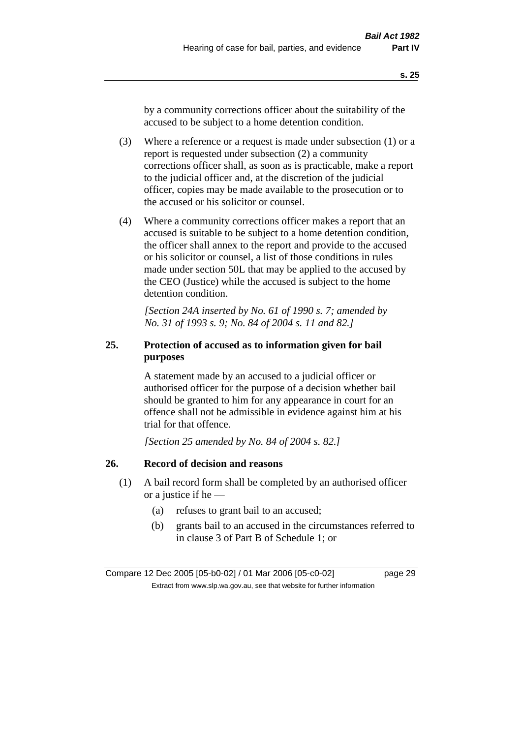by a community corrections officer about the suitability of the accused to be subject to a home detention condition.

(3) Where a reference or a request is made under subsection (1) or a report is requested under subsection (2) a community corrections officer shall, as soon as is practicable, make a report to the judicial officer and, at the discretion of the judicial officer, copies may be made available to the prosecution or to the accused or his solicitor or counsel.

(4) Where a community corrections officer makes a report that an accused is suitable to be subject to a home detention condition, the officer shall annex to the report and provide to the accused or his solicitor or counsel, a list of those conditions in rules made under section 50L that may be applied to the accused by the CEO (Justice) while the accused is subject to the home detention condition.

*[Section 24A inserted by No. 61 of 1990 s. 7; amended by No. 31 of 1993 s. 9; No. 84 of 2004 s. 11 and 82.]*

### 25. Protection of accused as to information given for bail purposes

A statement made by an accused to a judicial officer or authorised officer for the purpose of a decision whether bail should be granted to him for any appearance in court for an offence shall not be admissible in evidence against him at his trial for that offence.

*[Section 25 amended by No. 84 of 2004 s. 82.]*

### 26. Record of decision and reasons

(1) A bail record form shall be completed by an authorised officer or a justice if he —

(a) refuses to grant bail to an accused;

(b) grants bail to an accused in the circumstances referred to in clause 3 of Part B of Schedule 1; or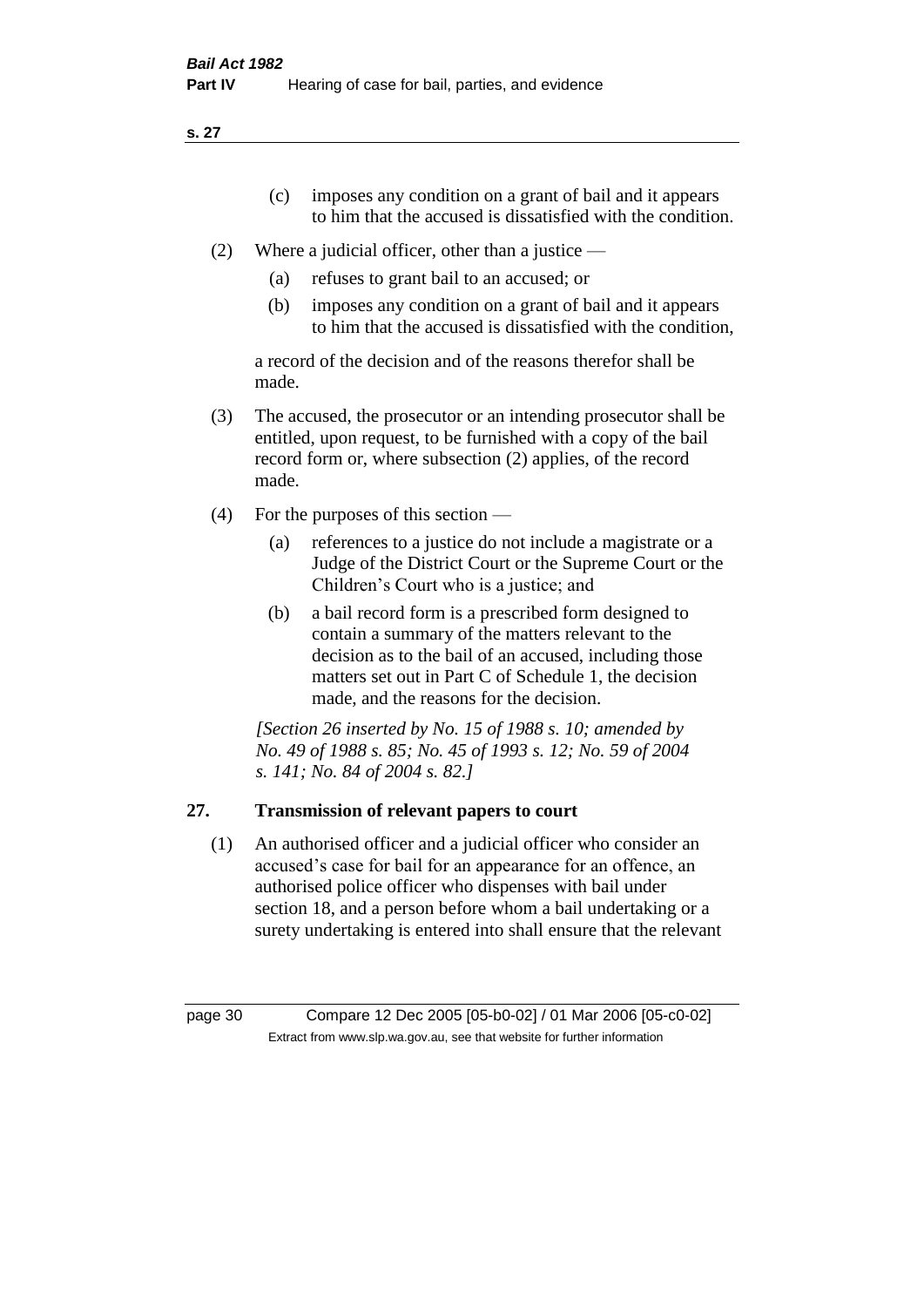(c) imposes any condition on a grant of bail and it appears to him that the accused is dissatisfied with the condition.

(2) Where a judicial officer, other than a justice —

(a) refuses to grant bail to an accused; or

(b) imposes any condition on a grant of bail and it appears to him that the accused is dissatisfied with the condition,

a record of the decision and of the reasons therefor shall be made.

(3) The accused, the prosecutor or an intending prosecutor shall be entitled, upon request, to be furnished with a copy of the bail record form or, where subsection (2) applies, of the record made.

(4) For the purposes of this section —

(a) references to a justice do not include a magistrate or a Judge of the District Court or the Supreme Court or the Children's Court who is a justice; and

(b) a bail record form is a prescribed form designed to contain a summary of the matters relevant to the decision as to the bail of an accused, including those matters set out in Part C of Schedule 1, the decision made, and the reasons for the decision.

*[Section 26 inserted by No. 15 of 1988 s. 10; amended by No. 49 of 1988 s. 85; No. 45 of 1993 s. 12; No. 59 of 2004 s. 141; No. 84 of 2004 s. 82.]*

## 27. Transmission of relevant papers to court

(1) An authorised officer and a judicial officer who consider an accused's case for bail for an appearance for an offence, an authorised police officer who dispenses with bail under section 18, and a person before whom a bail undertaking or a surety undertaking is entered into shall ensure that the relevant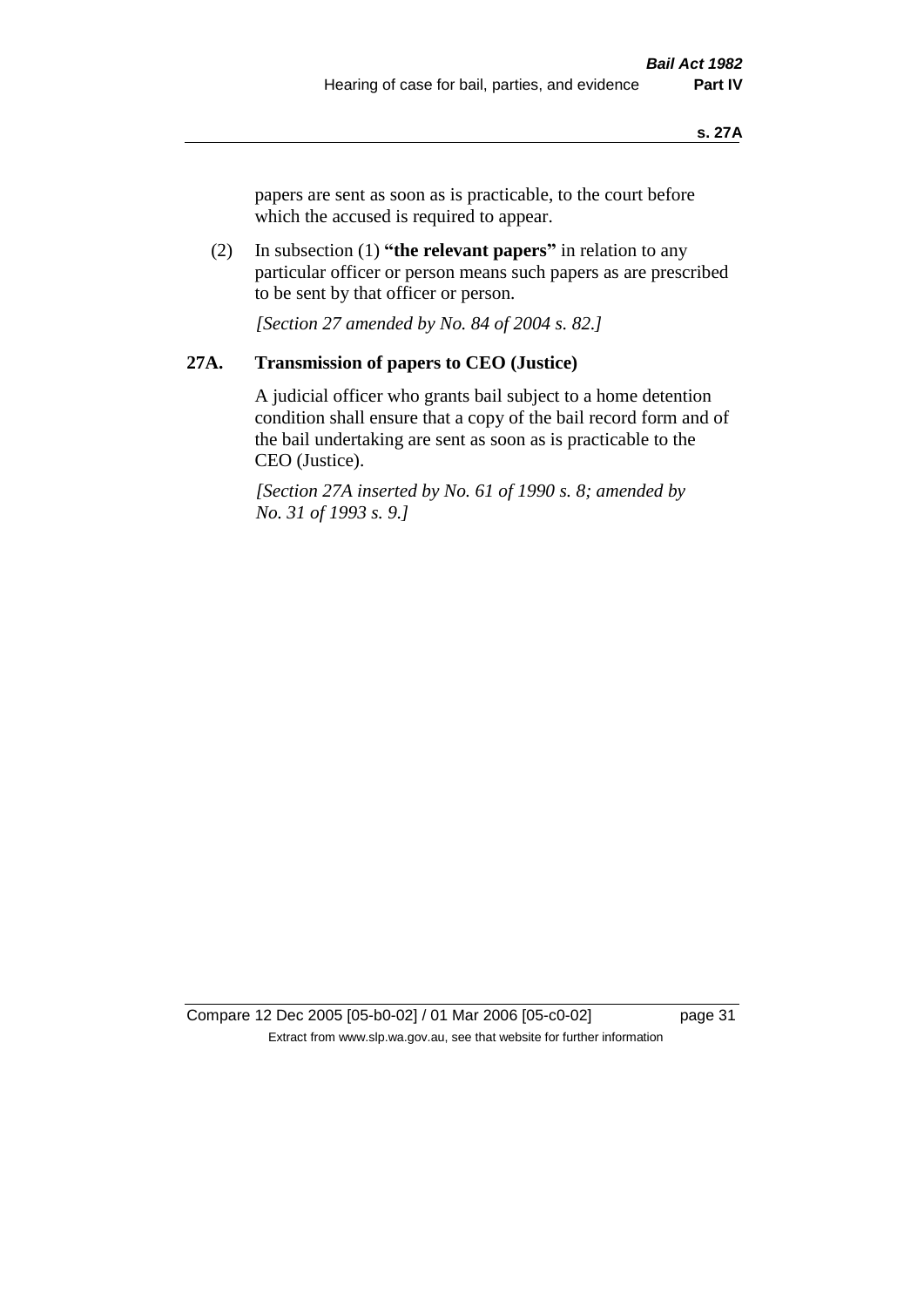papers are sent as soon as is practicable, to the court before which the accused is required to appear.

(2) In subsection (1) **"the relevant papers"** in relation to any particular officer or person means such papers as are prescribed to be sent by that officer or person.

*[Section 27 amended by No. 84 of 2004 s. 82.]*

## 27A. Transmission of papers to CEO (Justice)

A judicial officer who grants bail subject to a home detention condition shall ensure that a copy of the bail record form and of the bail undertaking are sent as soon as is practicable to the CEO (Justice).

*[Section 27A inserted by No. 61 of 1990 s. 8; amended by No. 31 of 1993 s. 9.]*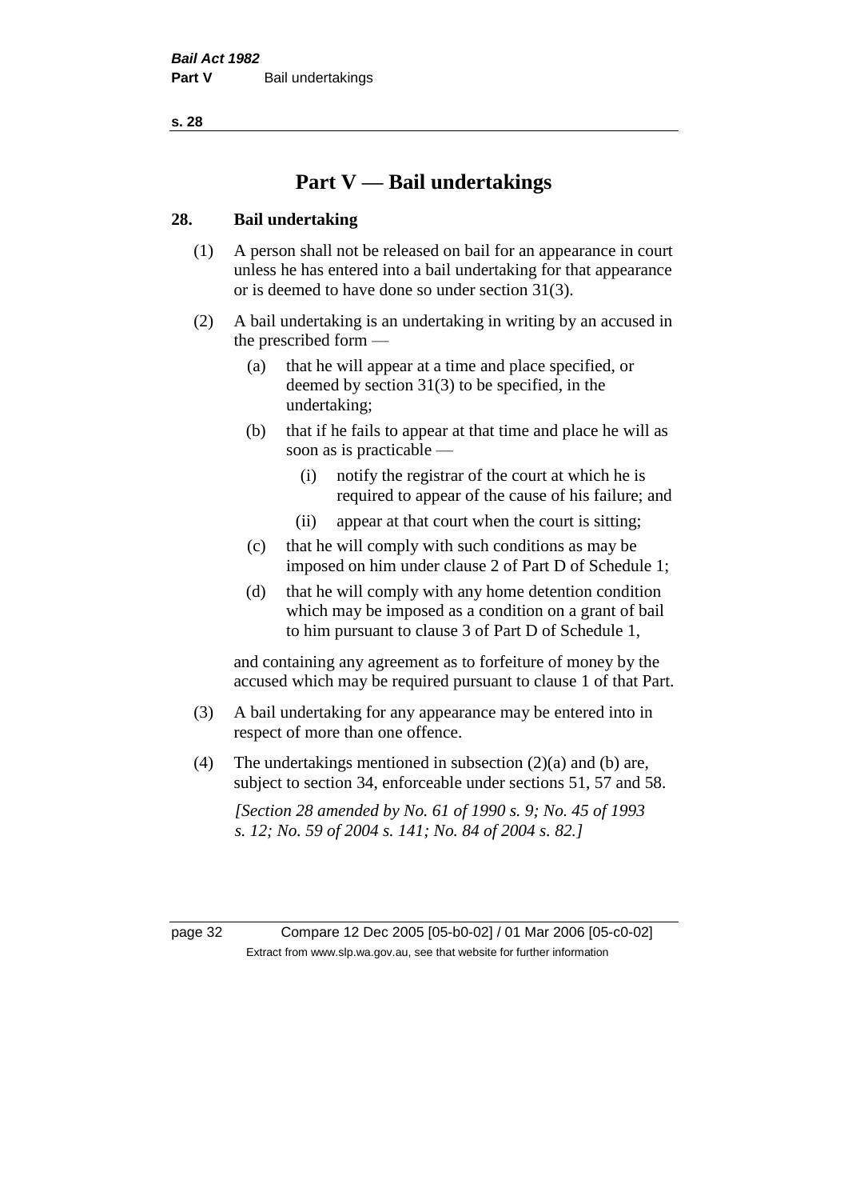# Part V — Bail undertakings

## 28. Bail undertaking

(1) A person shall not be released on bail for an appearance in court unless he has entered into a bail undertaking for that appearance or is deemed to have done so under section 31(3).

(2) A bail undertaking is an undertaking in writing by an accused in the prescribed form —

- (a) that he will appear at a time and place specified, or deemed by section 31(3) to be specified, in the undertaking;
- (b) that if he fails to appear at that time and place he will as soon as is practicable —
  - (i) notify the registrar of the court at which he is required to appear of the cause of his failure; and
  - (ii) appear at that court when the court is sitting;
- (c) that he will comply with such conditions as may be imposed on him under clause 2 of Part D of Schedule 1;
- (d) that he will comply with any home detention condition which may be imposed as a condition on a grant of bail to him pursuant to clause 3 of Part D of Schedule 1,

and containing any agreement as to forfeiture of money by the accused which may be required pursuant to clause 1 of that Part.

(3) A bail undertaking for any appearance may be entered into in respect of more than one offence.

(4) The undertakings mentioned in subsection (2)(a) and (b) are, subject to section 34, enforceable under sections 51, 57 and 58.

*[Section 28 amended by No. 61 of 1990 s. 9; No. 45 of 1993 s. 12; No. 59 of 2004 s. 141; No. 84 of 2004 s. 82.]*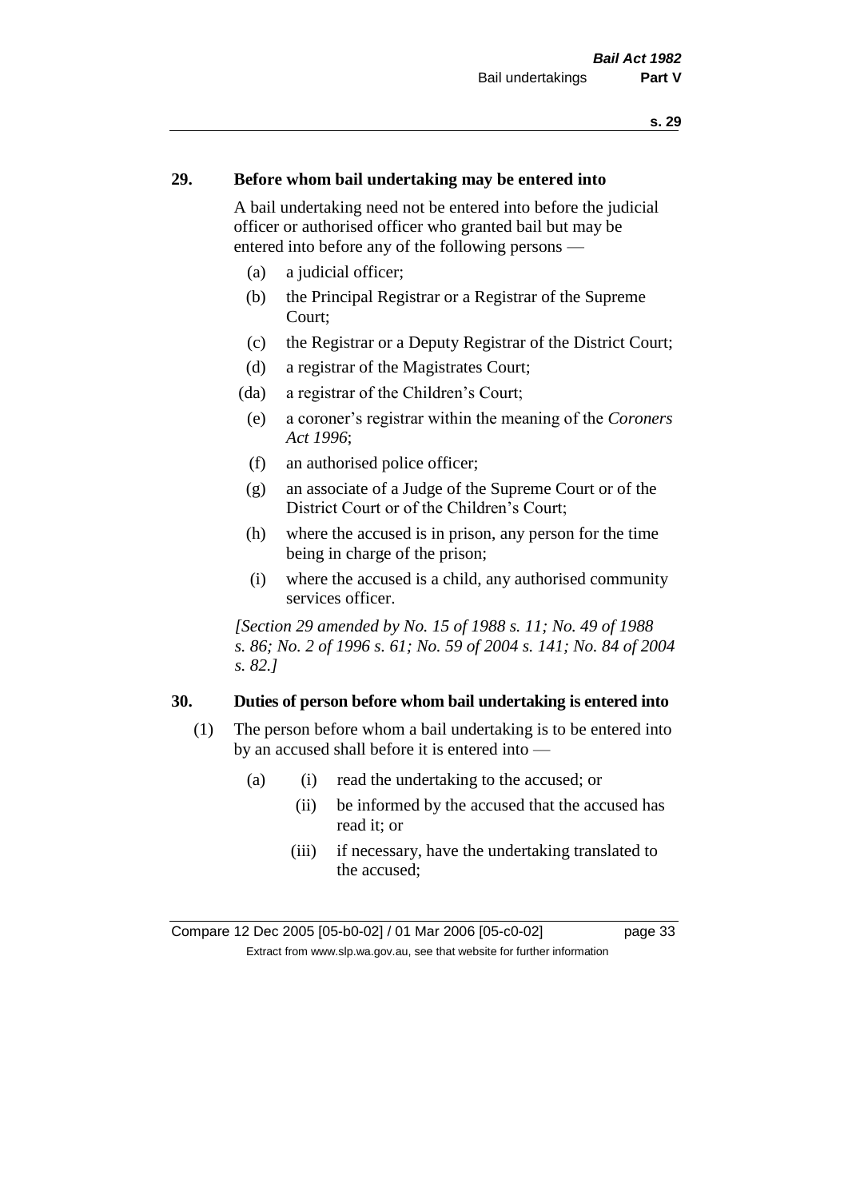## 29. Before whom bail undertaking may be entered into

A bail undertaking need not be entered into before the judicial officer or authorised officer who granted bail but may be entered into before any of the following persons —

- (a) a judicial officer;
- (b) the Principal Registrar or a Registrar of the Supreme Court;
- (c) the Registrar or a Deputy Registrar of the District Court;
- (d) a registrar of the Magistrates Court;
- (da) a registrar of the Children's Court;
- (e) a coroner's registrar within the meaning of the *Coroners Act 1996*;
- (f) an authorised police officer;
- (g) an associate of a Judge of the Supreme Court or of the District Court or of the Children's Court;
- (h) where the accused is in prison, any person for the time being in charge of the prison;
- (i) where the accused is a child, any authorised community services officer.

*[Section 29 amended by No. 15 of 1988 s. 11; No. 49 of 1988 s. 86; No. 2 of 1996 s. 61; No. 59 of 2004 s. 141; No. 84 of 2004 s. 82.]*

## 30. Duties of person before whom bail undertaking is entered into

(1) The person before whom a bail undertaking is to be entered into by an accused shall before it is entered into —

- (a)
  - (i) read the undertaking to the accused; or
  - (ii) be informed by the accused that the accused has read it; or
  - (iii) if necessary, have the undertaking translated to the accused;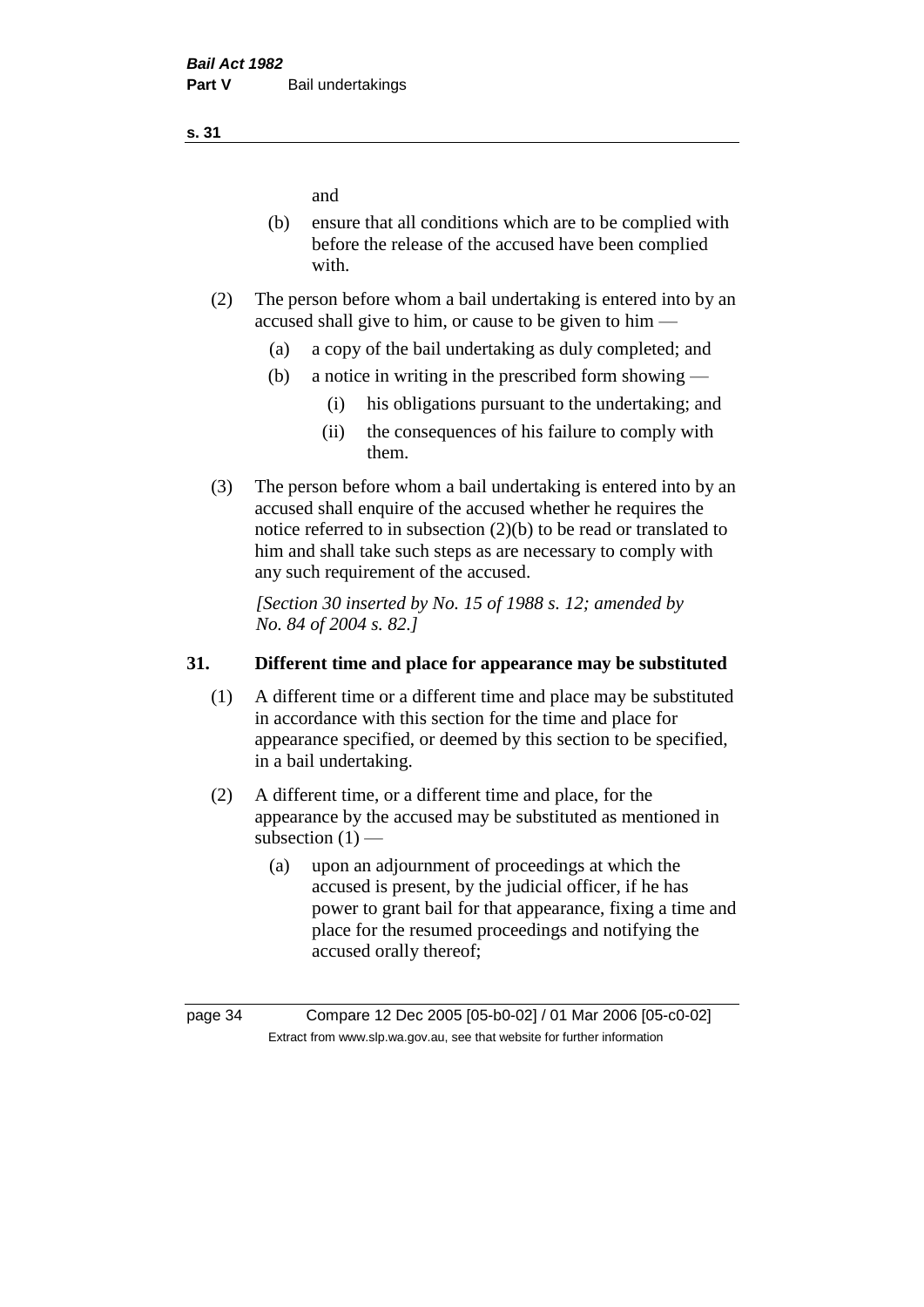and

(b) ensure that all conditions which are to be complied with before the release of the accused have been complied with.

(2) The person before whom a bail undertaking is entered into by an accused shall give to him, or cause to be given to him —

(a) a copy of the bail undertaking as duly completed; and

(b) a notice in writing in the prescribed form showing —

(i) his obligations pursuant to the undertaking; and

(ii) the consequences of his failure to comply with them.

(3) The person before whom a bail undertaking is entered into by an accused shall enquire of the accused whether he requires the notice referred to in subsection (2)(b) to be read or translated to him and shall take such steps as are necessary to comply with any such requirement of the accused.

*[Section 30 inserted by No. 15 of 1988 s. 12; amended by No. 84 of 2004 s. 82.]*

## 31. Different time and place for appearance may be substituted

(1) A different time or a different time and place may be substituted in accordance with this section for the time and place for appearance specified, or deemed by this section to be specified, in a bail undertaking.

(2) A different time, or a different time and place, for the appearance by the accused may be substituted as mentioned in subsection (1) —

(a) upon an adjournment of proceedings at which the accused is present, by the judicial officer, if he has power to grant bail for that appearance, fixing a time and place for the resumed proceedings and notifying the accused orally thereof;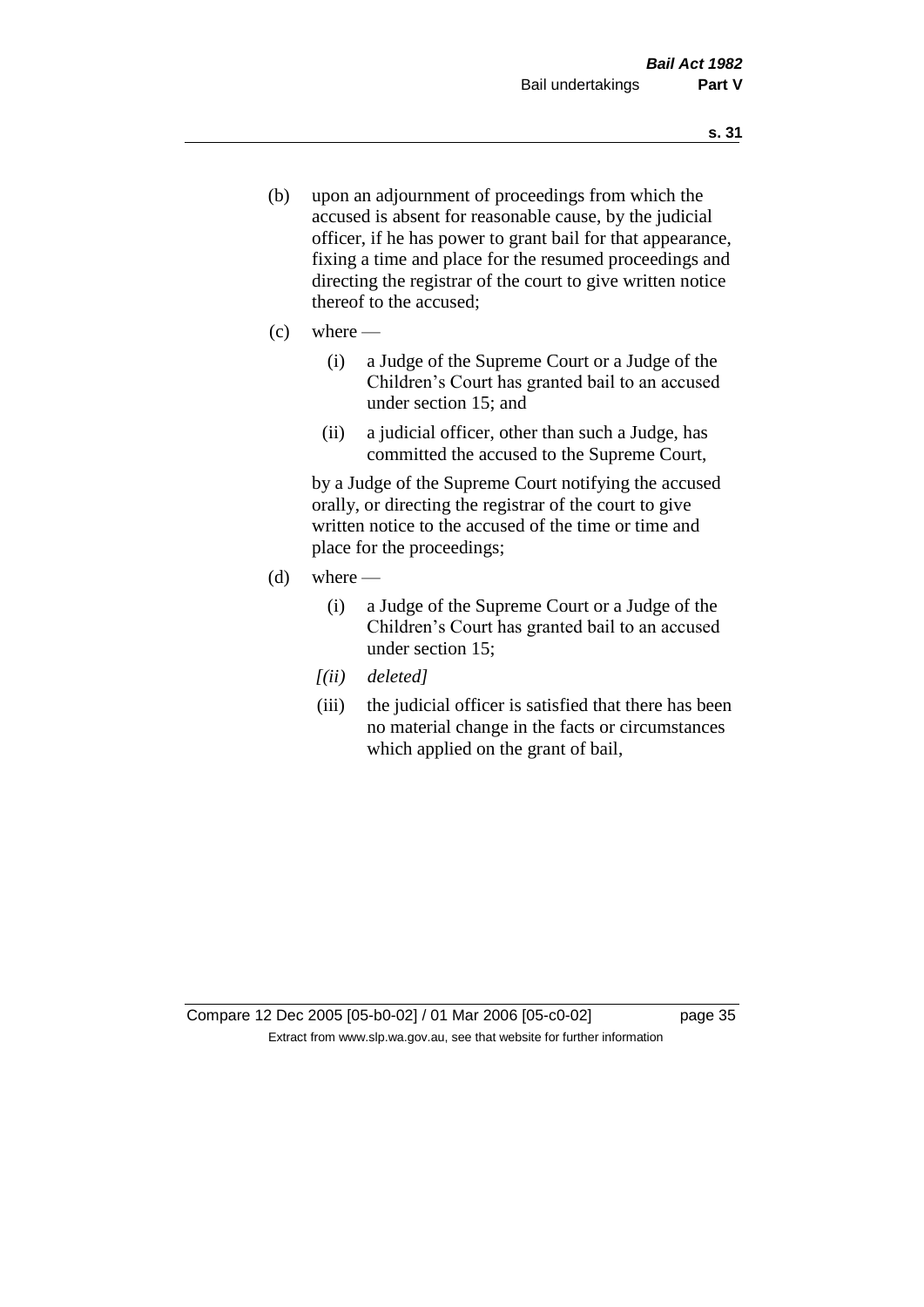(b) upon an adjournment of proceedings from which the accused is absent for reasonable cause, by the judicial officer, if he has power to grant bail for that appearance, fixing a time and place for the resumed proceedings and directing the registrar of the court to give written notice thereof to the accused;

(c) where —

  (i) a Judge of the Supreme Court or a Judge of the Children's Court has granted bail to an accused under section 15; and

  (ii) a judicial officer, other than such a Judge, has committed the accused to the Supreme Court,

  by a Judge of the Supreme Court notifying the accused orally, or directing the registrar of the court to give written notice to the accused of the time or time and place for the proceedings;

(d) where —

  (i) a Judge of the Supreme Court or a Judge of the Children's Court has granted bail to an accused under section 15;

  *[(ii) deleted]*

  (iii) the judicial officer is satisfied that there has been no material change in the facts or circumstances which applied on the grant of bail,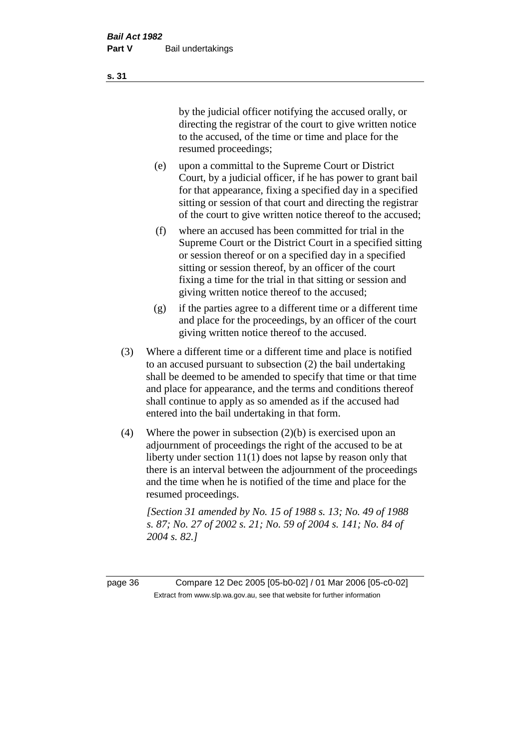by the judicial officer notifying the accused orally, or directing the registrar of the court to give written notice to the accused, of the time or time and place for the resumed proceedings;

(e) upon a committal to the Supreme Court or District Court, by a judicial officer, if he has power to grant bail for that appearance, fixing a specified day in a specified sitting or session of that court and directing the registrar of the court to give written notice thereof to the accused;

(f) where an accused has been committed for trial in the Supreme Court or the District Court in a specified sitting or session thereof or on a specified day in a specified sitting or session thereof, by an officer of the court fixing a time for the trial in that sitting or session and giving written notice thereof to the accused;

(g) if the parties agree to a different time or a different time and place for the proceedings, by an officer of the court giving written notice thereof to the accused.

(3) Where a different time or a different time and place is notified to an accused pursuant to subsection (2) the bail undertaking shall be deemed to be amended to specify that time or that time and place for appearance, and the terms and conditions thereof shall continue to apply as so amended as if the accused had entered into the bail undertaking in that form.

(4) Where the power in subsection (2)(b) is exercised upon an adjournment of proceedings the right of the accused to be at liberty under section 11(1) does not lapse by reason only that there is an interval between the adjournment of the proceedings and the time when he is notified of the time and place for the resumed proceedings.

*[Section 31 amended by No. 15 of 1988 s. 13; No. 49 of 1988 s. 87; No. 27 of 2002 s. 21; No. 59 of 2004 s. 141; No. 84 of 2004 s. 82.]*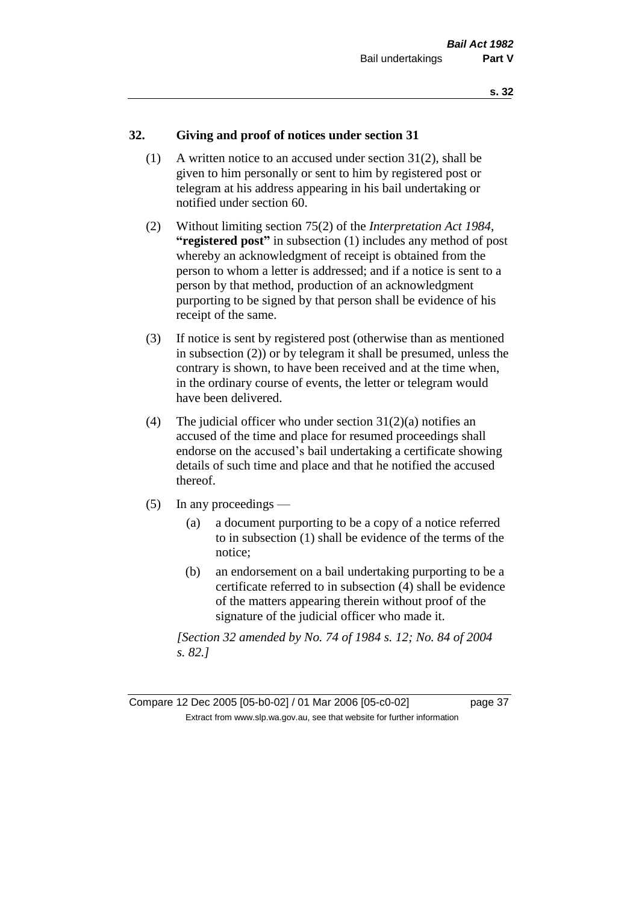## 32. Giving and proof of notices under section 31

(1) A written notice to an accused under section 31(2), shall be given to him personally or sent to him by registered post or telegram at his address appearing in his bail undertaking or notified under section 60.

(2) Without limiting section 75(2) of the *Interpretation Act 1984*, **"registered post"** in subsection (1) includes any method of post whereby an acknowledgment of receipt is obtained from the person to whom a letter is addressed; and if a notice is sent to a person by that method, production of an acknowledgment purporting to be signed by that person shall be evidence of his receipt of the same.

(3) If notice is sent by registered post (otherwise than as mentioned in subsection (2)) or by telegram it shall be presumed, unless the contrary is shown, to have been received and at the time when, in the ordinary course of events, the letter or telegram would have been delivered.

(4) The judicial officer who under section 31(2)(a) notifies an accused of the time and place for resumed proceedings shall endorse on the accused's bail undertaking a certificate showing details of such time and place and that he notified the accused thereof.

(5) In any proceedings —

  (a) a document purporting to be a copy of a notice referred to in subsection (1) shall be evidence of the terms of the notice;

  (b) an endorsement on a bail undertaking purporting to be a certificate referred to in subsection (4) shall be evidence of the matters appearing therein without proof of the signature of the judicial officer who made it.

*[Section 32 amended by No. 74 of 1984 s. 12; No. 84 of 2004 s. 82.]*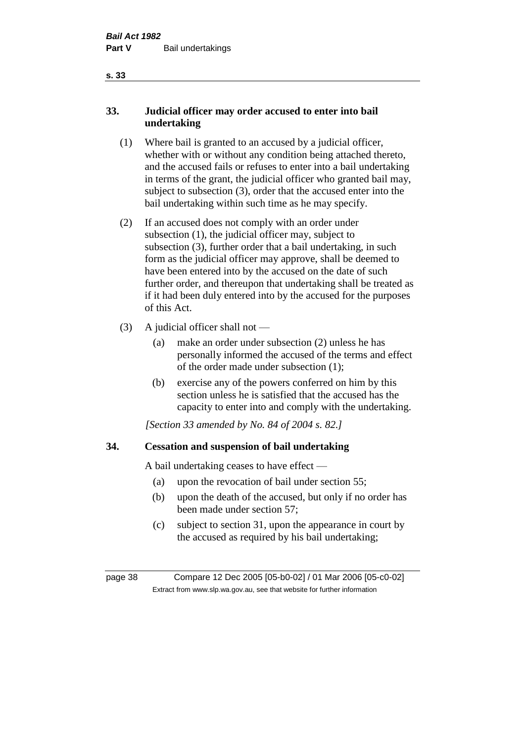## 33. Judicial officer may order accused to enter into bail undertaking

(1) Where bail is granted to an accused by a judicial officer, whether with or without any condition being attached thereto, and the accused fails or refuses to enter into a bail undertaking in terms of the grant, the judicial officer who granted bail may, subject to subsection (3), order that the accused enter into the bail undertaking within such time as he may specify.

(2) If an accused does not comply with an order under subsection (1), the judicial officer may, subject to subsection (3), further order that a bail undertaking, in such form as the judicial officer may approve, shall be deemed to have been entered into by the accused on the date of such further order, and thereupon that undertaking shall be treated as if it had been duly entered into by the accused for the purposes of this Act.

(3) A judicial officer shall not —

(a) make an order under subsection (2) unless he has personally informed the accused of the terms and effect of the order made under subsection (1);

(b) exercise any of the powers conferred on him by this section unless he is satisfied that the accused has the capacity to enter into and comply with the undertaking.

*[Section 33 amended by No. 84 of 2004 s. 82.]*

## 34. Cessation and suspension of bail undertaking

A bail undertaking ceases to have effect —

(a) upon the revocation of bail under section 55;

(b) upon the death of the accused, but only if no order has been made under section 57;

(c) subject to section 31, upon the appearance in court by the accused as required by his bail undertaking;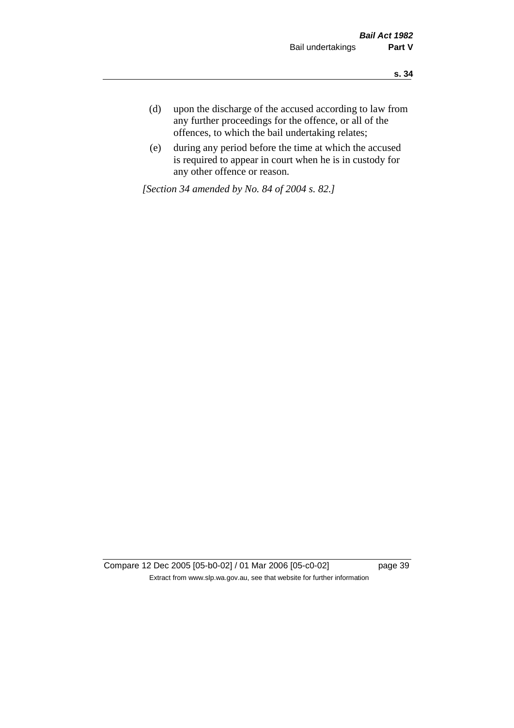(d) upon the discharge of the accused according to law from any further proceedings for the offence, or all of the offences, to which the bail undertaking relates;

(e) during any period before the time at which the accused is required to appear in court when he is in custody for any other offence or reason.

*[Section 34 amended by No. 84 of 2004 s. 82.]*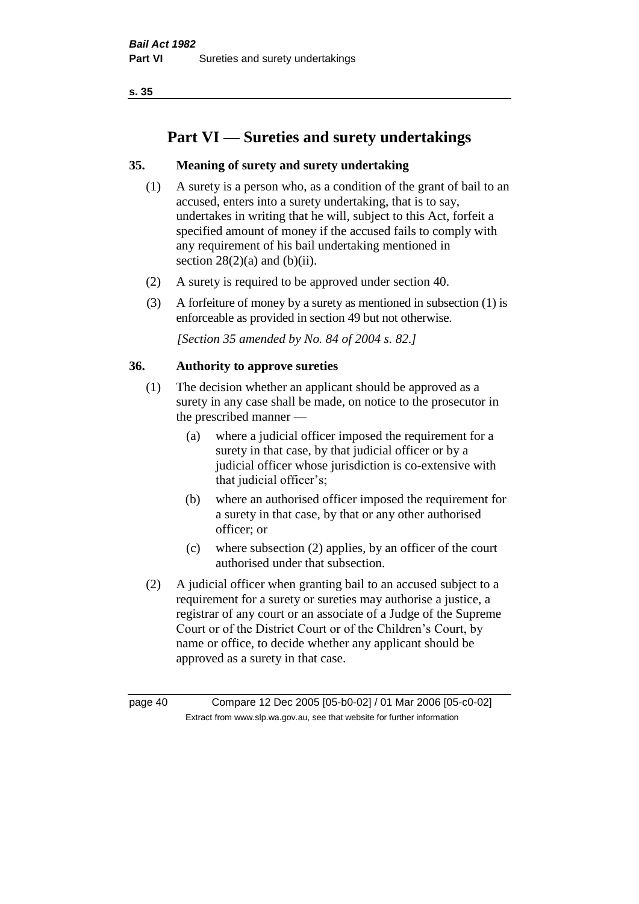# Part VI — Sureties and surety undertakings

## 35. Meaning of surety and surety undertaking

(1) A surety is a person who, as a condition of the grant of bail to an accused, enters into a surety undertaking, that is to say, undertakes in writing that he will, subject to this Act, forfeit a specified amount of money if the accused fails to comply with any requirement of his bail undertaking mentioned in section 28(2)(a) and (b)(ii).

(2) A surety is required to be approved under section 40.

(3) A forfeiture of money by a surety as mentioned in subsection (1) is enforceable as provided in section 49 but not otherwise.

*[Section 35 amended by No. 84 of 2004 s. 82.]*

## 36. Authority to approve sureties

(1) The decision whether an applicant should be approved as a surety in any case shall be made, on notice to the prosecutor in the prescribed manner —

- (a) where a judicial officer imposed the requirement for a surety in that case, by that judicial officer or by a judicial officer whose jurisdiction is co-extensive with that judicial officer's;
- (b) where an authorised officer imposed the requirement for a surety in that case, by that or any other authorised officer; or
- (c) where subsection (2) applies, by an officer of the court authorised under that subsection.

(2) A judicial officer when granting bail to an accused subject to a requirement for a surety or sureties may authorise a justice, a registrar of any court or an associate of a Judge of the Supreme Court or of the District Court or of the Children's Court, by name or office, to decide whether any applicant should be approved as a surety in that case.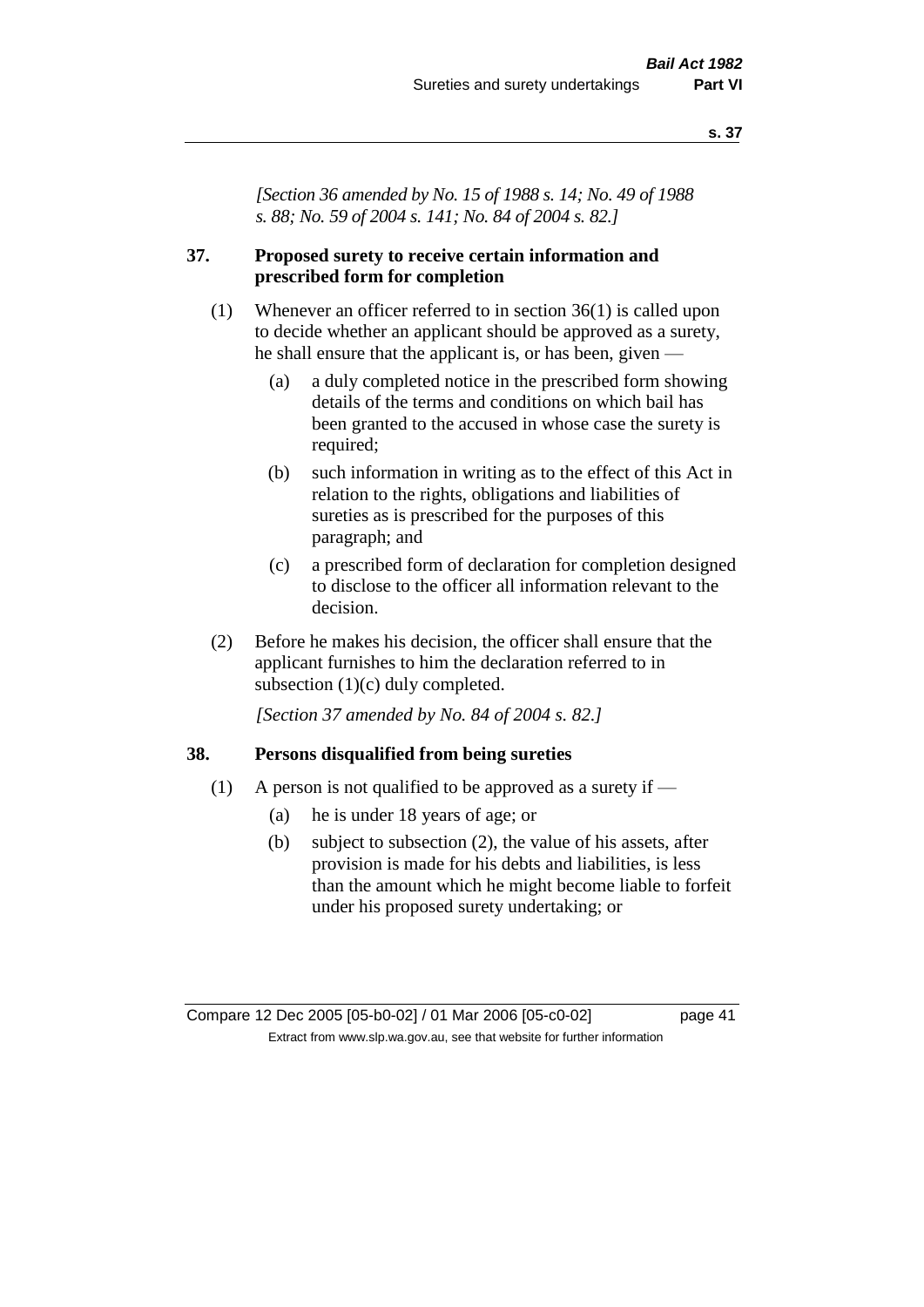*[Section 36 amended by No. 15 of 1988 s. 14; No. 49 of 1988 s. 88; No. 59 of 2004 s. 141; No. 84 of 2004 s. 82.]*

## 37. Proposed surety to receive certain information and prescribed form for completion

(1) Whenever an officer referred to in section 36(1) is called upon to decide whether an applicant should be approved as a surety, he shall ensure that the applicant is, or has been, given —

(a) a duly completed notice in the prescribed form showing details of the terms and conditions on which bail has been granted to the accused in whose case the surety is required;

(b) such information in writing as to the effect of this Act in relation to the rights, obligations and liabilities of sureties as is prescribed for the purposes of this paragraph; and

(c) a prescribed form of declaration for completion designed to disclose to the officer all information relevant to the decision.

(2) Before he makes his decision, the officer shall ensure that the applicant furnishes to him the declaration referred to in subsection (1)(c) duly completed.

*[Section 37 amended by No. 84 of 2004 s. 82.]*

## 38. Persons disqualified from being sureties

(1) A person is not qualified to be approved as a surety if —

(a) he is under 18 years of age; or

(b) subject to subsection (2), the value of his assets, after provision is made for his debts and liabilities, is less than the amount which he might become liable to forfeit under his proposed surety undertaking; or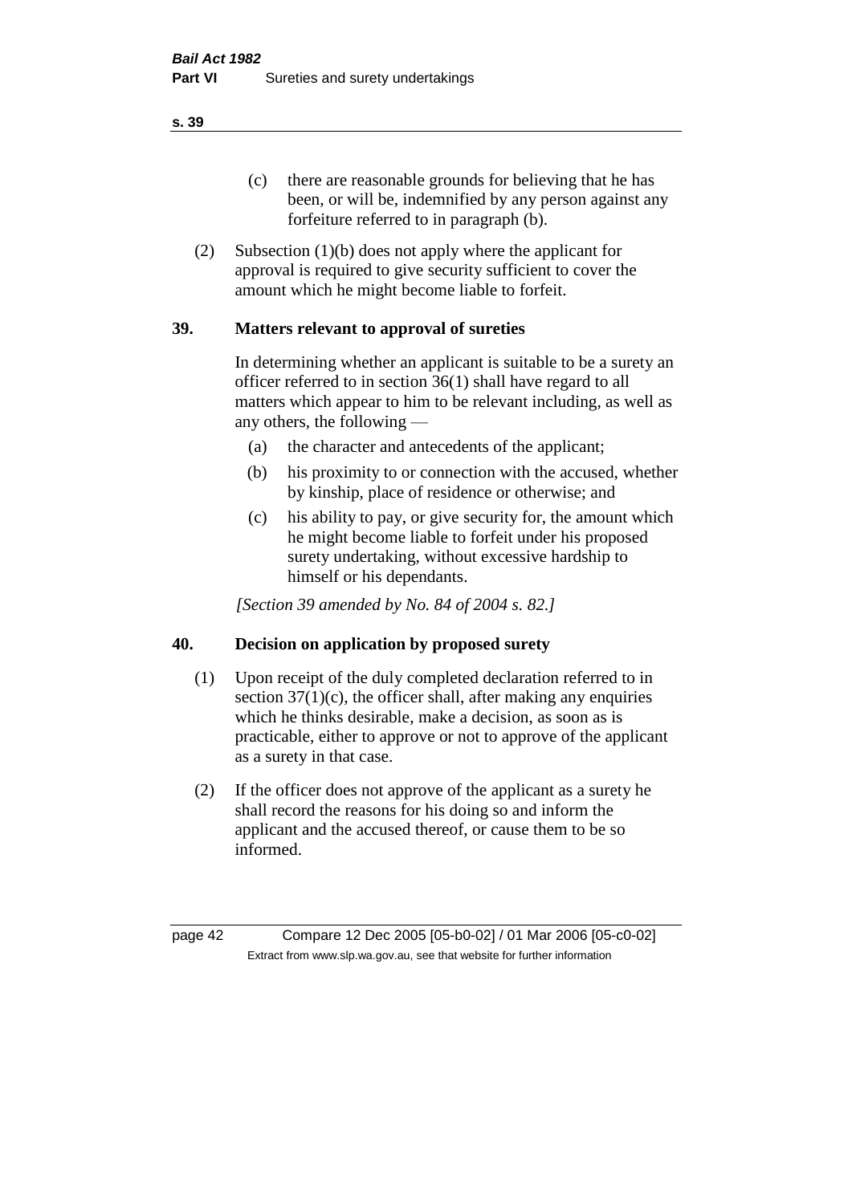(c) there are reasonable grounds for believing that he has been, or will be, indemnified by any person against any forfeiture referred to in paragraph (b).

(2) Subsection (1)(b) does not apply where the applicant for approval is required to give security sufficient to cover the amount which he might become liable to forfeit.

## 39. Matters relevant to approval of sureties

In determining whether an applicant is suitable to be a surety an officer referred to in section 36(1) shall have regard to all matters which appear to him to be relevant including, as well as any others, the following —

(a) the character and antecedents of the applicant;

(b) his proximity to or connection with the accused, whether by kinship, place of residence or otherwise; and

(c) his ability to pay, or give security for, the amount which he might become liable to forfeit under his proposed surety undertaking, without excessive hardship to himself or his dependants.

*[Section 39 amended by No. 84 of 2004 s. 82.]*

## 40. Decision on application by proposed surety

(1) Upon receipt of the duly completed declaration referred to in section 37(1)(c), the officer shall, after making any enquiries which he thinks desirable, make a decision, as soon as is practicable, either to approve or not to approve of the applicant as a surety in that case.

(2) If the officer does not approve of the applicant as a surety he shall record the reasons for his doing so and inform the applicant and the accused thereof, or cause them to be so informed.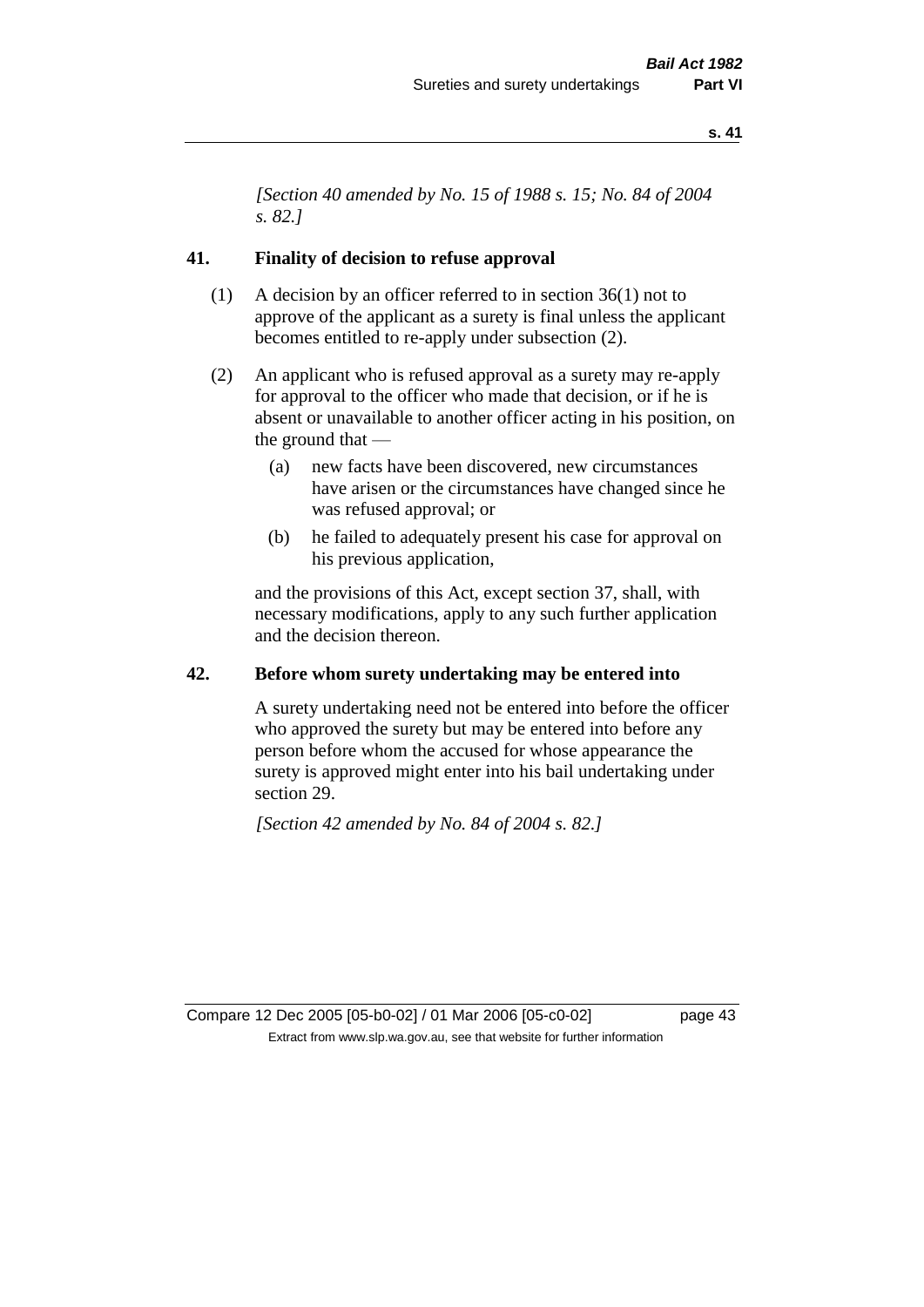*[Section 40 amended by No. 15 of 1988 s. 15; No. 84 of 2004 s. 82.]*

## 41. Finality of decision to refuse approval

(1) A decision by an officer referred to in section 36(1) not to approve of the applicant as a surety is final unless the applicant becomes entitled to re-apply under subsection (2).

(2) An applicant who is refused approval as a surety may re-apply for approval to the officer who made that decision, or if he is absent or unavailable to another officer acting in his position, on the ground that —

(a) new facts have been discovered, new circumstances have arisen or the circumstances have changed since he was refused approval; or

(b) he failed to adequately present his case for approval on his previous application,

and the provisions of this Act, except section 37, shall, with necessary modifications, apply to any such further application and the decision thereon.

## 42. Before whom surety undertaking may be entered into

A surety undertaking need not be entered into before the officer who approved the surety but may be entered into before any person before whom the accused for whose appearance the surety is approved might enter into his bail undertaking under section 29.

*[Section 42 amended by No. 84 of 2004 s. 82.]*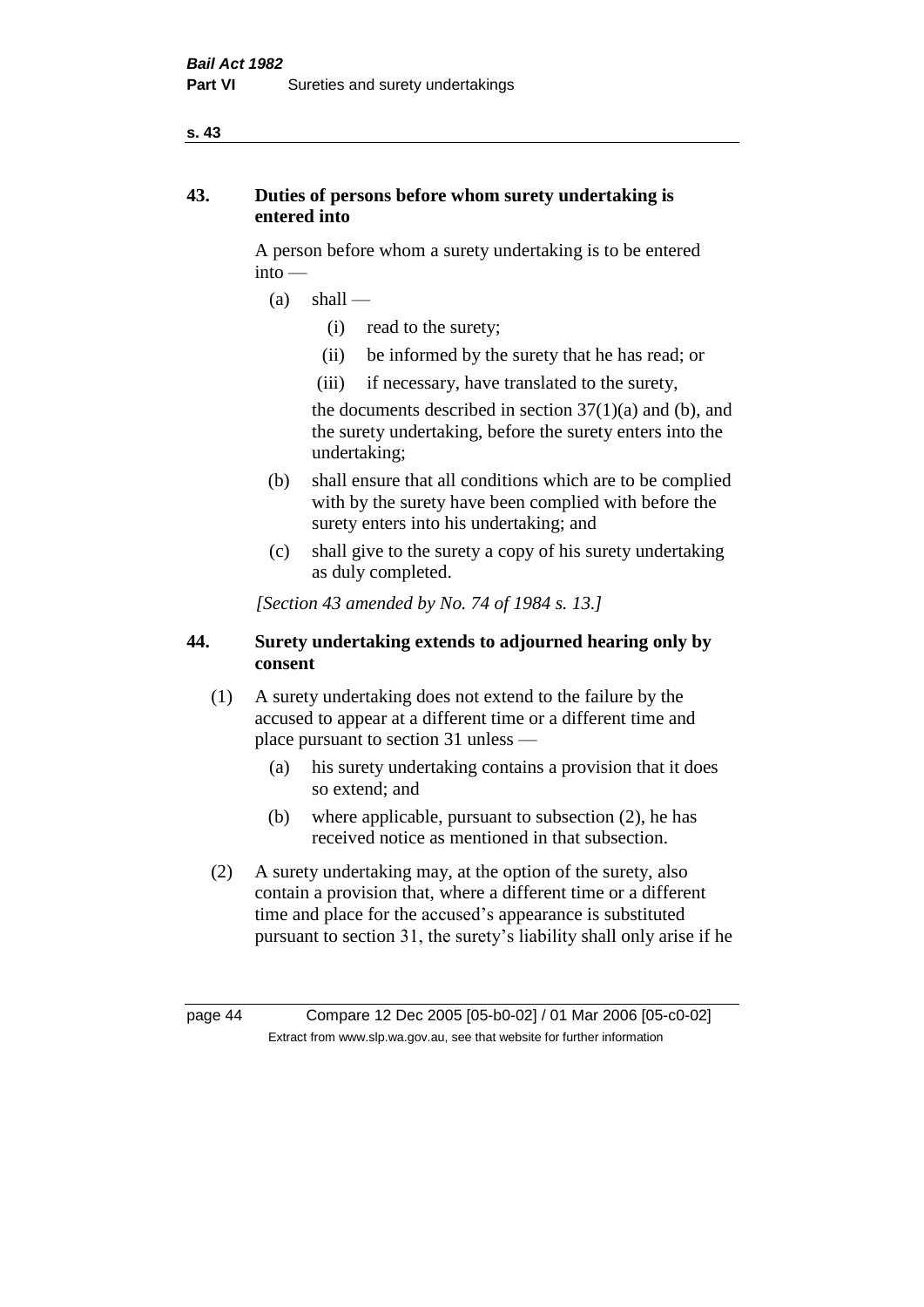## 43. Duties of persons before whom surety undertaking is entered into

A person before whom a surety undertaking is to be entered into —

- (a) shall —
  - (i) read to the surety;
  - (ii) be informed by the surety that he has read; or
  - (iii) if necessary, have translated to the surety,

  the documents described in section 37(1)(a) and (b), and the surety undertaking, before the surety enters into the undertaking;
- (b) shall ensure that all conditions which are to be complied with by the surety have been complied with before the surety enters into his undertaking; and
- (c) shall give to the surety a copy of his surety undertaking as duly completed.

*[Section 43 amended by No. 74 of 1984 s. 13.]*

## 44. Surety undertaking extends to adjourned hearing only by consent

(1) A surety undertaking does not extend to the failure by the accused to appear at a different time or a different time and place pursuant to section 31 unless —

- (a) his surety undertaking contains a provision that it does so extend; and
- (b) where applicable, pursuant to subsection (2), he has received notice as mentioned in that subsection.

(2) A surety undertaking may, at the option of the surety, also contain a provision that, where a different time or a different time and place for the accused's appearance is substituted pursuant to section 31, the surety's liability shall only arise if he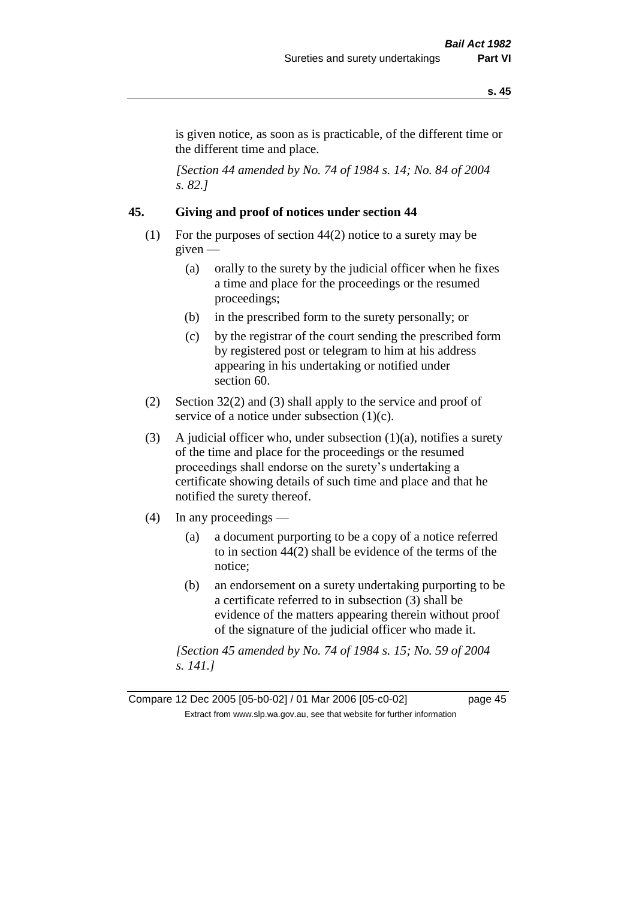is given notice, as soon as is practicable, of the different time or the different time and place.

*[Section 44 amended by No. 74 of 1984 s. 14; No. 84 of 2004 s. 82.]*

## 45. Giving and proof of notices under section 44

(1) For the purposes of section 44(2) notice to a surety may be given —

- (a) orally to the surety by the judicial officer when he fixes a time and place for the proceedings or the resumed proceedings;
- (b) in the prescribed form to the surety personally; or
- (c) by the registrar of the court sending the prescribed form by registered post or telegram to him at his address appearing in his undertaking or notified under section 60.

(2) Section 32(2) and (3) shall apply to the service and proof of service of a notice under subsection (1)(c).

(3) A judicial officer who, under subsection (1)(a), notifies a surety of the time and place for the proceedings or the resumed proceedings shall endorse on the surety's undertaking a certificate showing details of such time and place and that he notified the surety thereof.

(4) In any proceedings —

- (a) a document purporting to be a copy of a notice referred to in section 44(2) shall be evidence of the terms of the notice;
- (b) an endorsement on a surety undertaking purporting to be a certificate referred to in subsection (3) shall be evidence of the matters appearing therein without proof of the signature of the judicial officer who made it.

*[Section 45 amended by No. 74 of 1984 s. 15; No. 59 of 2004 s. 141.]*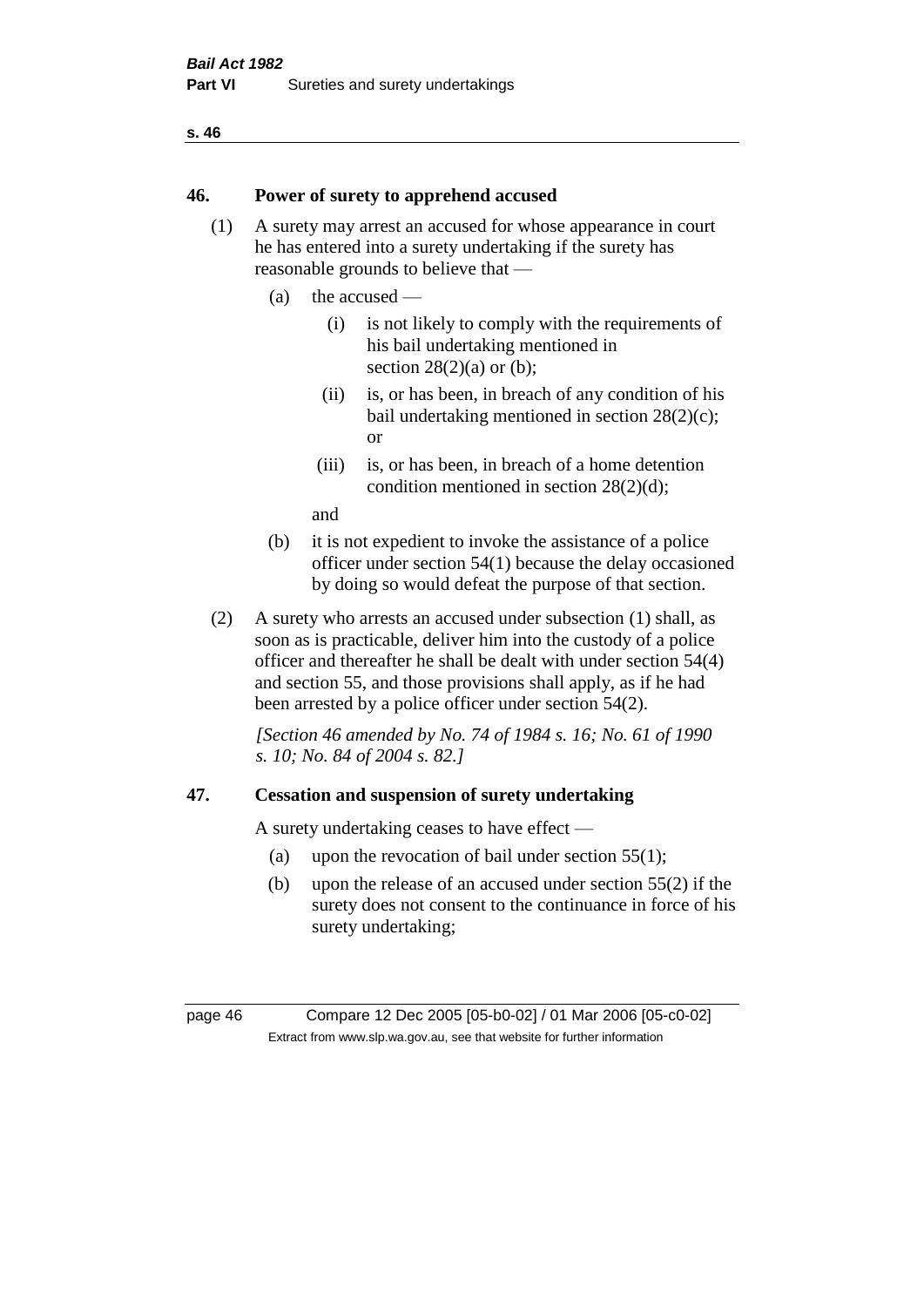## 46. Power of surety to apprehend accused

(1) A surety may arrest an accused for whose appearance in court he has entered into a surety undertaking if the surety has reasonable grounds to believe that —

- (a) the accused —
  - (i) is not likely to comply with the requirements of his bail undertaking mentioned in section 28(2)(a) or (b);
  - (ii) is, or has been, in breach of any condition of his bail undertaking mentioned in section 28(2)(c); or
  - (iii) is, or has been, in breach of a home detention condition mentioned in section 28(2)(d);

  and
- (b) it is not expedient to invoke the assistance of a police officer under section 54(1) because the delay occasioned by doing so would defeat the purpose of that section.

(2) A surety who arrests an accused under subsection (1) shall, as soon as is practicable, deliver him into the custody of a police officer and thereafter he shall be dealt with under section 54(4) and section 55, and those provisions shall apply, as if he had been arrested by a police officer under section 54(2).

*[Section 46 amended by No. 74 of 1984 s. 16; No. 61 of 1990 s. 10; No. 84 of 2004 s. 82.]*

## 47. Cessation and suspension of surety undertaking

A surety undertaking ceases to have effect —

- (a) upon the revocation of bail under section 55(1);
- (b) upon the release of an accused under section 55(2) if the surety does not consent to the continuance in force of his surety undertaking;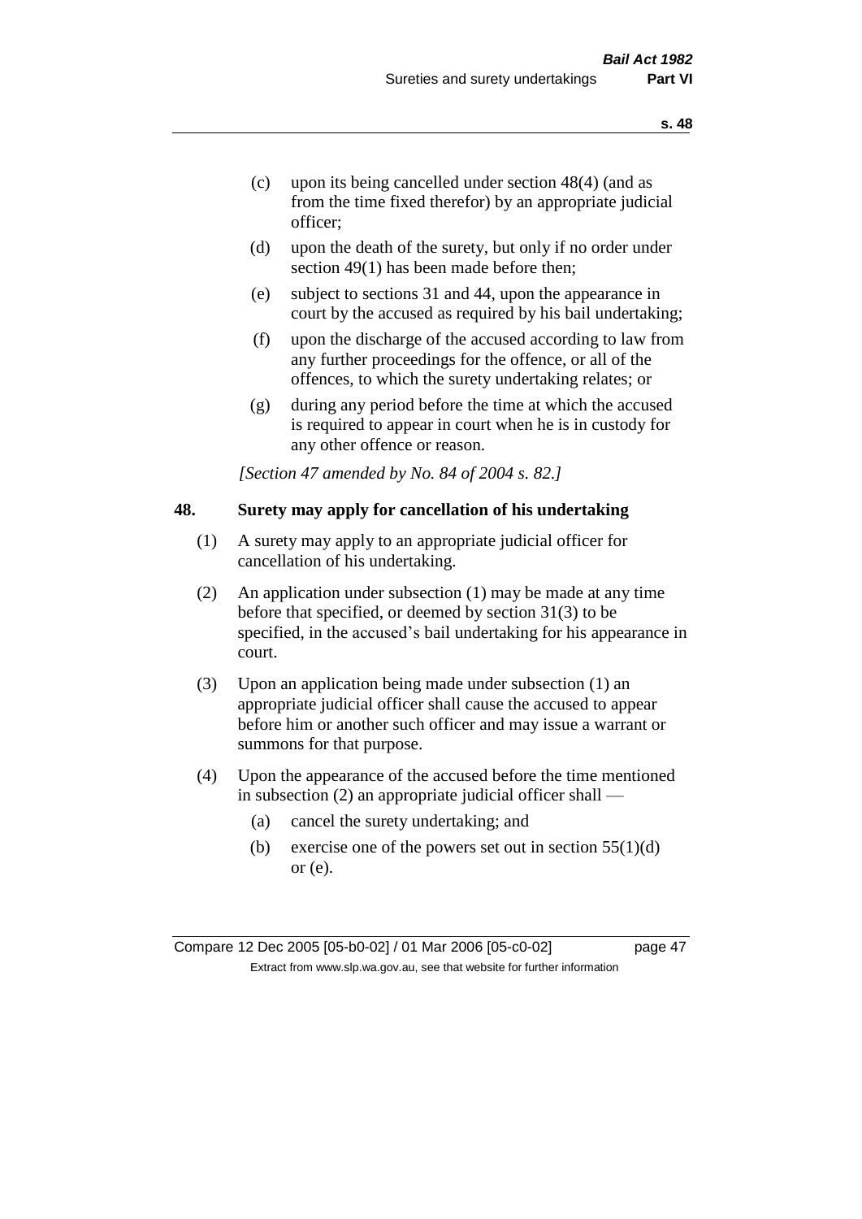- (c) upon its being cancelled under section 48(4) (and as from the time fixed therefor) by an appropriate judicial officer;
- (d) upon the death of the surety, but only if no order under section 49(1) has been made before then;
- (e) subject to sections 31 and 44, upon the appearance in court by the accused as required by his bail undertaking;
- (f) upon the discharge of the accused according to law from any further proceedings for the offence, or all of the offences, to which the surety undertaking relates; or
- (g) during any period before the time at which the accused is required to appear in court when he is in custody for any other offence or reason.

*[Section 47 amended by No. 84 of 2004 s. 82.]*

## 48. Surety may apply for cancellation of his undertaking

(1) A surety may apply to an appropriate judicial officer for cancellation of his undertaking.

(2) An application under subsection (1) may be made at any time before that specified, or deemed by section 31(3) to be specified, in the accused's bail undertaking for his appearance in court.

(3) Upon an application being made under subsection (1) an appropriate judicial officer shall cause the accused to appear before him or another such officer and may issue a warrant or summons for that purpose.

(4) Upon the appearance of the accused before the time mentioned in subsection (2) an appropriate judicial officer shall —

- (a) cancel the surety undertaking; and
- (b) exercise one of the powers set out in section 55(1)(d) or (e).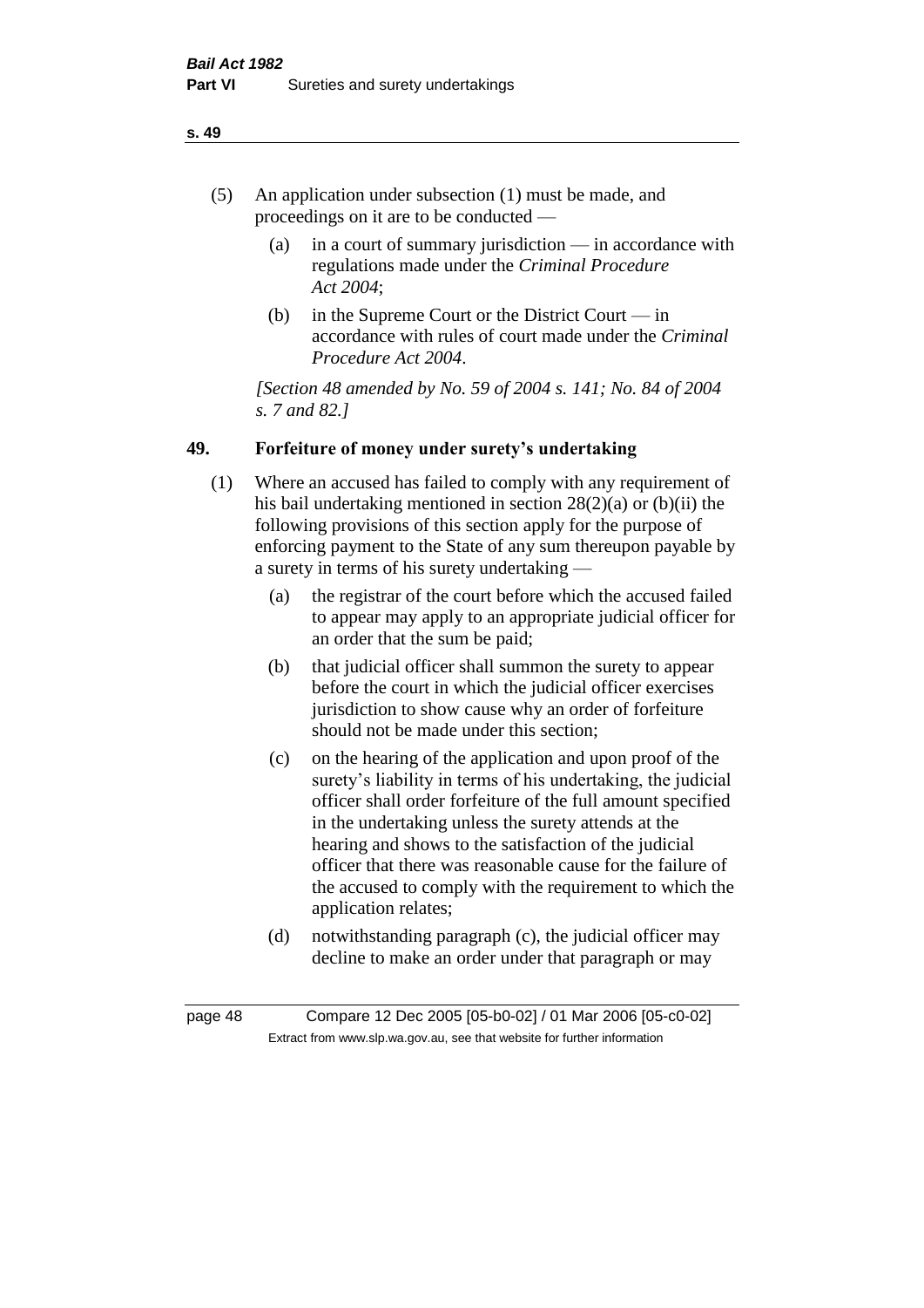(5) An application under subsection (1) must be made, and proceedings on it are to be conducted —

(a) in a court of summary jurisdiction — in accordance with regulations made under the *Criminal Procedure Act 2004*;

(b) in the Supreme Court or the District Court — in accordance with rules of court made under the *Criminal Procedure Act 2004*.

*[Section 48 amended by No. 59 of 2004 s. 141; No. 84 of 2004 s. 7 and 82.]*

## 49. Forfeiture of money under surety's undertaking

(1) Where an accused has failed to comply with any requirement of his bail undertaking mentioned in section 28(2)(a) or (b)(ii) the following provisions of this section apply for the purpose of enforcing payment to the State of any sum thereupon payable by a surety in terms of his surety undertaking —

(a) the registrar of the court before which the accused failed to appear may apply to an appropriate judicial officer for an order that the sum be paid;

(b) that judicial officer shall summon the surety to appear before the court in which the judicial officer exercises jurisdiction to show cause why an order of forfeiture should not be made under this section;

(c) on the hearing of the application and upon proof of the surety's liability in terms of his undertaking, the judicial officer shall order forfeiture of the full amount specified in the undertaking unless the surety attends at the hearing and shows to the satisfaction of the judicial officer that there was reasonable cause for the failure of the accused to comply with the requirement to which the application relates;

(d) notwithstanding paragraph (c), the judicial officer may decline to make an order under that paragraph or may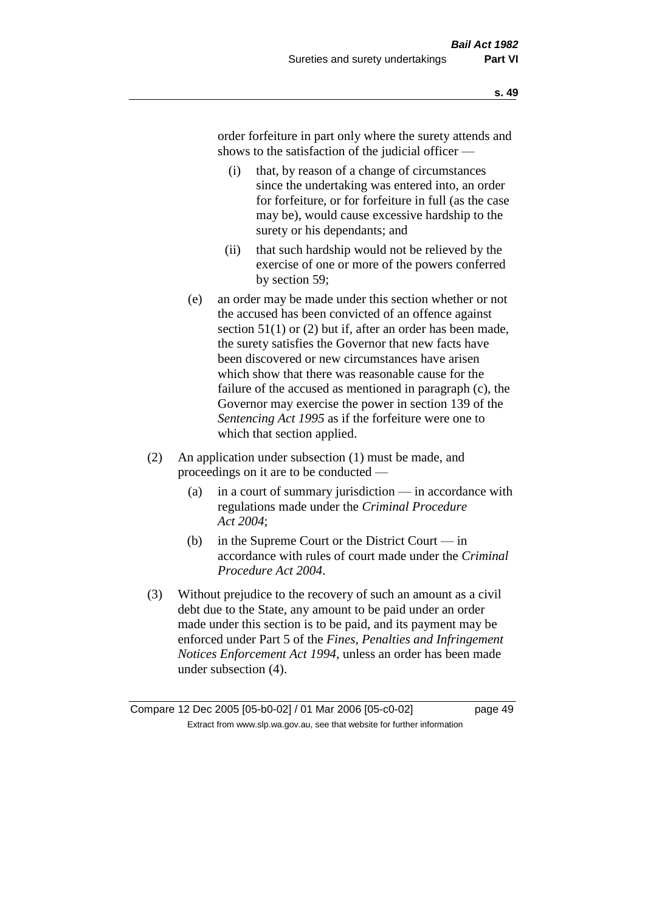order forfeiture in part only where the surety attends and shows to the satisfaction of the judicial officer —

(i) that, by reason of a change of circumstances since the undertaking was entered into, an order for forfeiture, or for forfeiture in full (as the case may be), would cause excessive hardship to the surety or his dependants; and

(ii) that such hardship would not be relieved by the exercise of one or more of the powers conferred by section 59;

(e) an order may be made under this section whether or not the accused has been convicted of an offence against section 51(1) or (2) but if, after an order has been made, the surety satisfies the Governor that new facts have been discovered or new circumstances have arisen which show that there was reasonable cause for the failure of the accused as mentioned in paragraph (c), the Governor may exercise the power in section 139 of the *Sentencing Act 1995* as if the forfeiture were one to which that section applied.

(2) An application under subsection (1) must be made, and proceedings on it are to be conducted —

(a) in a court of summary jurisdiction — in accordance with regulations made under the *Criminal Procedure Act 2004*;

(b) in the Supreme Court or the District Court — in accordance with rules of court made under the *Criminal Procedure Act 2004*.

(3) Without prejudice to the recovery of such an amount as a civil debt due to the State, any amount to be paid under an order made under this section is to be paid, and its payment may be enforced under Part 5 of the *Fines, Penalties and Infringement Notices Enforcement Act 1994*, unless an order has been made under subsection (4).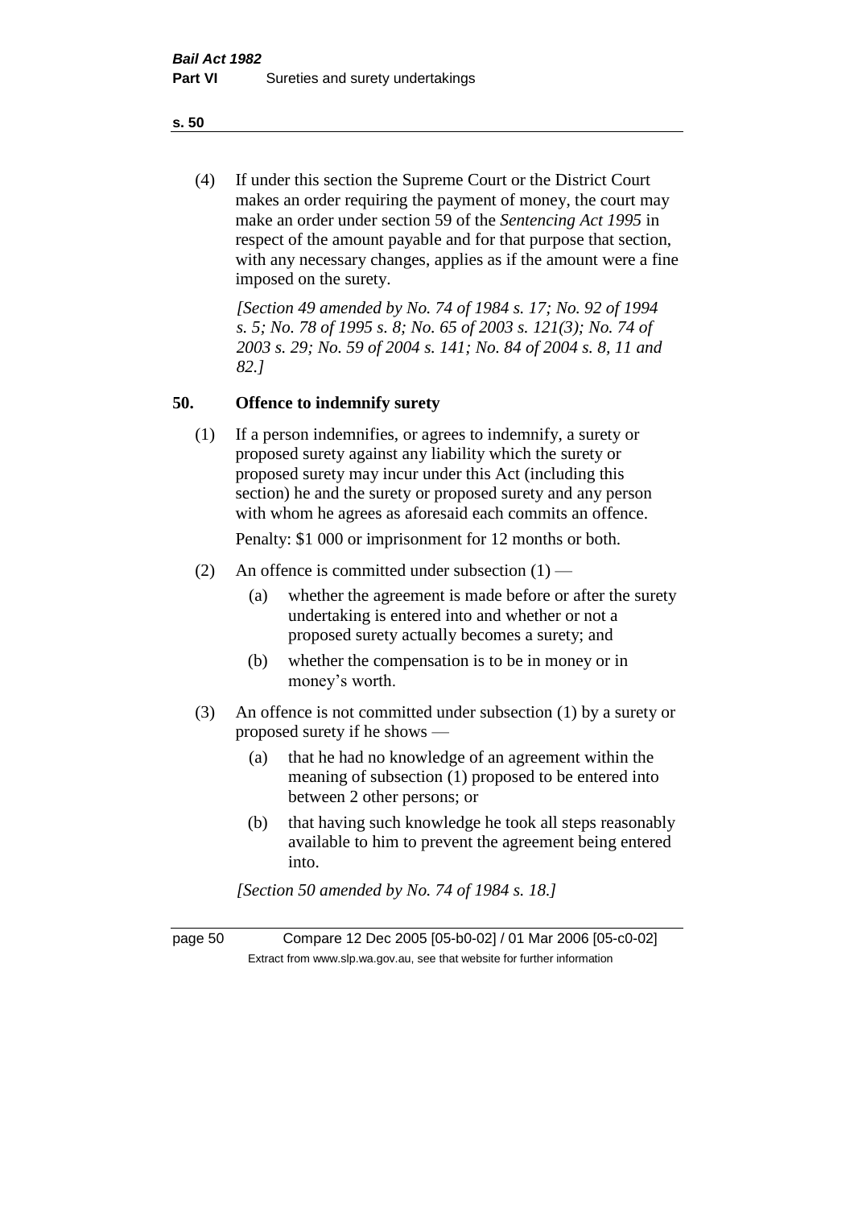(4) If under this section the Supreme Court or the District Court makes an order requiring the payment of money, the court may make an order under section 59 of the *Sentencing Act 1995* in respect of the amount payable and for that purpose that section, with any necessary changes, applies as if the amount were a fine imposed on the surety.

*[Section 49 amended by No. 74 of 1984 s. 17; No. 92 of 1994 s. 5; No. 78 of 1995 s. 8; No. 65 of 2003 s. 121(3); No. 74 of 2003 s. 29; No. 59 of 2004 s. 141; No. 84 of 2004 s. 8, 11 and 82.]*

## 50. Offence to indemnify surety

(1) If a person indemnifies, or agrees to indemnify, a surety or proposed surety against any liability which the surety or proposed surety may incur under this Act (including this section) he and the surety or proposed surety and any person with whom he agrees as aforesaid each commits an offence.

Penalty: $1 000 or imprisonment for 12 months or both.

(2) An offence is committed under subsection (1) —

- (a) whether the agreement is made before or after the surety undertaking is entered into and whether or not a proposed surety actually becomes a surety; and
- (b) whether the compensation is to be in money or in money's worth.

(3) An offence is not committed under subsection (1) by a surety or proposed surety if he shows —

- (a) that he had no knowledge of an agreement within the meaning of subsection (1) proposed to be entered into between 2 other persons; or
- (b) that having such knowledge he took all steps reasonably available to him to prevent the agreement being entered into.

*[Section 50 amended by No. 74 of 1984 s. 18.]*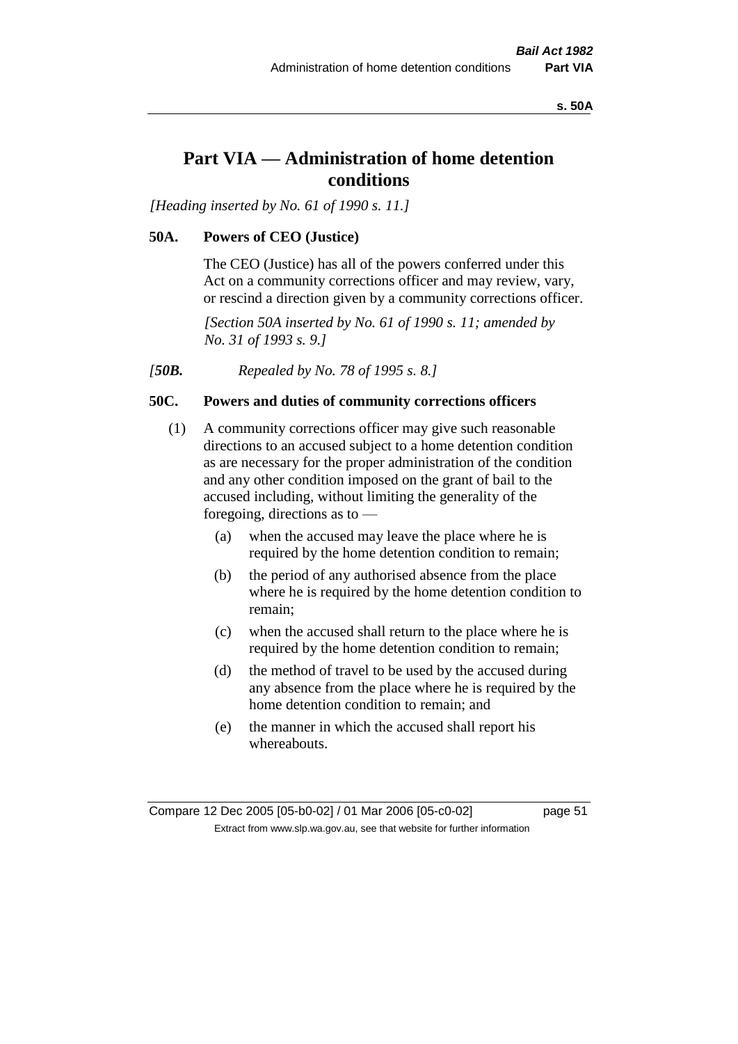# Part VIA — Administration of home detention conditions

*[Heading inserted by No. 61 of 1990 s. 11.]*

## 50A. Powers of CEO (Justice)

The CEO (Justice) has all of the powers conferred under this Act on a community corrections officer and may review, vary, or rescind a direction given by a community corrections officer.

*[Section 50A inserted by No. 61 of 1990 s. 11; amended by No. 31 of 1993 s. 9.]*

*[**50B.** Repealed by No. 78 of 1995 s. 8.]*

## 50C. Powers and duties of community corrections officers

(1) A community corrections officer may give such reasonable directions to an accused subject to a home detention condition as are necessary for the proper administration of the condition and any other condition imposed on the grant of bail to the accused including, without limiting the generality of the foregoing, directions as to —

- (a) when the accused may leave the place where he is required by the home detention condition to remain;
- (b) the period of any authorised absence from the place where he is required by the home detention condition to remain;
- (c) when the accused shall return to the place where he is required by the home detention condition to remain;
- (d) the method of travel to be used by the accused during any absence from the place where he is required by the home detention condition to remain; and
- (e) the manner in which the accused shall report his whereabouts.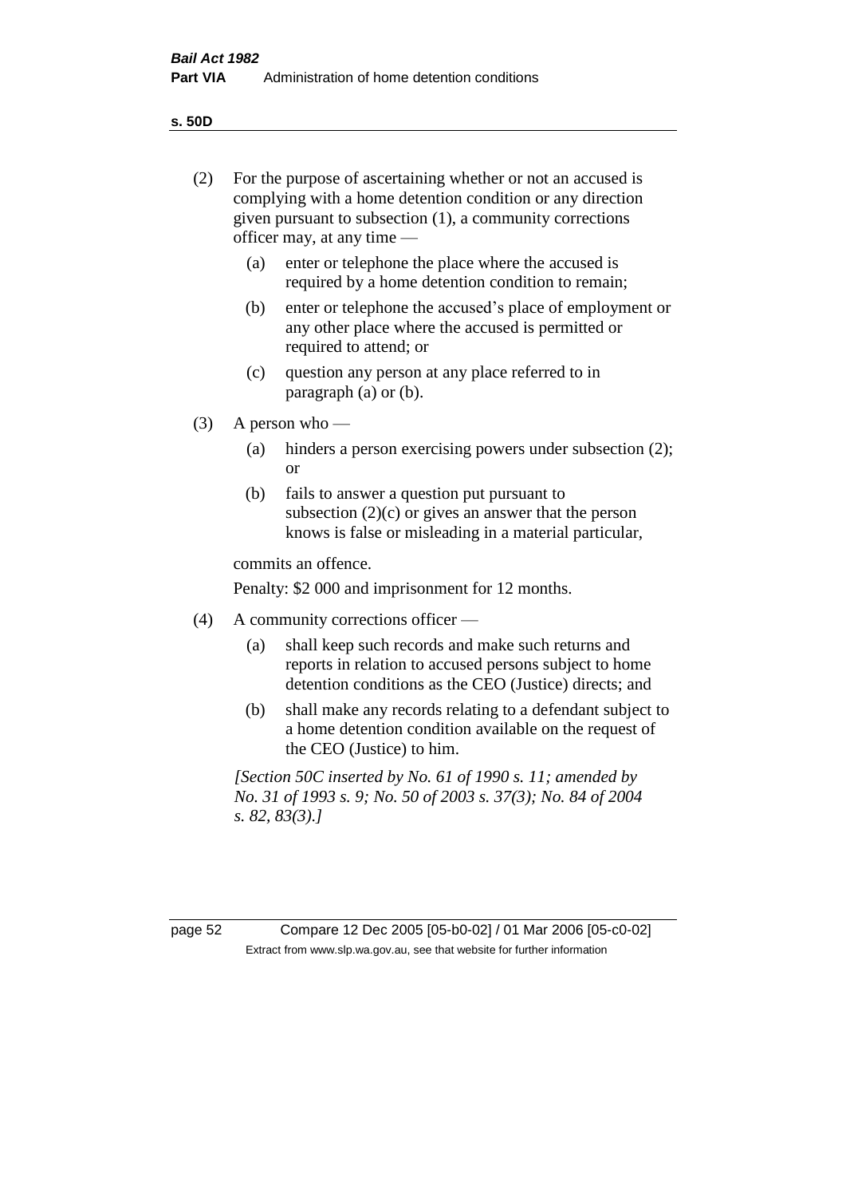(2) For the purpose of ascertaining whether or not an accused is complying with a home detention condition or any direction given pursuant to subsection (1), a community corrections officer may, at any time —

  (a) enter or telephone the place where the accused is required by a home detention condition to remain;

  (b) enter or telephone the accused's place of employment or any other place where the accused is permitted or required to attend; or

  (c) question any person at any place referred to in paragraph (a) or (b).

(3) A person who —

  (a) hinders a person exercising powers under subsection (2); or

  (b) fails to answer a question put pursuant to subsection (2)(c) or gives an answer that the person knows is false or misleading in a material particular,

commits an offence.

Penalty: $2 000 and imprisonment for 12 months.

(4) A community corrections officer —

  (a) shall keep such records and make such returns and reports in relation to accused persons subject to home detention conditions as the CEO (Justice) directs; and

  (b) shall make any records relating to a defendant subject to a home detention condition available on the request of the CEO (Justice) to him.

*[Section 50C inserted by No. 61 of 1990 s. 11; amended by No. 31 of 1993 s. 9; No. 50 of 2003 s. 37(3); No. 84 of 2004 s. 82, 83(3).]*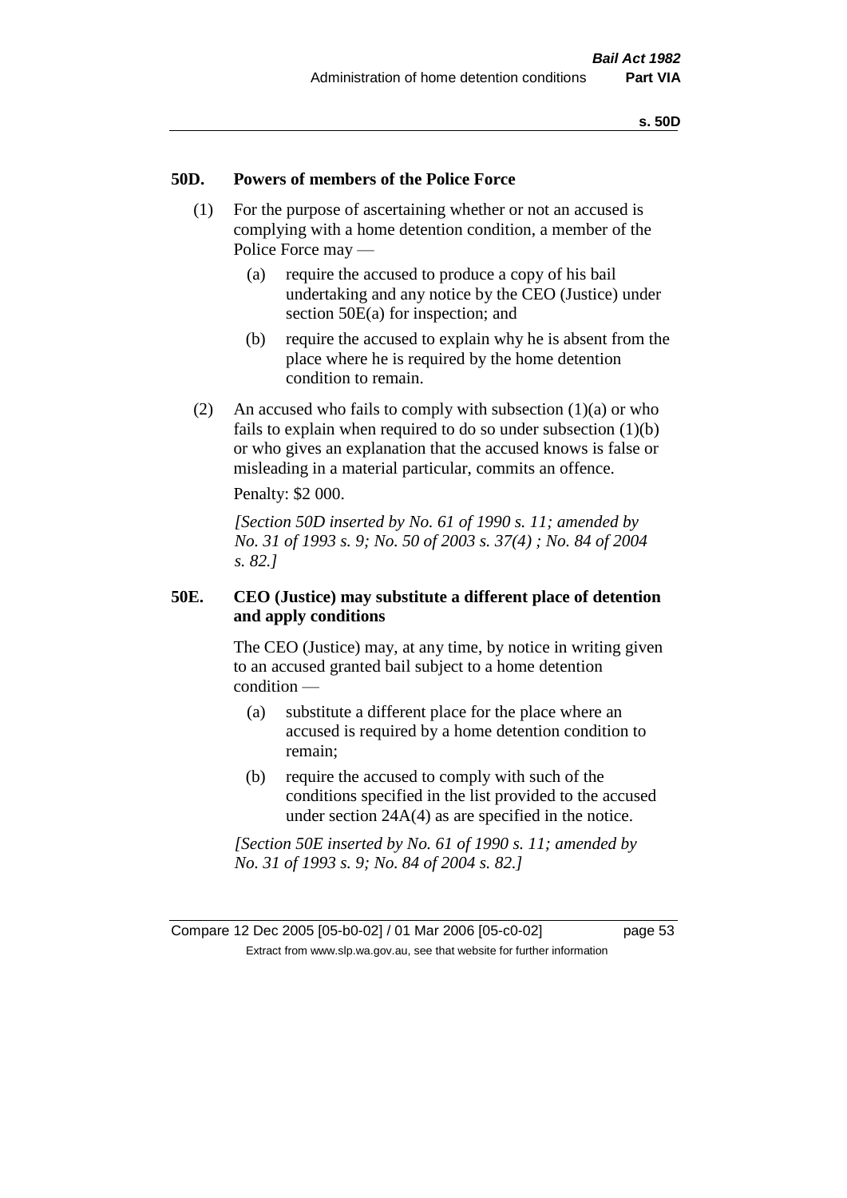## 50D. Powers of members of the Police Force

(1) For the purpose of ascertaining whether or not an accused is complying with a home detention condition, a member of the Police Force may —

(a) require the accused to produce a copy of his bail undertaking and any notice by the CEO (Justice) under section 50E(a) for inspection; and

(b) require the accused to explain why he is absent from the place where he is required by the home detention condition to remain.

(2) An accused who fails to comply with subsection (1)(a) or who fails to explain when required to do so under subsection (1)(b) or who gives an explanation that the accused knows is false or misleading in a material particular, commits an offence.

Penalty: $2 000.

*[Section 50D inserted by No. 61 of 1990 s. 11; amended by No. 31 of 1993 s. 9; No. 50 of 2003 s. 37(4) ; No. 84 of 2004 s. 82.]*

## 50E. CEO (Justice) may substitute a different place of detention and apply conditions

The CEO (Justice) may, at any time, by notice in writing given to an accused granted bail subject to a home detention condition —

(a) substitute a different place for the place where an accused is required by a home detention condition to remain;

(b) require the accused to comply with such of the conditions specified in the list provided to the accused under section 24A(4) as are specified in the notice.

*[Section 50E inserted by No. 61 of 1990 s. 11; amended by No. 31 of 1993 s. 9; No. 84 of 2004 s. 82.]*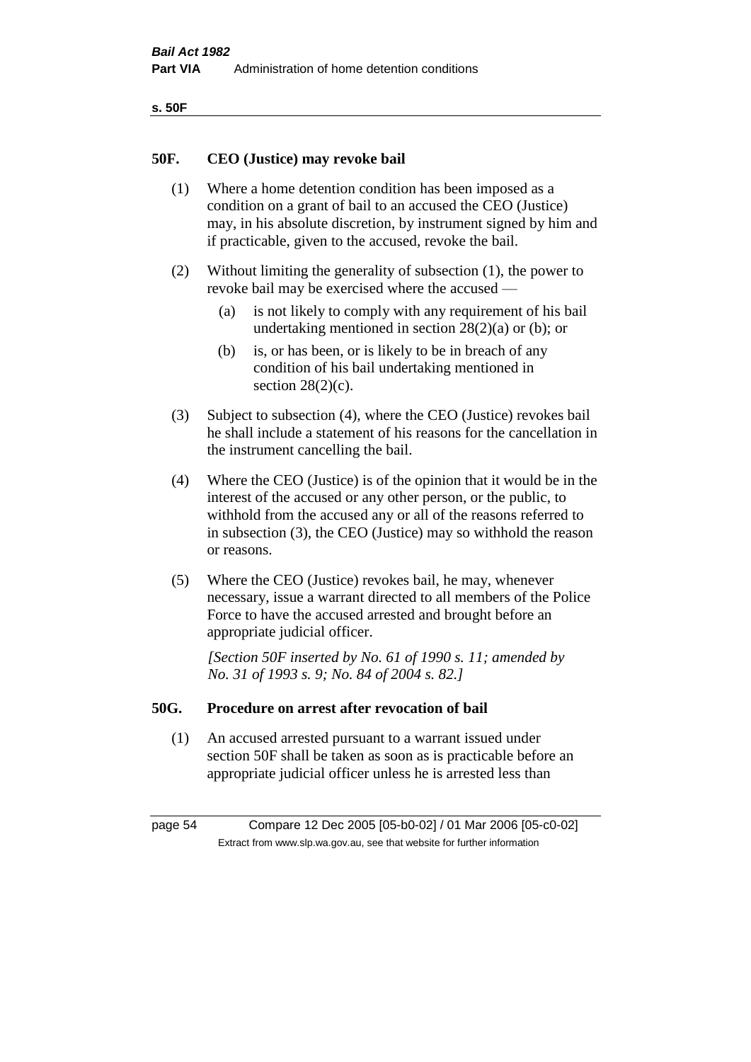## 50F. CEO (Justice) may revoke bail

(1) Where a home detention condition has been imposed as a condition on a grant of bail to an accused the CEO (Justice) may, in his absolute discretion, by instrument signed by him and if practicable, given to the accused, revoke the bail.

(2) Without limiting the generality of subsection (1), the power to revoke bail may be exercised where the accused —

- (a) is not likely to comply with any requirement of his bail undertaking mentioned in section 28(2)(a) or (b); or
- (b) is, or has been, or is likely to be in breach of any condition of his bail undertaking mentioned in section 28(2)(c).

(3) Subject to subsection (4), where the CEO (Justice) revokes bail he shall include a statement of his reasons for the cancellation in the instrument cancelling the bail.

(4) Where the CEO (Justice) is of the opinion that it would be in the interest of the accused or any other person, or the public, to withhold from the accused any or all of the reasons referred to in subsection (3), the CEO (Justice) may so withhold the reason or reasons.

(5) Where the CEO (Justice) revokes bail, he may, whenever necessary, issue a warrant directed to all members of the Police Force to have the accused arrested and brought before an appropriate judicial officer.

*[Section 50F inserted by No. 61 of 1990 s. 11; amended by No. 31 of 1993 s. 9; No. 84 of 2004 s. 82.]*

## 50G. Procedure on arrest after revocation of bail

(1) An accused arrested pursuant to a warrant issued under section 50F shall be taken as soon as is practicable before an appropriate judicial officer unless he is arrested less than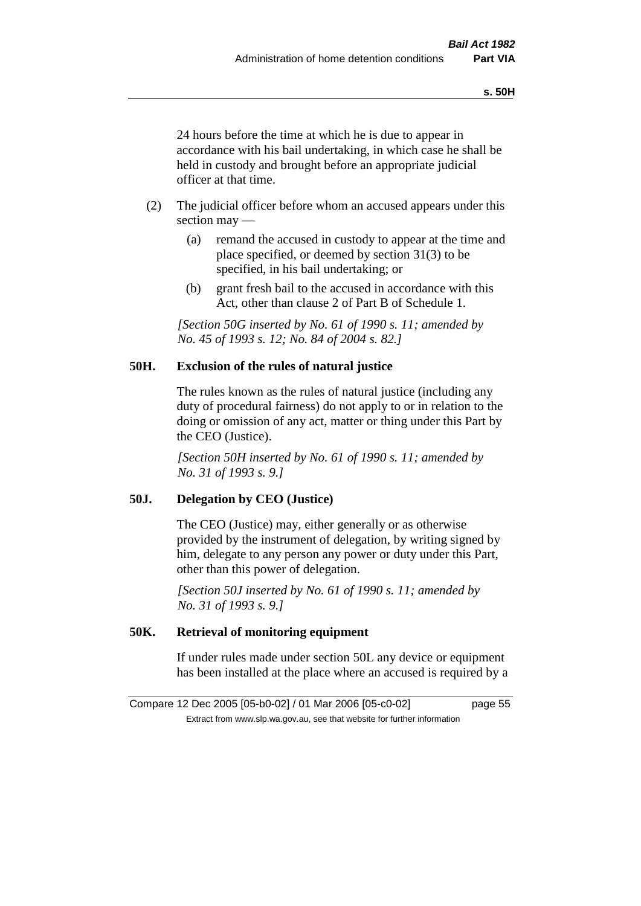24 hours before the time at which he is due to appear in accordance with his bail undertaking, in which case he shall be held in custody and brought before an appropriate judicial officer at that time.

(2) The judicial officer before whom an accused appears under this section may —

(a) remand the accused in custody to appear at the time and place specified, or deemed by section 31(3) to be specified, in his bail undertaking; or

(b) grant fresh bail to the accused in accordance with this Act, other than clause 2 of Part B of Schedule 1.

*[Section 50G inserted by No. 61 of 1990 s. 11; amended by No. 45 of 1993 s. 12; No. 84 of 2004 s. 82.]*

### 50H. Exclusion of the rules of natural justice

The rules known as the rules of natural justice (including any duty of procedural fairness) do not apply to or in relation to the doing or omission of any act, matter or thing under this Part by the CEO (Justice).

*[Section 50H inserted by No. 61 of 1990 s. 11; amended by No. 31 of 1993 s. 9.]*

### 50J. Delegation by CEO (Justice)

The CEO (Justice) may, either generally or as otherwise provided by the instrument of delegation, by writing signed by him, delegate to any person any power or duty under this Part, other than this power of delegation.

*[Section 50J inserted by No. 61 of 1990 s. 11; amended by No. 31 of 1993 s. 9.]*

### 50K. Retrieval of monitoring equipment

If under rules made under section 50L any device or equipment has been installed at the place where an accused is required by a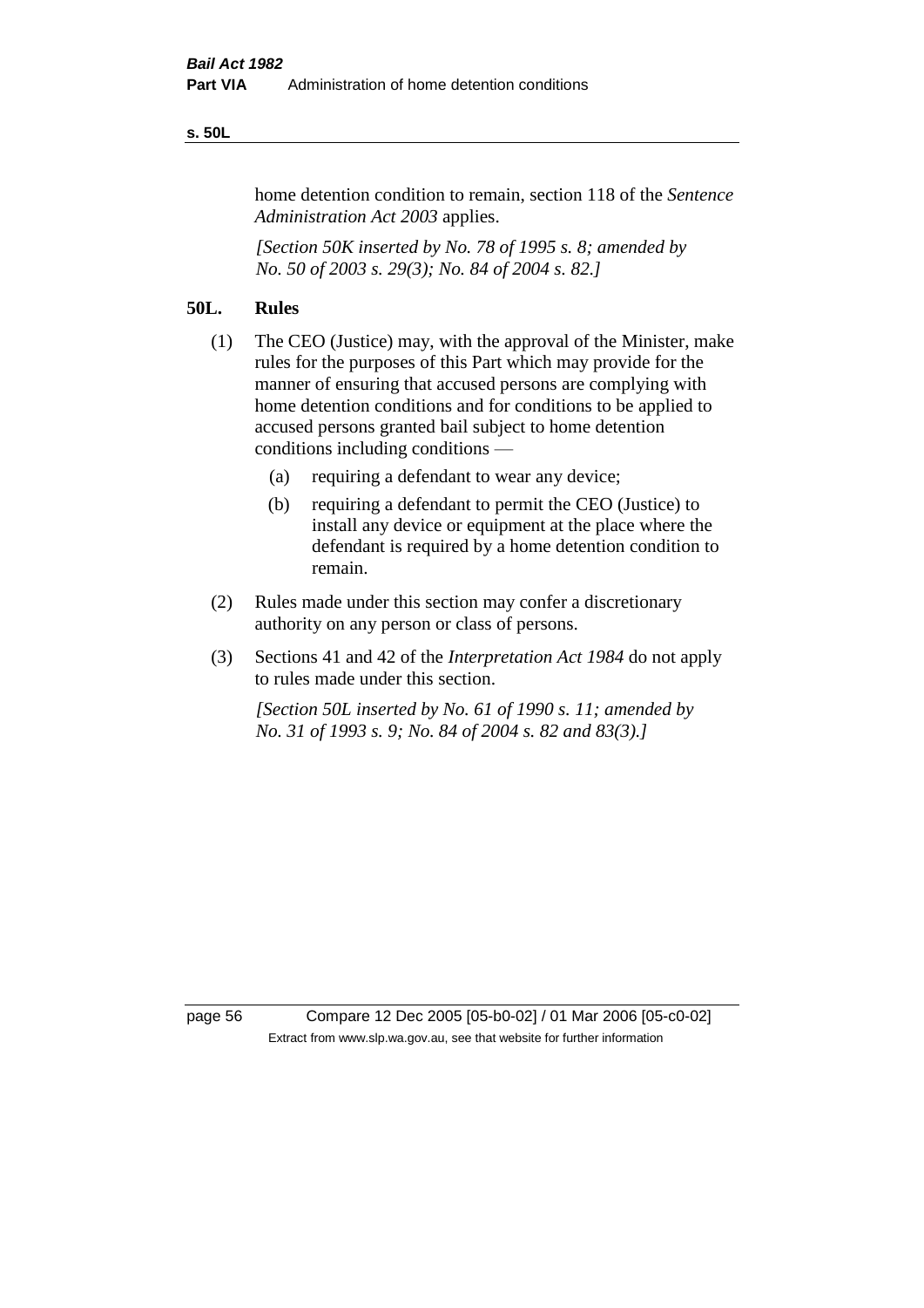home detention condition to remain, section 118 of the *Sentence Administration Act 2003* applies.

*[Section 50K inserted by No. 78 of 1995 s. 8; amended by No. 50 of 2003 s. 29(3); No. 84 of 2004 s. 82.]*

## 50L. Rules

(1) The CEO (Justice) may, with the approval of the Minister, make rules for the purposes of this Part which may provide for the manner of ensuring that accused persons are complying with home detention conditions and for conditions to be applied to accused persons granted bail subject to home detention conditions including conditions —

(a) requiring a defendant to wear any device;

(b) requiring a defendant to permit the CEO (Justice) to install any device or equipment at the place where the defendant is required by a home detention condition to remain.

(2) Rules made under this section may confer a discretionary authority on any person or class of persons.

(3) Sections 41 and 42 of the *Interpretation Act 1984* do not apply to rules made under this section.

*[Section 50L inserted by No. 61 of 1990 s. 11; amended by No. 31 of 1993 s. 9; No. 84 of 2004 s. 82 and 83(3).]*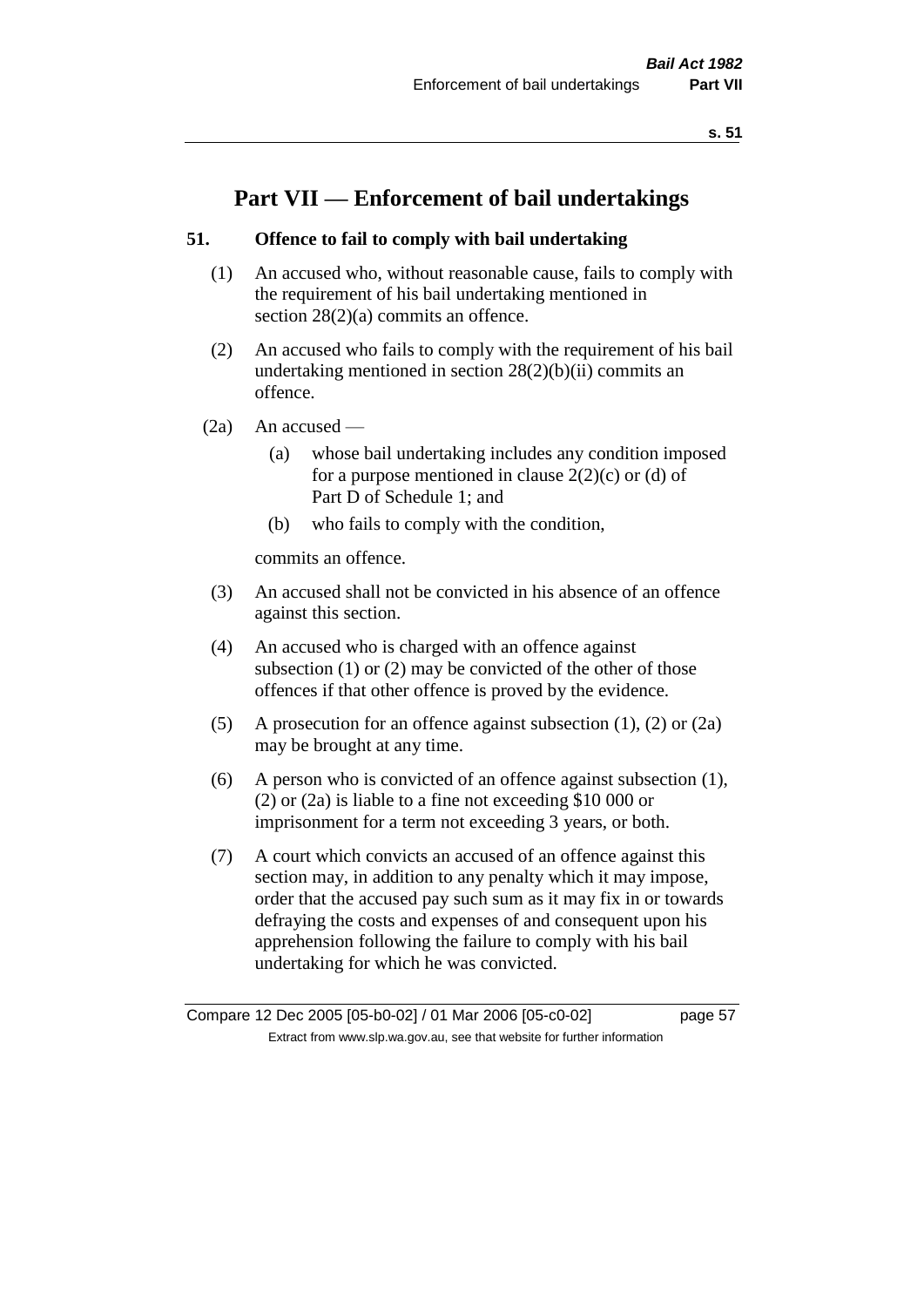# Part VII — Enforcement of bail undertakings

## 51. Offence to fail to comply with bail undertaking

(1) An accused who, without reasonable cause, fails to comply with the requirement of his bail undertaking mentioned in section 28(2)(a) commits an offence.

(2) An accused who fails to comply with the requirement of his bail undertaking mentioned in section 28(2)(b)(ii) commits an offence.

(2a) An accused —

- (a) whose bail undertaking includes any condition imposed for a purpose mentioned in clause 2(2)(c) or (d) of Part D of Schedule 1; and
- (b) who fails to comply with the condition,

commits an offence.

(3) An accused shall not be convicted in his absence of an offence against this section.

(4) An accused who is charged with an offence against subsection (1) or (2) may be convicted of the other of those offences if that other offence is proved by the evidence.

(5) A prosecution for an offence against subsection (1), (2) or (2a) may be brought at any time.

(6) A person who is convicted of an offence against subsection (1), (2) or (2a) is liable to a fine not exceeding $10 000 or imprisonment for a term not exceeding 3 years, or both.

(7) A court which convicts an accused of an offence against this section may, in addition to any penalty which it may impose, order that the accused pay such sum as it may fix in or towards defraying the costs and expenses of and consequent upon his apprehension following the failure to comply with his bail undertaking for which he was convicted.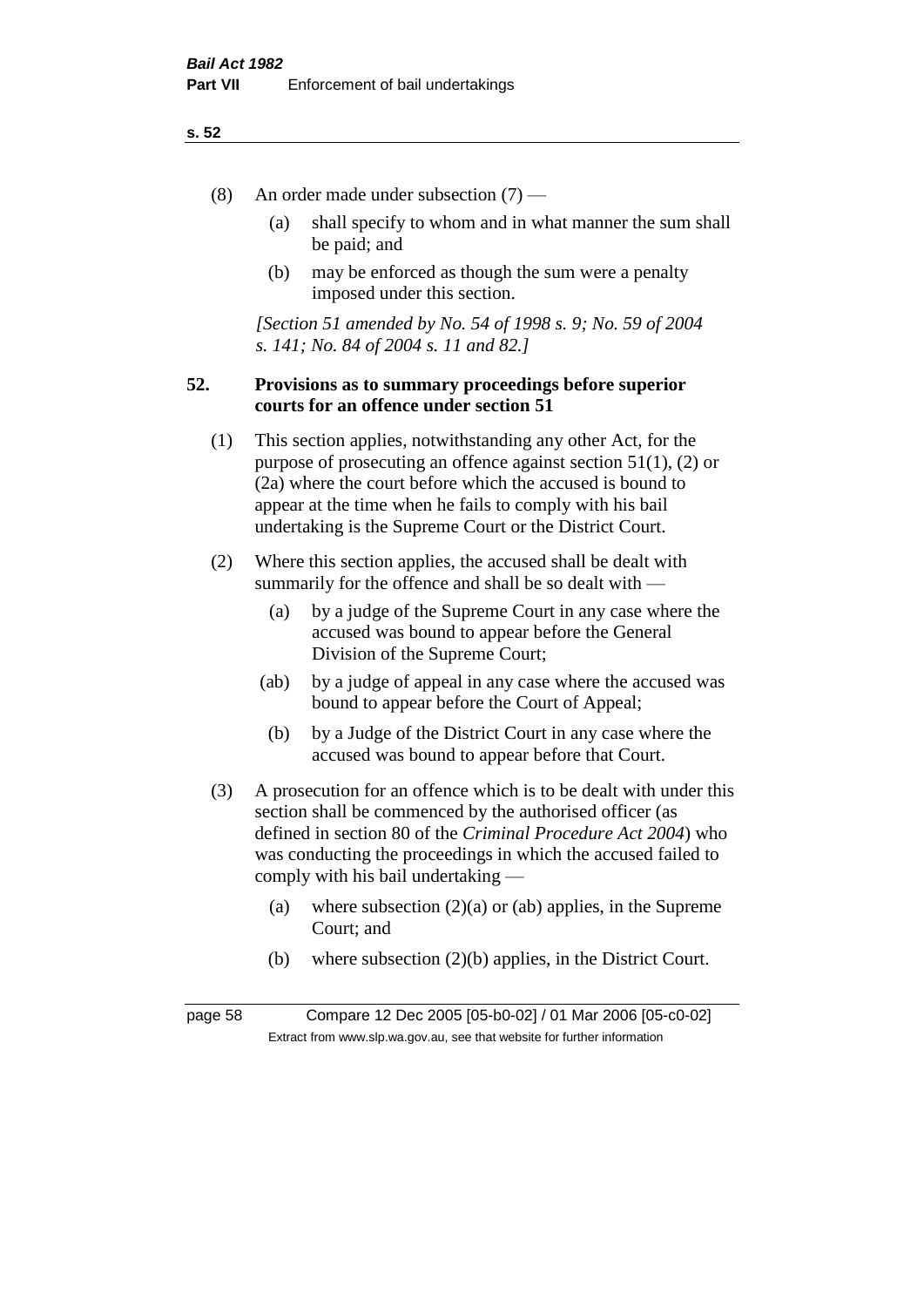(8) An order made under subsection (7) —

(a) shall specify to whom and in what manner the sum shall be paid; and

(b) may be enforced as though the sum were a penalty imposed under this section.

*[Section 51 amended by No. 54 of 1998 s. 9; No. 59 of 2004 s. 141; No. 84 of 2004 s. 11 and 82.]*

## 52. Provisions as to summary proceedings before superior courts for an offence under section 51

(1) This section applies, notwithstanding any other Act, for the purpose of prosecuting an offence against section 51(1), (2) or (2a) where the court before which the accused is bound to appear at the time when he fails to comply with his bail undertaking is the Supreme Court or the District Court.

(2) Where this section applies, the accused shall be dealt with summarily for the offence and shall be so dealt with —

(a) by a judge of the Supreme Court in any case where the accused was bound to appear before the General Division of the Supreme Court;

(ab) by a judge of appeal in any case where the accused was bound to appear before the Court of Appeal;

(b) by a Judge of the District Court in any case where the accused was bound to appear before that Court.

(3) A prosecution for an offence which is to be dealt with under this section shall be commenced by the authorised officer (as defined in section 80 of the *Criminal Procedure Act 2004*) who was conducting the proceedings in which the accused failed to comply with his bail undertaking —

(a) where subsection (2)(a) or (ab) applies, in the Supreme Court; and

(b) where subsection (2)(b) applies, in the District Court.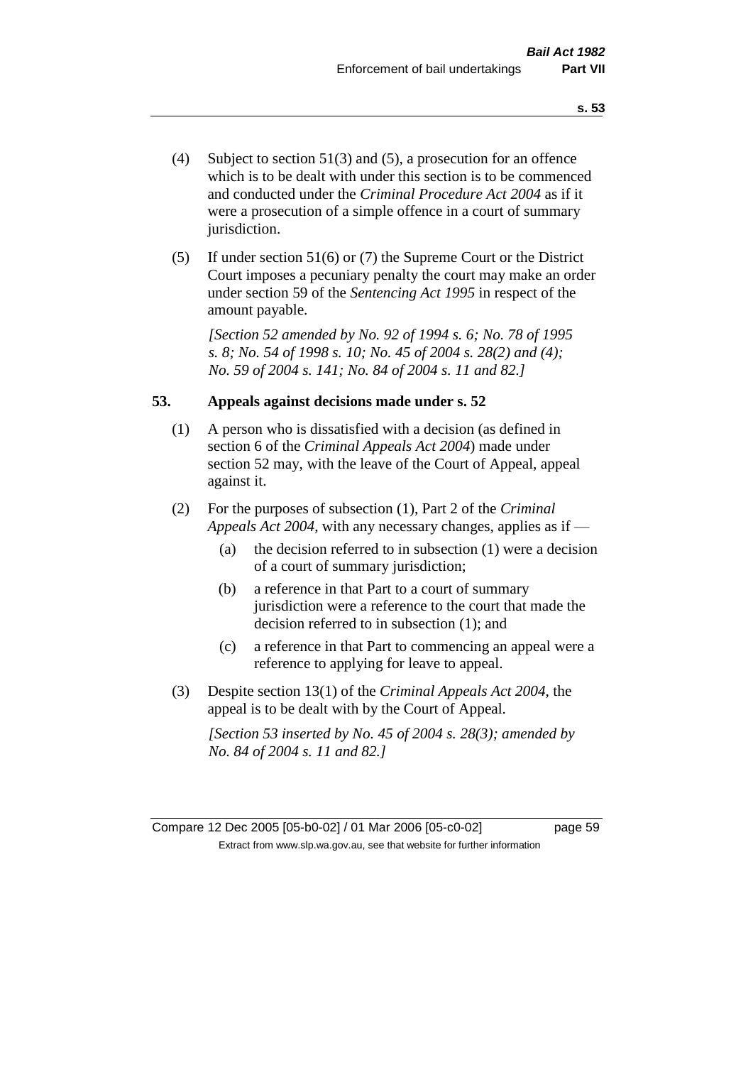(4) Subject to section 51(3) and (5), a prosecution for an offence which is to be dealt with under this section is to be commenced and conducted under the *Criminal Procedure Act 2004* as if it were a prosecution of a simple offence in a court of summary jurisdiction.

(5) If under section 51(6) or (7) the Supreme Court or the District Court imposes a pecuniary penalty the court may make an order under section 59 of the *Sentencing Act 1995* in respect of the amount payable.

*[Section 52 amended by No. 92 of 1994 s. 6; No. 78 of 1995 s. 8; No. 54 of 1998 s. 10; No. 45 of 2004 s. 28(2) and (4); No. 59 of 2004 s. 141; No. 84 of 2004 s. 11 and 82.]*

## 53. Appeals against decisions made under s. 52

(1) A person who is dissatisfied with a decision (as defined in section 6 of the *Criminal Appeals Act 2004*) made under section 52 may, with the leave of the Court of Appeal, appeal against it.

(2) For the purposes of subsection (1), Part 2 of the *Criminal Appeals Act 2004*, with any necessary changes, applies as if —

- (a) the decision referred to in subsection (1) were a decision of a court of summary jurisdiction;
- (b) a reference in that Part to a court of summary jurisdiction were a reference to the court that made the decision referred to in subsection (1); and
- (c) a reference in that Part to commencing an appeal were a reference to applying for leave to appeal.

(3) Despite section 13(1) of the *Criminal Appeals Act 2004*, the appeal is to be dealt with by the Court of Appeal.

*[Section 53 inserted by No. 45 of 2004 s. 28(3); amended by No. 84 of 2004 s. 11 and 82.]*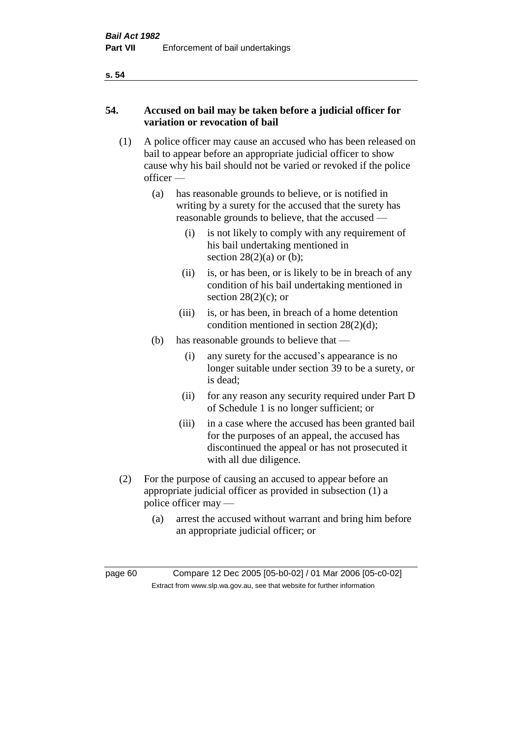## 54. Accused on bail may be taken before a judicial officer for variation or revocation of bail

(1) A police officer may cause an accused who has been released on bail to appear before an appropriate judicial officer to show cause why his bail should not be varied or revoked if the police officer —

(a) has reasonable grounds to believe, or is notified in writing by a surety for the accused that the surety has reasonable grounds to believe, that the accused —

(i) is not likely to comply with any requirement of his bail undertaking mentioned in section 28(2)(a) or (b);

(ii) is, or has been, or is likely to be in breach of any condition of his bail undertaking mentioned in section 28(2)(c); or

(iii) is, or has been, in breach of a home detention condition mentioned in section 28(2)(d);

(b) has reasonable grounds to believe that —

(i) any surety for the accused's appearance is no longer suitable under section 39 to be a surety, or is dead;

(ii) for any reason any security required under Part D of Schedule 1 is no longer sufficient; or

(iii) in a case where the accused has been granted bail for the purposes of an appeal, the accused has discontinued the appeal or has not prosecuted it with all due diligence.

(2) For the purpose of causing an accused to appear before an appropriate judicial officer as provided in subsection (1) a police officer may —

(a) arrest the accused without warrant and bring him before an appropriate judicial officer; or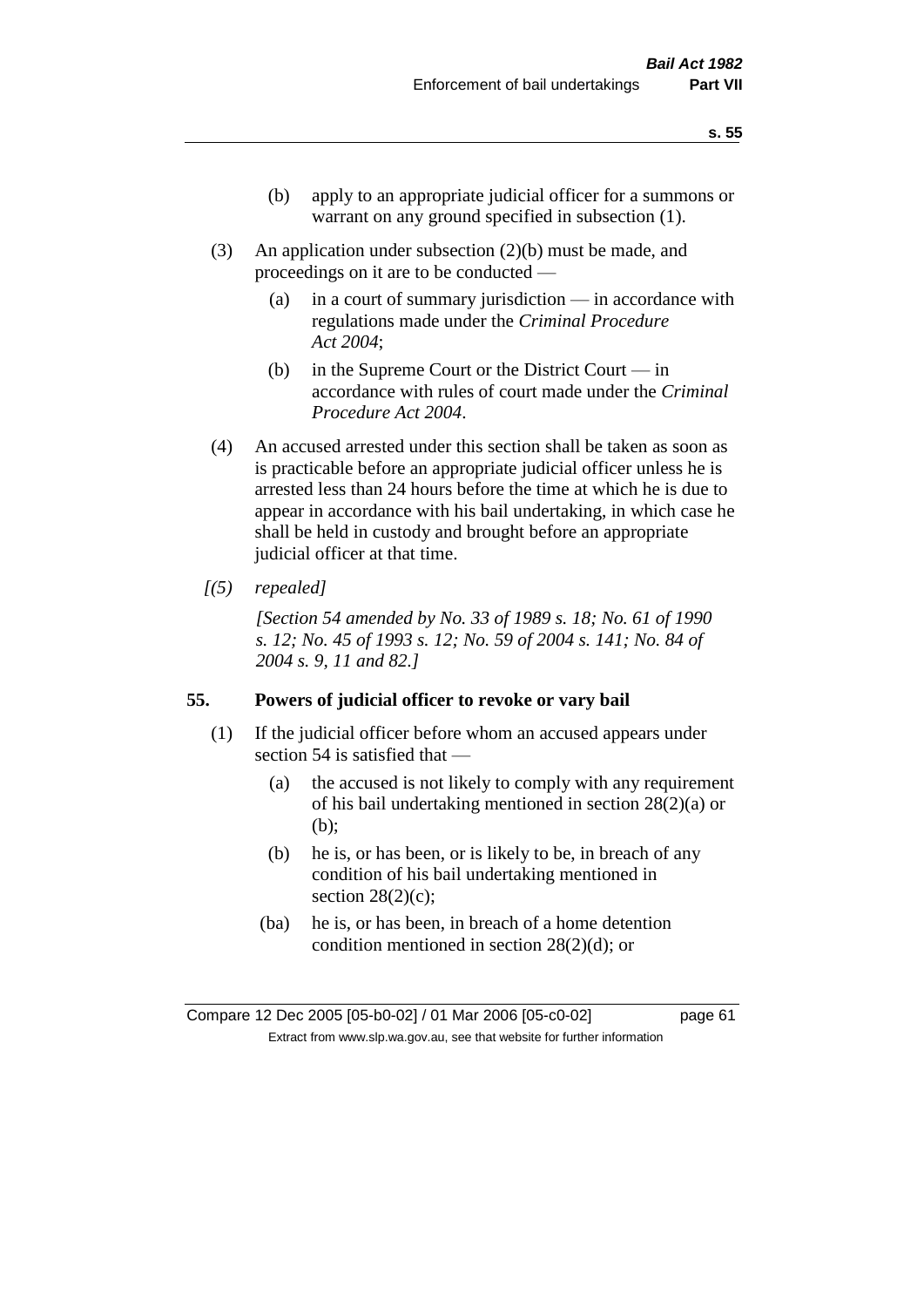(b) apply to an appropriate judicial officer for a summons or warrant on any ground specified in subsection (1).

(3) An application under subsection (2)(b) must be made, and proceedings on it are to be conducted —

(a) in a court of summary jurisdiction — in accordance with regulations made under the *Criminal Procedure Act 2004*;

(b) in the Supreme Court or the District Court — in accordance with rules of court made under the *Criminal Procedure Act 2004*.

(4) An accused arrested under this section shall be taken as soon as is practicable before an appropriate judicial officer unless he is arrested less than 24 hours before the time at which he is due to appear in accordance with his bail undertaking, in which case he shall be held in custody and brought before an appropriate judicial officer at that time.

*[(5) repealed]*

*[Section 54 amended by No. 33 of 1989 s. 18; No. 61 of 1990 s. 12; No. 45 of 1993 s. 12; No. 59 of 2004 s. 141; No. 84 of 2004 s. 9, 11 and 82.]*

## 55. Powers of judicial officer to revoke or vary bail

(1) If the judicial officer before whom an accused appears under section 54 is satisfied that —

(a) the accused is not likely to comply with any requirement of his bail undertaking mentioned in section 28(2)(a) or (b);

(b) he is, or has been, or is likely to be, in breach of any condition of his bail undertaking mentioned in section 28(2)(c);

(ba) he is, or has been, in breach of a home detention condition mentioned in section 28(2)(d); or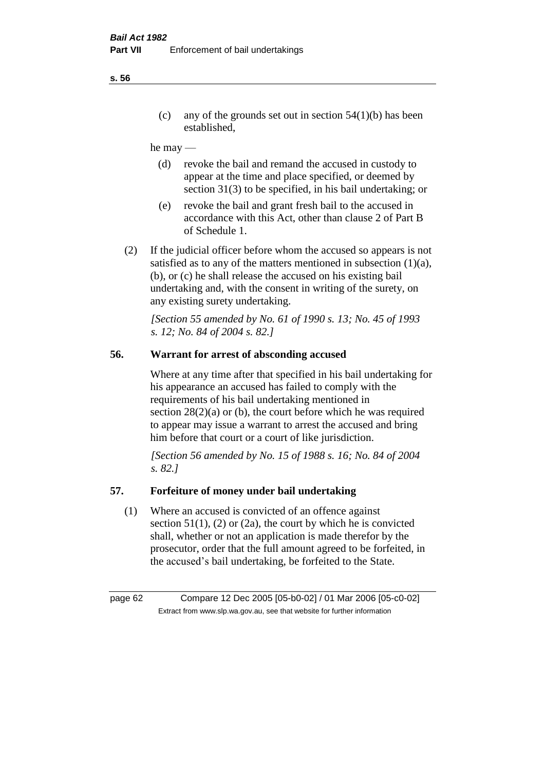(c) any of the grounds set out in section 54(1)(b) has been established,

he may —

(d) revoke the bail and remand the accused in custody to appear at the time and place specified, or deemed by section 31(3) to be specified, in his bail undertaking; or

(e) revoke the bail and grant fresh bail to the accused in accordance with this Act, other than clause 2 of Part B of Schedule 1.

(2) If the judicial officer before whom the accused so appears is not satisfied as to any of the matters mentioned in subsection (1)(a), (b), or (c) he shall release the accused on his existing bail undertaking and, with the consent in writing of the surety, on any existing surety undertaking.

*[Section 55 amended by No. 61 of 1990 s. 13; No. 45 of 1993 s. 12; No. 84 of 2004 s. 82.]*

## 56. Warrant for arrest of absconding accused

Where at any time after that specified in his bail undertaking for his appearance an accused has failed to comply with the requirements of his bail undertaking mentioned in section 28(2)(a) or (b), the court before which he was required to appear may issue a warrant to arrest the accused and bring him before that court or a court of like jurisdiction.

*[Section 56 amended by No. 15 of 1988 s. 16; No. 84 of 2004 s. 82.]*

## 57. Forfeiture of money under bail undertaking

(1) Where an accused is convicted of an offence against section 51(1), (2) or (2a), the court by which he is convicted shall, whether or not an application is made therefor by the prosecutor, order that the full amount agreed to be forfeited, in the accused's bail undertaking, be forfeited to the State.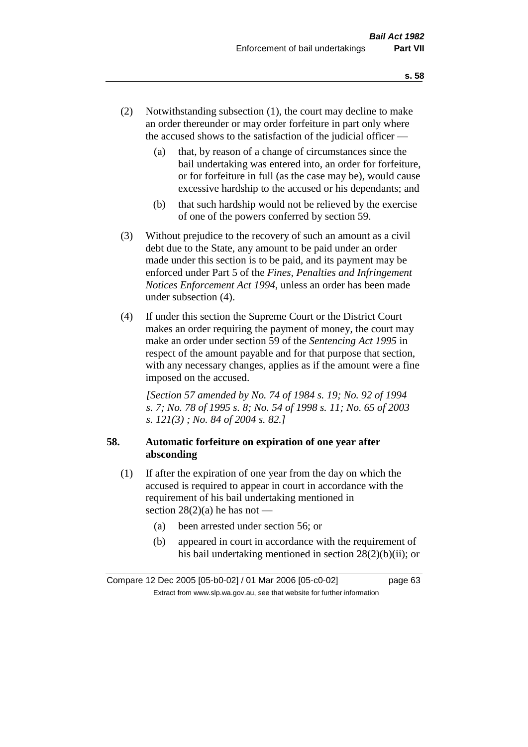(2) Notwithstanding subsection (1), the court may decline to make an order thereunder or may order forfeiture in part only where the accused shows to the satisfaction of the judicial officer —

(a) that, by reason of a change of circumstances since the bail undertaking was entered into, an order for forfeiture, or for forfeiture in full (as the case may be), would cause excessive hardship to the accused or his dependants; and

(b) that such hardship would not be relieved by the exercise of one of the powers conferred by section 59.

(3) Without prejudice to the recovery of such an amount as a civil debt due to the State, any amount to be paid under an order made under this section is to be paid, and its payment may be enforced under Part 5 of the *Fines, Penalties and Infringement Notices Enforcement Act 1994*, unless an order has been made under subsection (4).

(4) If under this section the Supreme Court or the District Court makes an order requiring the payment of money, the court may make an order under section 59 of the *Sentencing Act 1995* in respect of the amount payable and for that purpose that section, with any necessary changes, applies as if the amount were a fine imposed on the accused.

*[Section 57 amended by No. 74 of 1984 s. 19; No. 92 of 1994 s. 7; No. 78 of 1995 s. 8; No. 54 of 1998 s. 11; No. 65 of 2003 s. 121(3) ; No. 84 of 2004 s. 82.]*

**58. Automatic forfeiture on expiration of one year after absconding**

(1) If after the expiration of one year from the day on which the accused is required to appear in court in accordance with the requirement of his bail undertaking mentioned in section 28(2)(a) he has not —

(a) been arrested under section 56; or

(b) appeared in court in accordance with the requirement of his bail undertaking mentioned in section 28(2)(b)(ii); or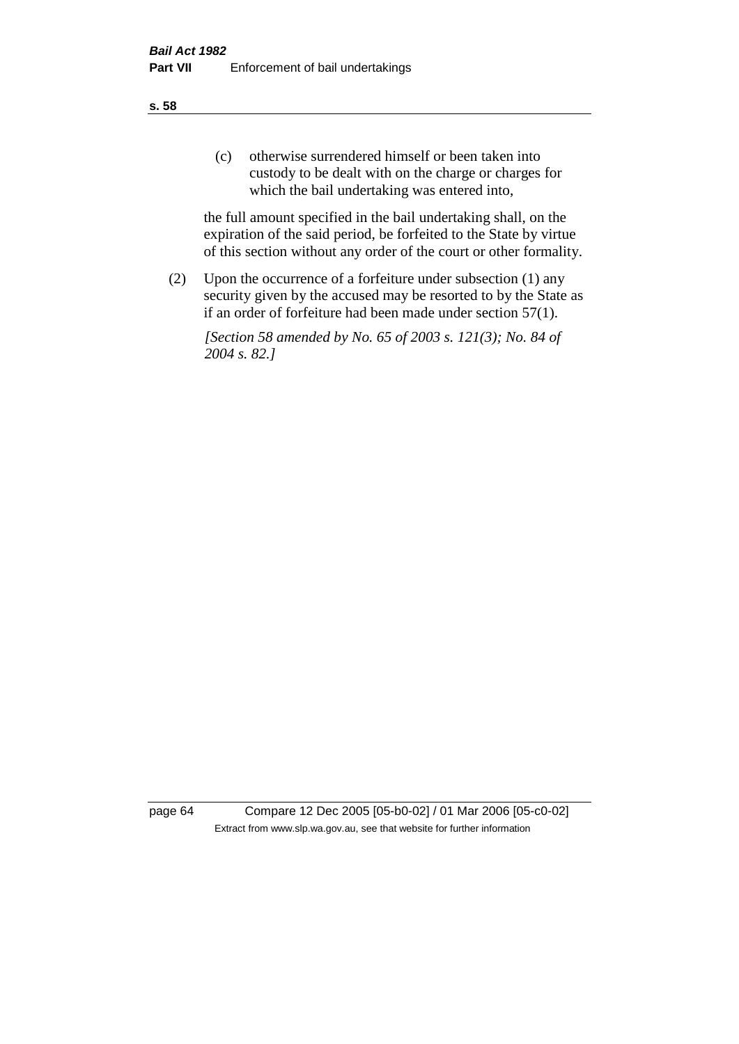(c) otherwise surrendered himself or been taken into custody to be dealt with on the charge or charges for which the bail undertaking was entered into,

the full amount specified in the bail undertaking shall, on the expiration of the said period, be forfeited to the State by virtue of this section without any order of the court or other formality.

(2) Upon the occurrence of a forfeiture under subsection (1) any security given by the accused may be resorted to by the State as if an order of forfeiture had been made under section 57(1).

*[Section 58 amended by No. 65 of 2003 s. 121(3); No. 84 of 2004 s. 82.]*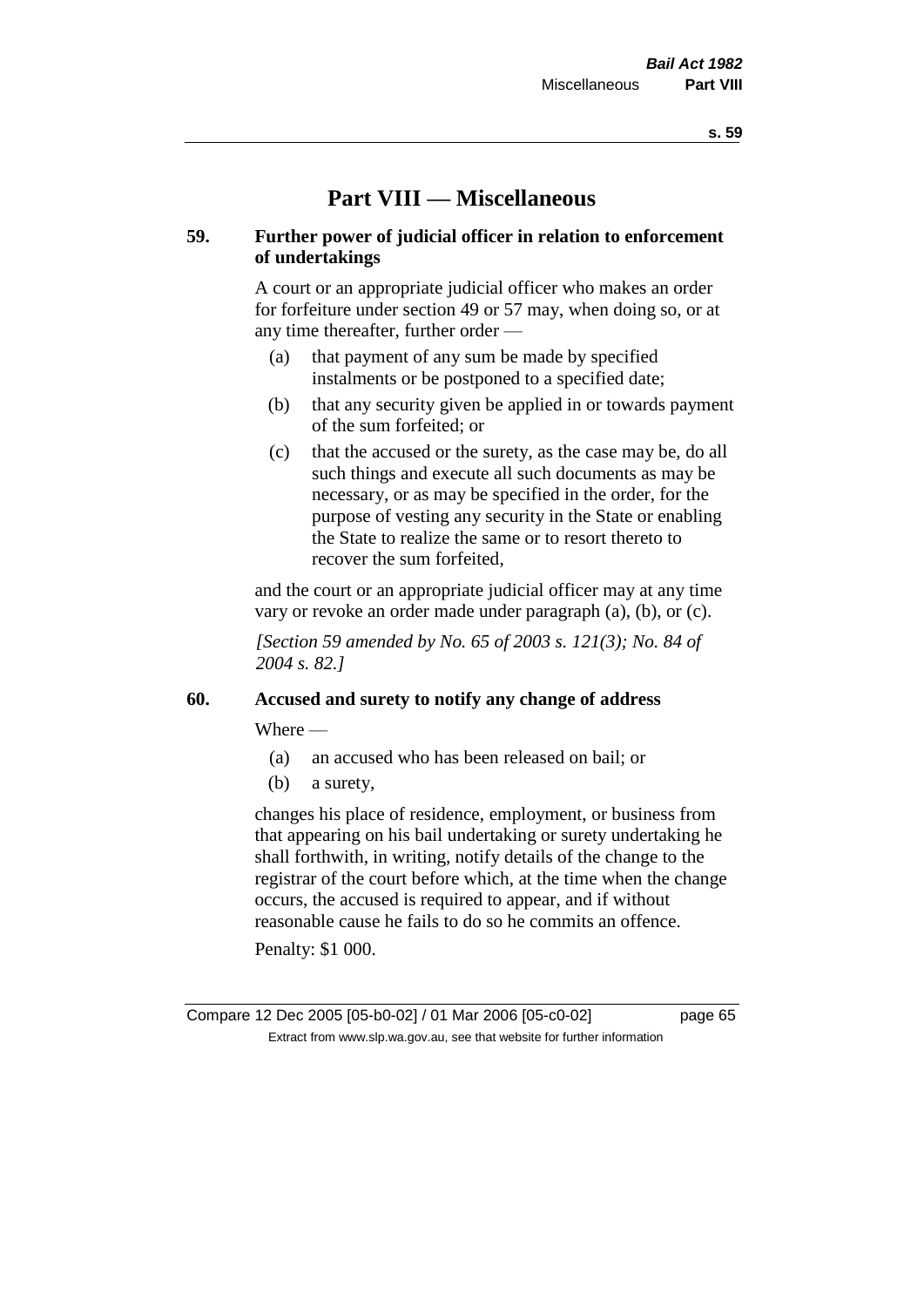# Part VIII — Miscellaneous

## 59. Further power of judicial officer in relation to enforcement of undertakings

A court or an appropriate judicial officer who makes an order for forfeiture under section 49 or 57 may, when doing so, or at any time thereafter, further order —

- (a) that payment of any sum be made by specified instalments or be postponed to a specified date;
- (b) that any security given be applied in or towards payment of the sum forfeited; or
- (c) that the accused or the surety, as the case may be, do all such things and execute all such documents as may be necessary, or as may be specified in the order, for the purpose of vesting any security in the State or enabling the State to realize the same or to resort thereto to recover the sum forfeited,

and the court or an appropriate judicial officer may at any time vary or revoke an order made under paragraph (a), (b), or (c).

*[Section 59 amended by No. 65 of 2003 s. 121(3); No. 84 of 2004 s. 82.]*

## 60. Accused and surety to notify any change of address

Where —

- (a) an accused who has been released on bail; or
- (b) a surety,

changes his place of residence, employment, or business from that appearing on his bail undertaking or surety undertaking he shall forthwith, in writing, notify details of the change to the registrar of the court before which, at the time when the change occurs, the accused is required to appear, and if without reasonable cause he fails to do so he commits an offence.

Penalty: $1 000.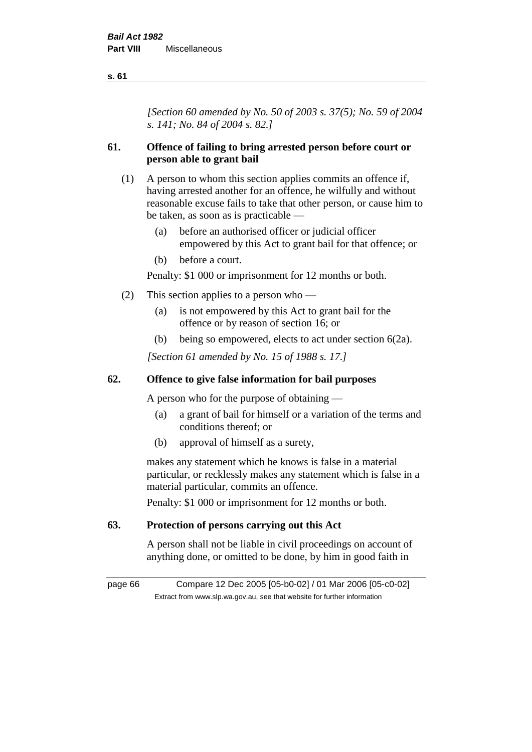*[Section 60 amended by No. 50 of 2003 s. 37(5); No. 59 of 2004 s. 141; No. 84 of 2004 s. 82.]*

## 61. Offence of failing to bring arrested person before court or person able to grant bail

(1) A person to whom this section applies commits an offence if, having arrested another for an offence, he wilfully and without reasonable excuse fails to take that other person, or cause him to be taken, as soon as is practicable —

- (a) before an authorised officer or judicial officer empowered by this Act to grant bail for that offence; or
- (b) before a court.

Penalty: $1 000 or imprisonment for 12 months or both.

(2) This section applies to a person who —

- (a) is not empowered by this Act to grant bail for the offence or by reason of section 16; or
- (b) being so empowered, elects to act under section 6(2a).

*[Section 61 amended by No. 15 of 1988 s. 17.]*

## 62. Offence to give false information for bail purposes

A person who for the purpose of obtaining —

- (a) a grant of bail for himself or a variation of the terms and conditions thereof; or
- (b) approval of himself as a surety,

makes any statement which he knows is false in a material particular, or recklessly makes any statement which is false in a material particular, commits an offence.

Penalty: $1 000 or imprisonment for 12 months or both.

## 63. Protection of persons carrying out this Act

A person shall not be liable in civil proceedings on account of anything done, or omitted to be done, by him in good faith in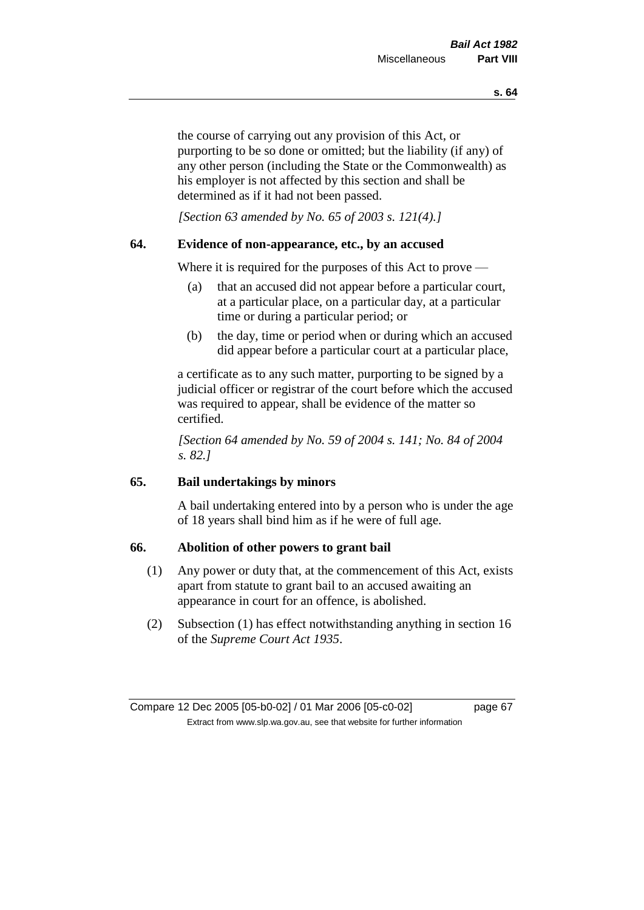the course of carrying out any provision of this Act, or purporting to be so done or omitted; but the liability (if any) of any other person (including the State or the Commonwealth) as his employer is not affected by this section and shall be determined as if it had not been passed.

*[Section 63 amended by No. 65 of 2003 s. 121(4).]*

### 64. Evidence of non-appearance, etc., by an accused

Where it is required for the purposes of this Act to prove —

(a) that an accused did not appear before a particular court, at a particular place, on a particular day, at a particular time or during a particular period; or

(b) the day, time or period when or during which an accused did appear before a particular court at a particular place,

a certificate as to any such matter, purporting to be signed by a judicial officer or registrar of the court before which the accused was required to appear, shall be evidence of the matter so certified.

*[Section 64 amended by No. 59 of 2004 s. 141; No. 84 of 2004 s. 82.]*

### 65. Bail undertakings by minors

A bail undertaking entered into by a person who is under the age of 18 years shall bind him as if he were of full age.

### 66. Abolition of other powers to grant bail

(1) Any power or duty that, at the commencement of this Act, exists apart from statute to grant bail to an accused awaiting an appearance in court for an offence, is abolished.

(2) Subsection (1) has effect notwithstanding anything in section 16 of the *Supreme Court Act 1935*.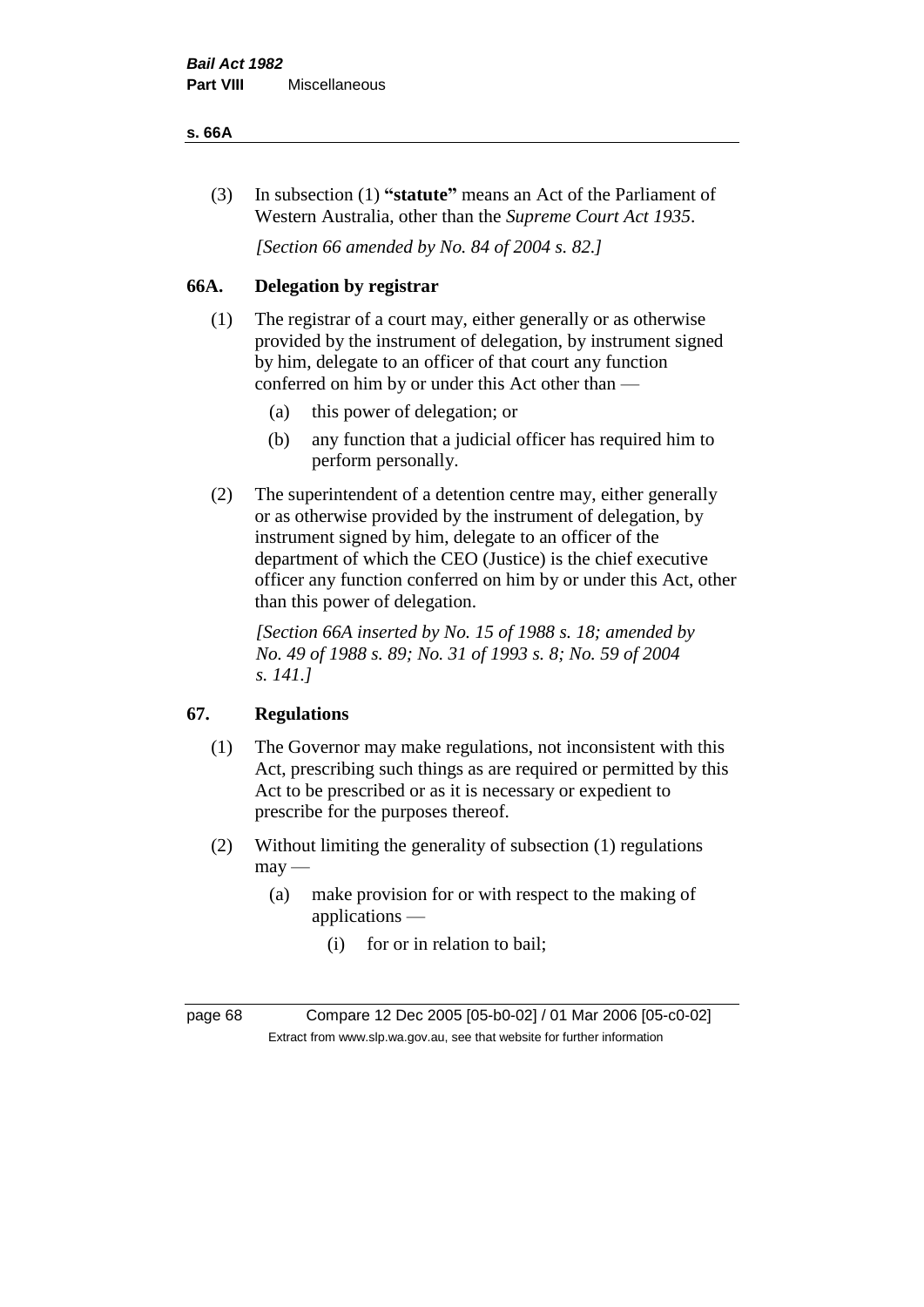(3) In subsection (1) **"statute"** means an Act of the Parliament of Western Australia, other than the *Supreme Court Act 1935*.

*[Section 66 amended by No. 84 of 2004 s. 82.]*

## 66A. Delegation by registrar

(1) The registrar of a court may, either generally or as otherwise provided by the instrument of delegation, by instrument signed by him, delegate to an officer of that court any function conferred on him by or under this Act other than —

  (a) this power of delegation; or

  (b) any function that a judicial officer has required him to perform personally.

(2) The superintendent of a detention centre may, either generally or as otherwise provided by the instrument of delegation, by instrument signed by him, delegate to an officer of the department of which the CEO (Justice) is the chief executive officer any function conferred on him by or under this Act, other than this power of delegation.

*[Section 66A inserted by No. 15 of 1988 s. 18; amended by No. 49 of 1988 s. 89; No. 31 of 1993 s. 8; No. 59 of 2004 s. 141.]*

## 67. Regulations

(1) The Governor may make regulations, not inconsistent with this Act, prescribing such things as are required or permitted by this Act to be prescribed or as it is necessary or expedient to prescribe for the purposes thereof.

(2) Without limiting the generality of subsection (1) regulations may —

  (a) make provision for or with respect to the making of applications —

    (i) for or in relation to bail;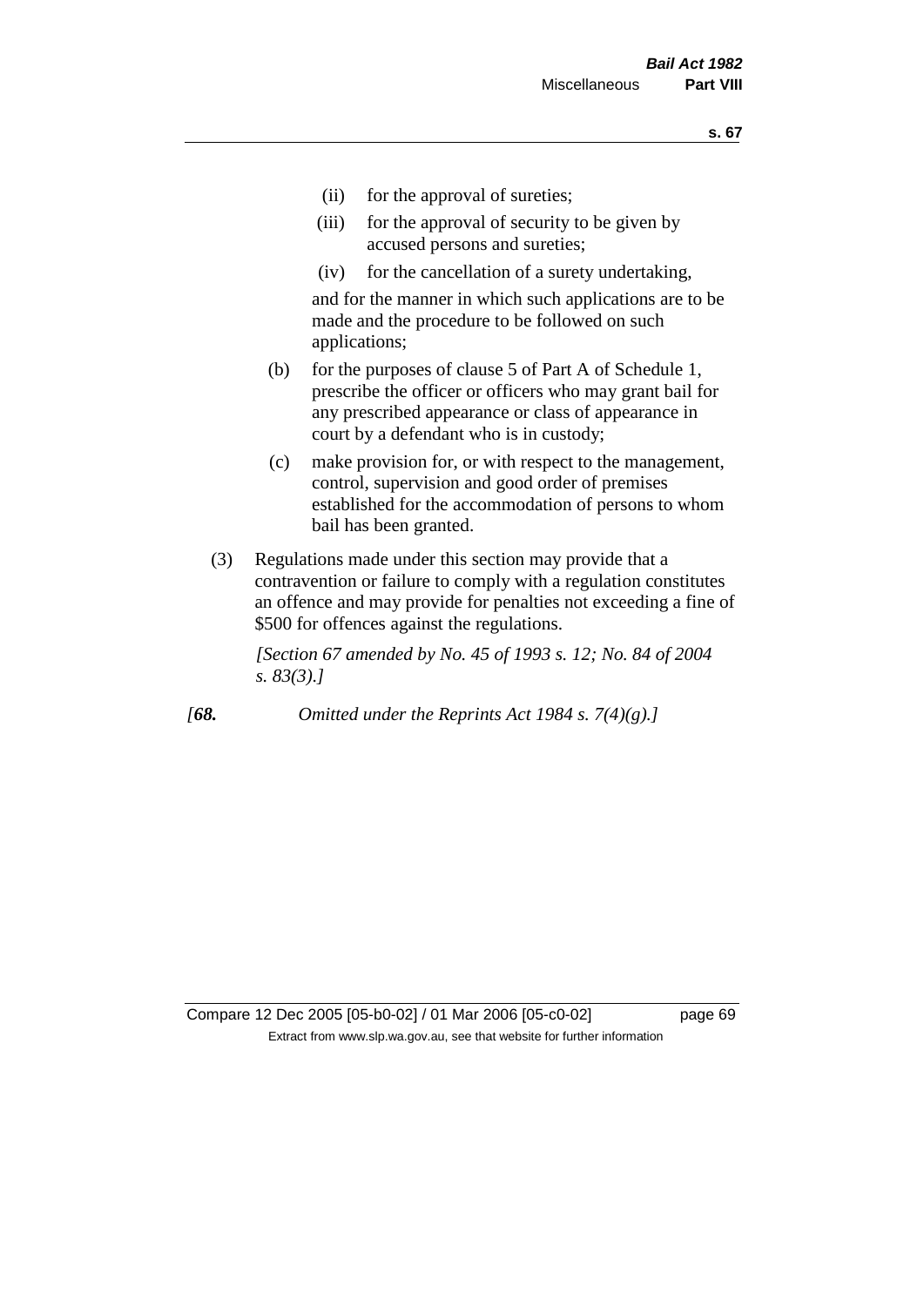(ii) for the approval of sureties;

(iii) for the approval of security to be given by accused persons and sureties;

(iv) for the cancellation of a surety undertaking,

and for the manner in which such applications are to be made and the procedure to be followed on such applications;

(b) for the purposes of clause 5 of Part A of Schedule 1, prescribe the officer or officers who may grant bail for any prescribed appearance or class of appearance in court by a defendant who is in custody;

(c) make provision for, or with respect to the management, control, supervision and good order of premises established for the accommodation of persons to whom bail has been granted.

(3) Regulations made under this section may provide that a contravention or failure to comply with a regulation constitutes an offence and may provide for penalties not exceeding a fine of $500 for offences against the regulations.

*[Section 67 amended by No. 45 of 1993 s. 12; No. 84 of 2004 s. 83(3).]*

*[**68.** Omitted under the Reprints Act 1984 s. 7(4)(g).]*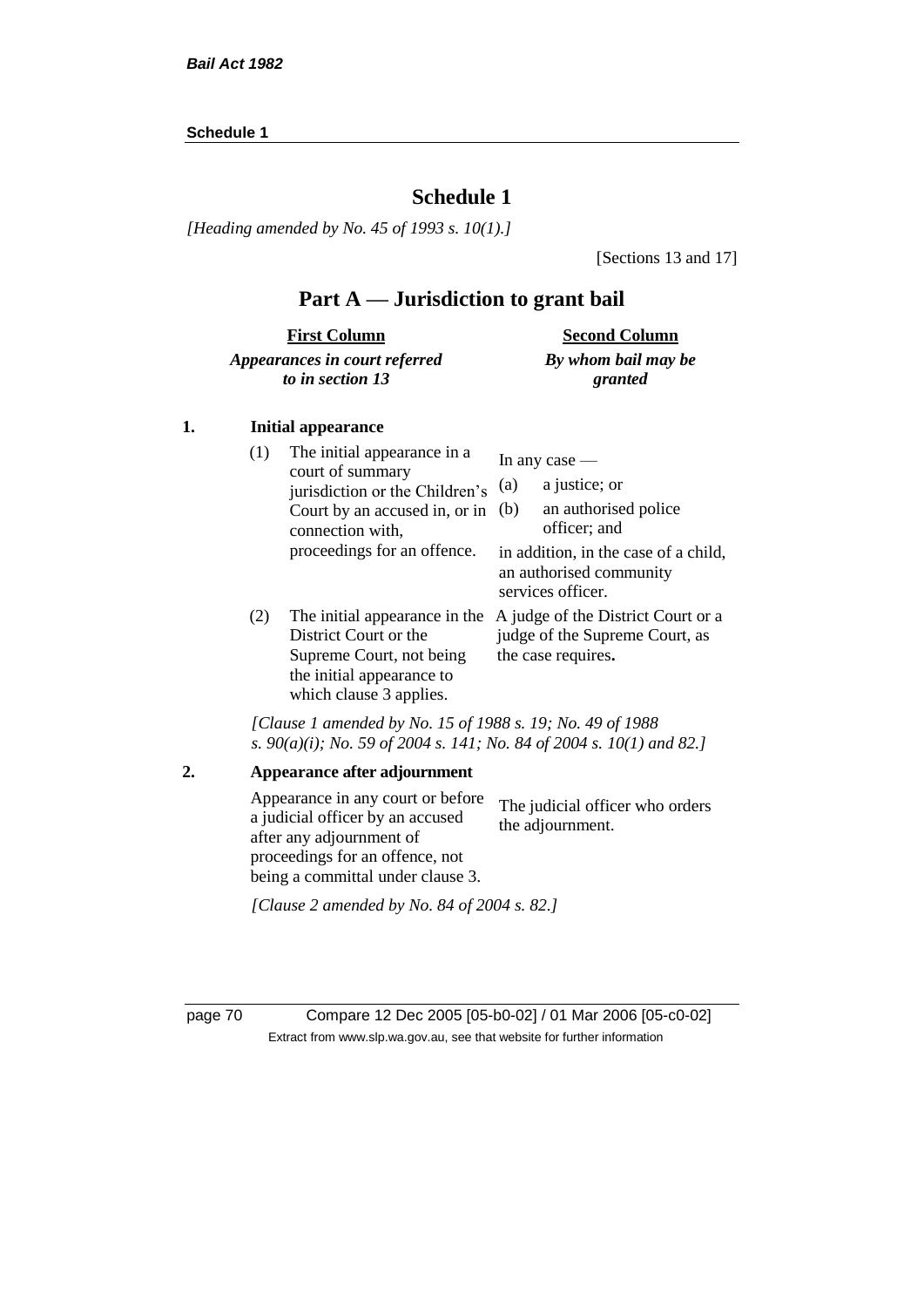# Schedule 1

*[Heading amended by No. 45 of 1993 s. 10(1).]*

[Sections 13 and 17]

## Part A — Jurisdiction to grant bail

| **First Column** *Appearances in court referred to in section 13* | **Second Column** *By whom bail may be granted* |
|---|---|
| **1. Initial appearance** | |
| (1) The initial appearance in a court of summary jurisdiction or the Children's Court by an accused in, or in connection with, proceedings for an offence. | In any case — (a) a justice; or (b) an authorised police officer; and in addition, in the case of a child, an authorised community services officer. |
| (2) The initial appearance in the District Court or the Supreme Court, not being the initial appearance to which clause 3 applies. | A judge of the District Court or a judge of the Supreme Court, as the case requires. |

*[Clause 1 amended by No. 15 of 1988 s. 19; No. 49 of 1988 s. 90(a)(i); No. 59 of 2004 s. 141; No. 84 of 2004 s. 10(1) and 82.]*

| | |
|---|---|
| **2. Appearance after adjournment** | |
| Appearance in any court or before a judicial officer by an accused after any adjournment of proceedings for an offence, not being a committal under clause 3. | The judicial officer who orders the adjournment. |

*[Clause 2 amended by No. 84 of 2004 s. 82.]*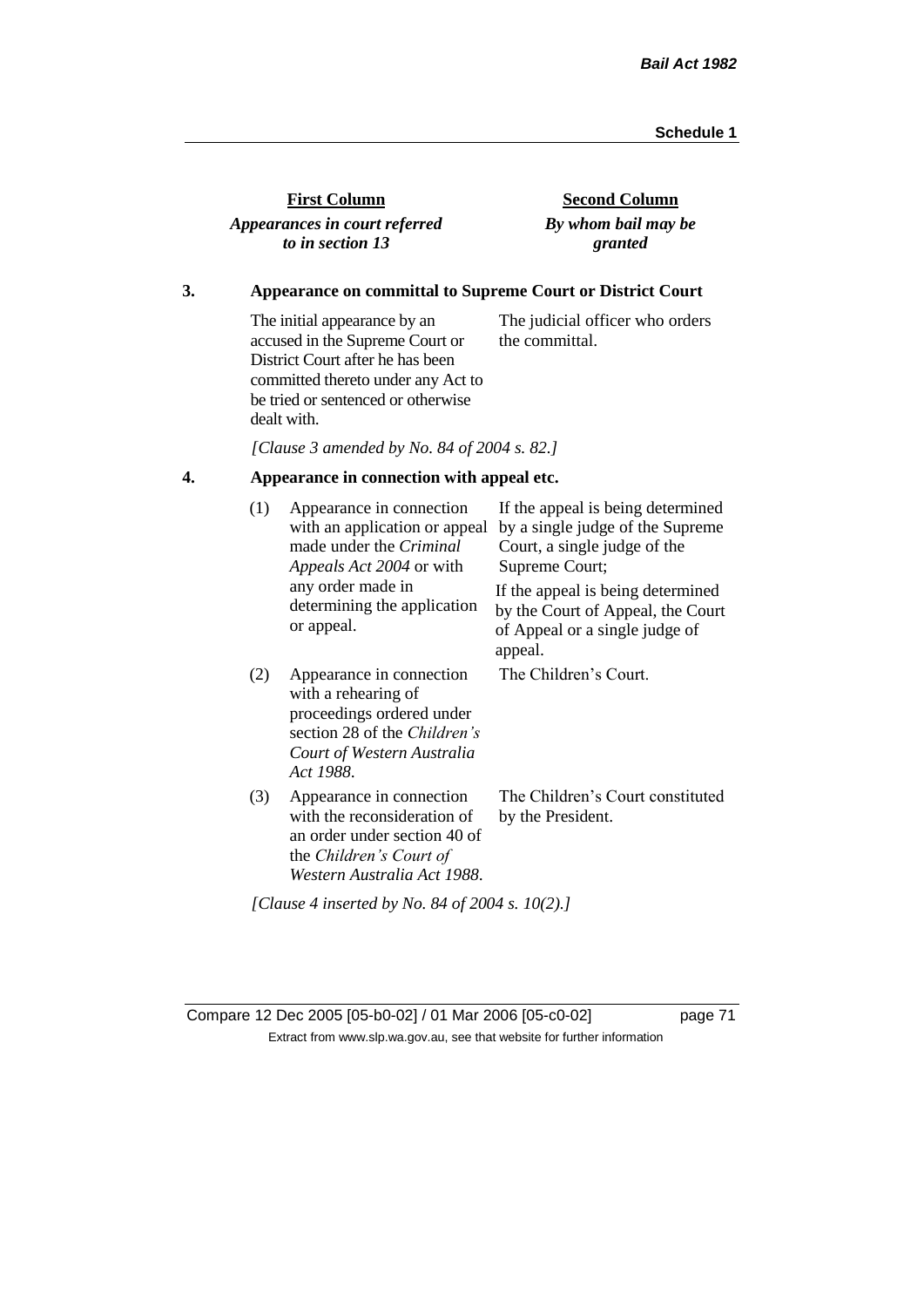| First Column<br>*Appearances in court referred to in section 13* | Second Column<br>*By whom bail may be granted* |
|---|---|

**3. Appearance on committal to Supreme Court or District Court**

| | |
|---|---|
| The initial appearance by an accused in the Supreme Court or District Court after he has been committed thereto under any Act to be tried or sentenced or otherwise dealt with. | The judicial officer who orders the committal. |

*[Clause 3 amended by No. 84 of 2004 s. 82.]*

**4. Appearance in connection with appeal etc.**

| | |
|---|---|
| (1) Appearance in connection with an application or appeal made under the *Criminal Appeals Act 2004* or with any order made in determining the application or appeal. | If the appeal is being determined by a single judge of the Supreme Court, a single judge of the Supreme Court;<br>If the appeal is being determined by the Court of Appeal, the Court of Appeal or a single judge of appeal. |
| (2) Appearance in connection with a rehearing of proceedings ordered under section 28 of the *Children's Court of Western Australia Act 1988*. | The Children's Court. |
| (3) Appearance in connection with the reconsideration of an order under section 40 of the *Children's Court of Western Australia Act 1988*. | The Children's Court constituted by the President. |

*[Clause 4 inserted by No. 84 of 2004 s. 10(2).]*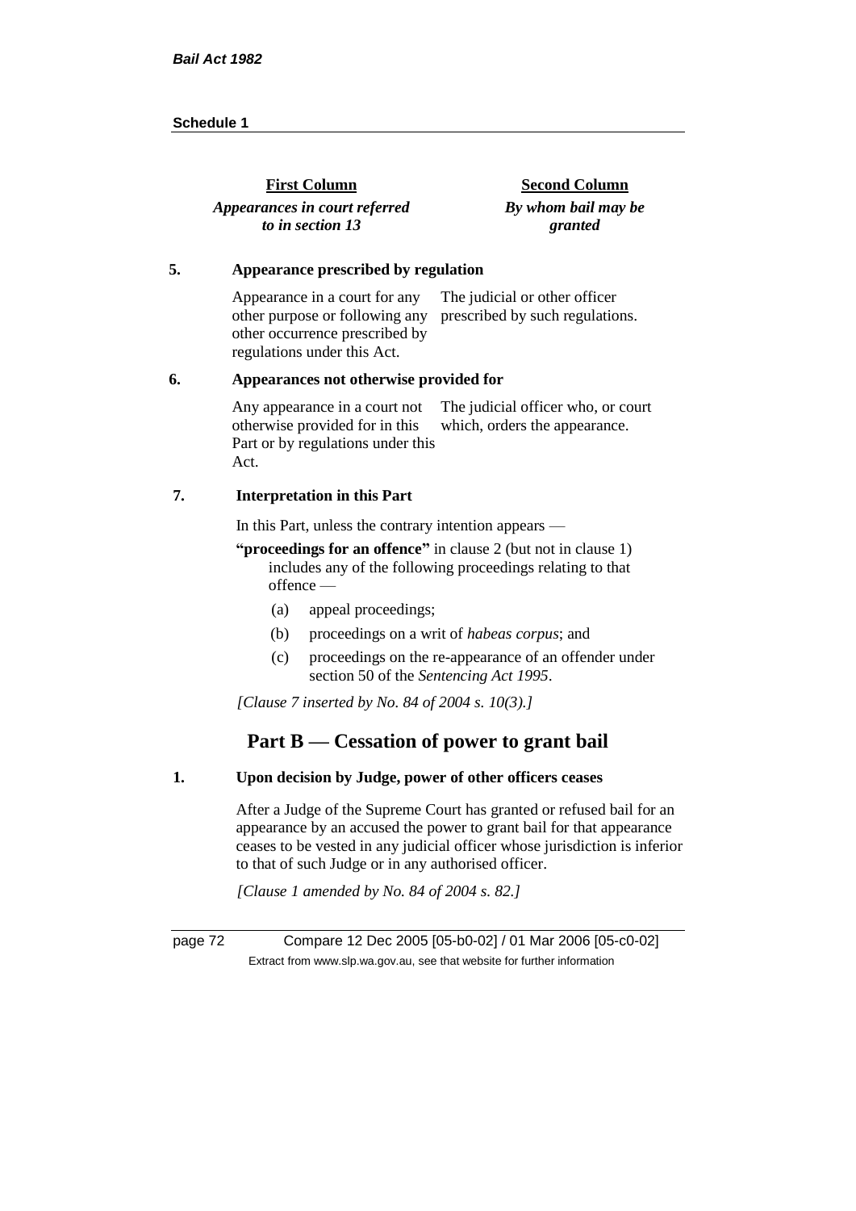| First Column | Second Column |
|---|---|
| *Appearances in court referred to in section 13* | *By whom bail may be granted* |

**5. Appearance prescribed by regulation**

| | |
|---|---|
| Appearance in a court for any other purpose or following any other occurrence prescribed by regulations under this Act. | The judicial or other officer prescribed by such regulations. |

**6. Appearances not otherwise provided for**

| | |
|---|---|
| Any appearance in a court not otherwise provided for in this Part or by regulations under this Act. | The judicial officer who, or court which, orders the appearance. |

**7. Interpretation in this Part**

In this Part, unless the contrary intention appears —

**"proceedings for an offence"** in clause 2 (but not in clause 1) includes any of the following proceedings relating to that offence —

(a) appeal proceedings;

(b) proceedings on a writ of *habeas corpus*; and

(c) proceedings on the re-appearance of an offender under section 50 of the *Sentencing Act 1995*.

*[Clause 7 inserted by No. 84 of 2004 s. 10(3).]*

## Part B — Cessation of power to grant bail

**1. Upon decision by Judge, power of other officers ceases**

After a Judge of the Supreme Court has granted or refused bail for an appearance by an accused the power to grant bail for that appearance ceases to be vested in any judicial officer whose jurisdiction is inferior to that of such Judge or in any authorised officer.

*[Clause 1 amended by No. 84 of 2004 s. 82.]*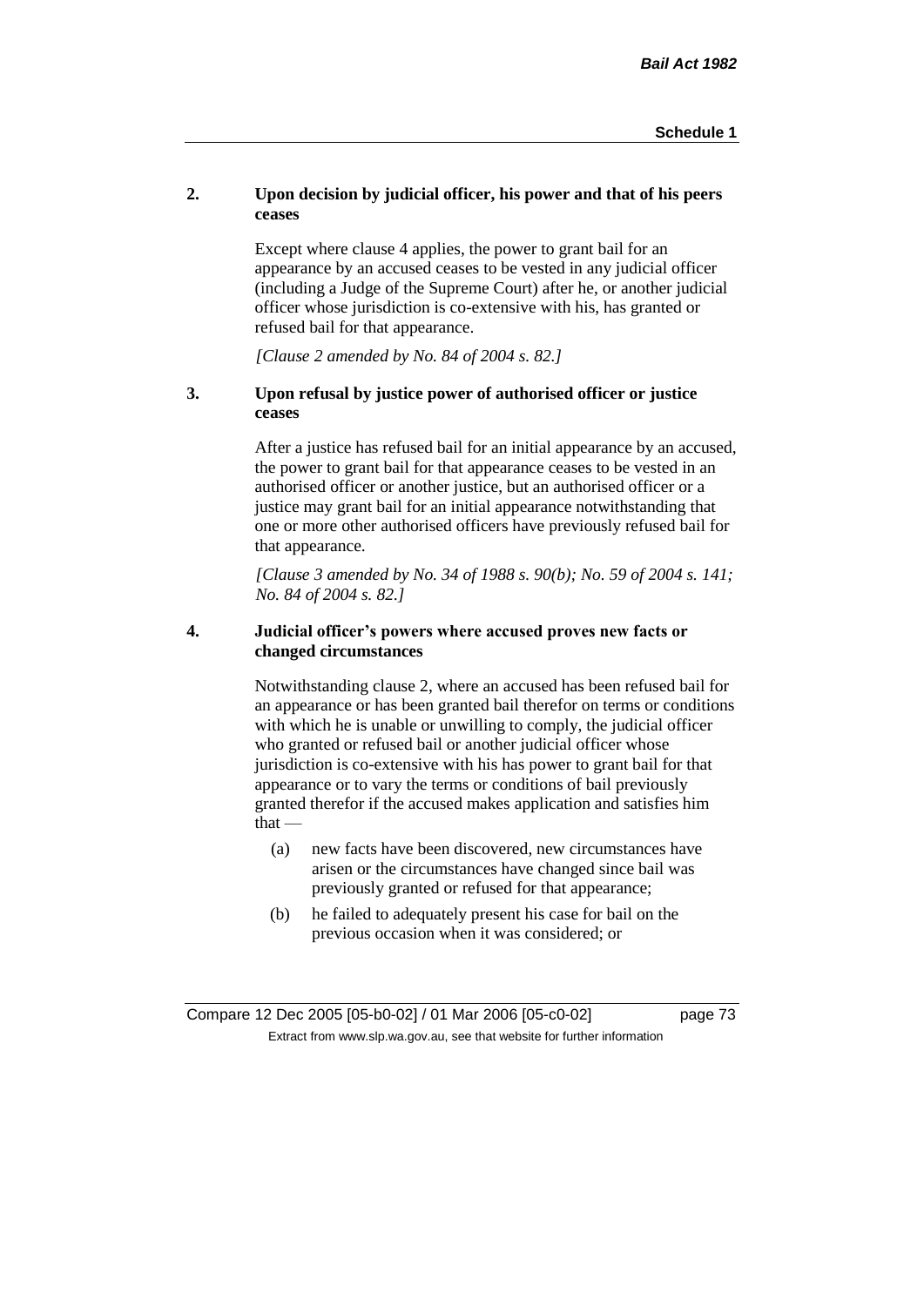## 2. Upon decision by judicial officer, his power and that of his peers ceases

Except where clause 4 applies, the power to grant bail for an appearance by an accused ceases to be vested in any judicial officer (including a Judge of the Supreme Court) after he, or another judicial officer whose jurisdiction is co-extensive with his, has granted or refused bail for that appearance.

*[Clause 2 amended by No. 84 of 2004 s. 82.]*

## 3. Upon refusal by justice power of authorised officer or justice ceases

After a justice has refused bail for an initial appearance by an accused, the power to grant bail for that appearance ceases to be vested in an authorised officer or another justice, but an authorised officer or a justice may grant bail for an initial appearance notwithstanding that one or more other authorised officers have previously refused bail for that appearance.

*[Clause 3 amended by No. 34 of 1988 s. 90(b); No. 59 of 2004 s. 141; No. 84 of 2004 s. 82.]*

## 4. Judicial officer's powers where accused proves new facts or changed circumstances

Notwithstanding clause 2, where an accused has been refused bail for an appearance or has been granted bail therefor on terms or conditions with which he is unable or unwilling to comply, the judicial officer who granted or refused bail or another judicial officer whose jurisdiction is co-extensive with his has power to grant bail for that appearance or to vary the terms or conditions of bail previously granted therefor if the accused makes application and satisfies him that —

(a) new facts have been discovered, new circumstances have arisen or the circumstances have changed since bail was previously granted or refused for that appearance;

(b) he failed to adequately present his case for bail on the previous occasion when it was considered; or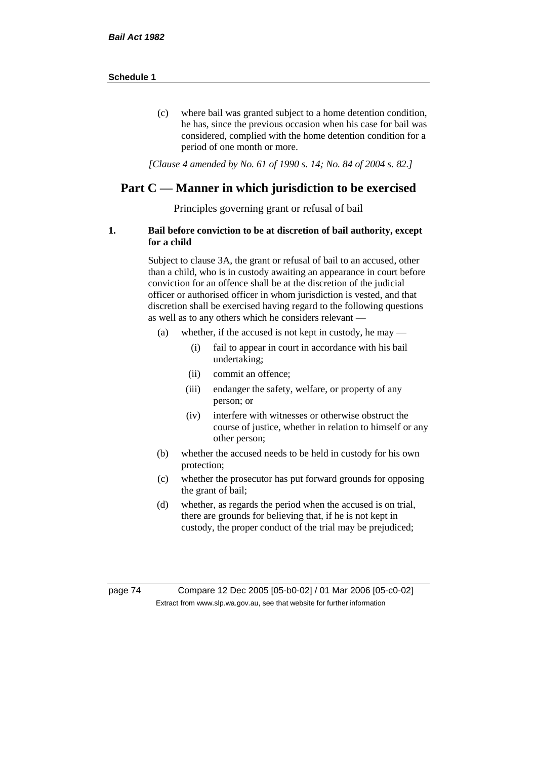(c) where bail was granted subject to a home detention condition, he has, since the previous occasion when his case for bail was considered, complied with the home detention condition for a period of one month or more.

*[Clause 4 amended by No. 61 of 1990 s. 14; No. 84 of 2004 s. 82.]*

## Part C — Manner in which jurisdiction to be exercised

Principles governing grant or refusal of bail

**1. Bail before conviction to be at discretion of bail authority, except for a child**

Subject to clause 3A, the grant or refusal of bail to an accused, other than a child, who is in custody awaiting an appearance in court before conviction for an offence shall be at the discretion of the judicial officer or authorised officer in whom jurisdiction is vested, and that discretion shall be exercised having regard to the following questions as well as to any others which he considers relevant —

(a) whether, if the accused is not kept in custody, he may —

  (i) fail to appear in court in accordance with his bail undertaking;

  (ii) commit an offence;

  (iii) endanger the safety, welfare, or property of any person; or

  (iv) interfere with witnesses or otherwise obstruct the course of justice, whether in relation to himself or any other person;

(b) whether the accused needs to be held in custody for his own protection;

(c) whether the prosecutor has put forward grounds for opposing the grant of bail;

(d) whether, as regards the period when the accused is on trial, there are grounds for believing that, if he is not kept in custody, the proper conduct of the trial may be prejudiced;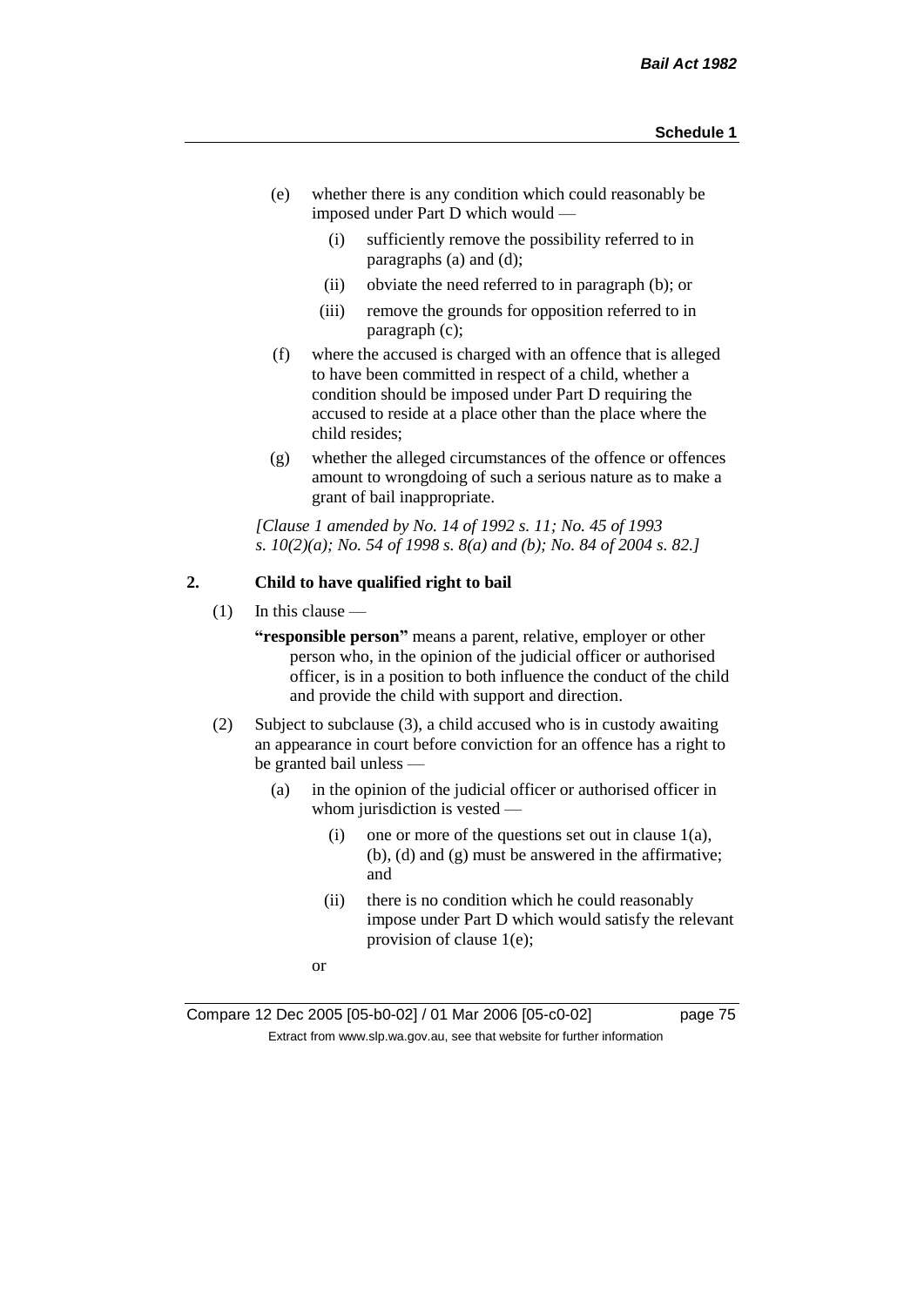(e) whether there is any condition which could reasonably be imposed under Part D which would —

  (i) sufficiently remove the possibility referred to in paragraphs (a) and (d);

  (ii) obviate the need referred to in paragraph (b); or

  (iii) remove the grounds for opposition referred to in paragraph (c);

(f) where the accused is charged with an offence that is alleged to have been committed in respect of a child, whether a condition should be imposed under Part D requiring the accused to reside at a place other than the place where the child resides;

(g) whether the alleged circumstances of the offence or offences amount to wrongdoing of such a serious nature as to make a grant of bail inappropriate.

*[Clause 1 amended by No. 14 of 1992 s. 11; No. 45 of 1993 s. 10(2)(a); No. 54 of 1998 s. 8(a) and (b); No. 84 of 2004 s. 82.]*

## 2. Child to have qualified right to bail

(1) In this clause —

**"responsible person"** means a parent, relative, employer or other person who, in the opinion of the judicial officer or authorised officer, is in a position to both influence the conduct of the child and provide the child with support and direction.

(2) Subject to subclause (3), a child accused who is in custody awaiting an appearance in court before conviction for an offence has a right to be granted bail unless —

  (a) in the opinion of the judicial officer or authorised officer in whom jurisdiction is vested —

    (i) one or more of the questions set out in clause 1(a), (b), (d) and (g) must be answered in the affirmative; and

    (ii) there is no condition which he could reasonably impose under Part D which would satisfy the relevant provision of clause 1(e);

  or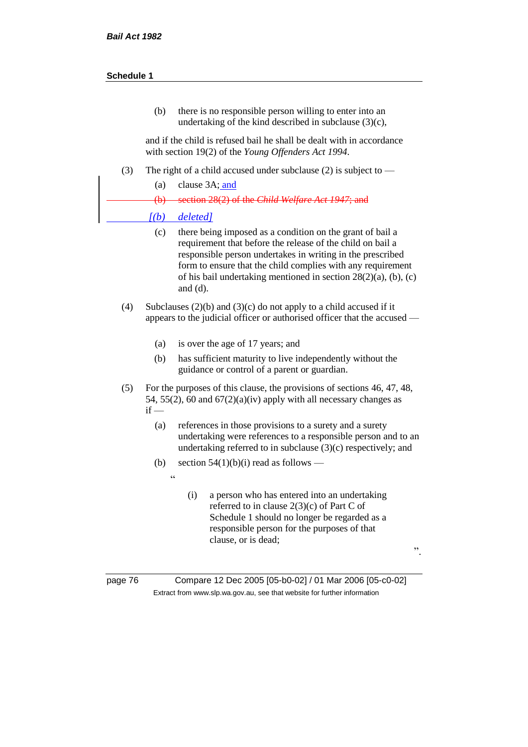(b) there is no responsible person willing to enter into an undertaking of the kind described in subclause (3)(c),

and if the child is refused bail he shall be dealt with in accordance with section 19(2) of the *Young Offenders Act 1994*.

(3) The right of a child accused under subclause (2) is subject to —

(a) clause 3A; and

~~(b) section 28(2) of the *Child Welfare Act 1947*; and~~

*[(b) deleted]*

(c) there being imposed as a condition on the grant of bail a requirement that before the release of the child on bail a responsible person undertakes in writing in the prescribed form to ensure that the child complies with any requirement of his bail undertaking mentioned in section 28(2)(a), (b), (c) and (d).

(4) Subclauses (2)(b) and (3)(c) do not apply to a child accused if it appears to the judicial officer or authorised officer that the accused —

(a) is over the age of 17 years; and

(b) has sufficient maturity to live independently without the guidance or control of a parent or guardian.

(5) For the purposes of this clause, the provisions of sections 46, 47, 48, 54, 55(2), 60 and 67(2)(a)(iv) apply with all necessary changes as if —

(a) references in those provisions to a surety and a surety undertaking were references to a responsible person and to an undertaking referred to in subclause (3)(c) respectively; and

(b) section 54(1)(b)(i) read as follows —

"

(i) a person who has entered into an undertaking referred to in clause 2(3)(c) of Part C of Schedule 1 should no longer be regarded as a responsible person for the purposes of that clause, or is dead;

".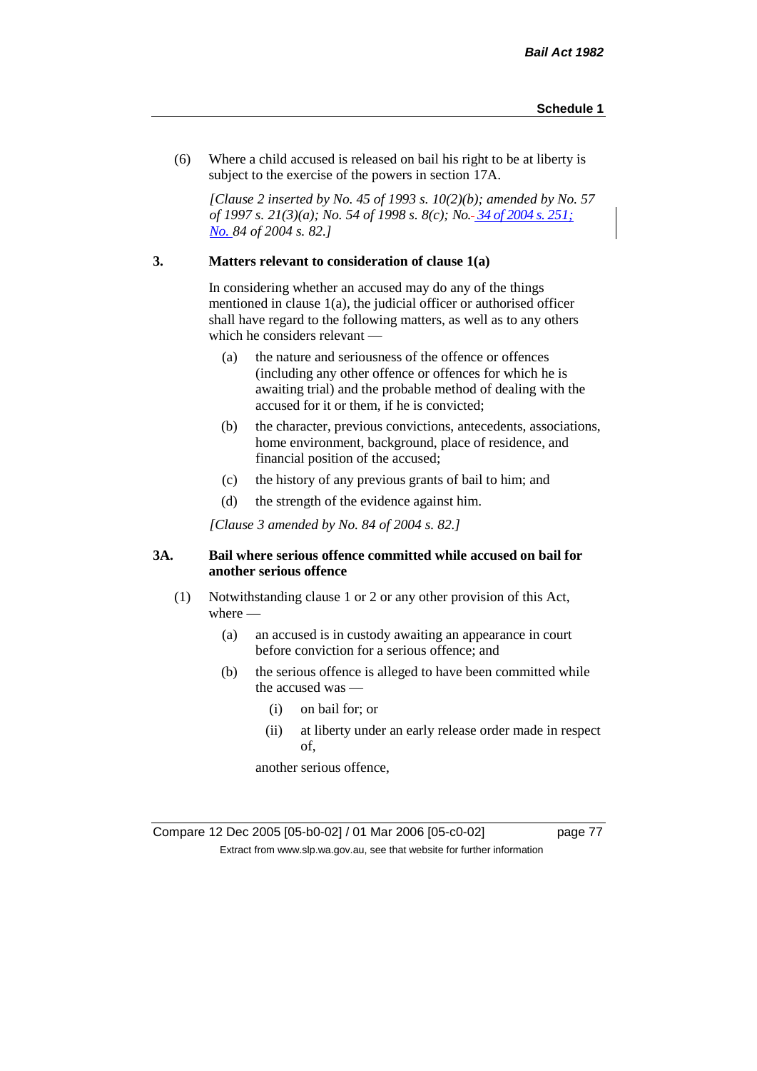(6) Where a child accused is released on bail his right to be at liberty is subject to the exercise of the powers in section 17A.

*[Clause 2 inserted by No. 45 of 1993 s. 10(2)(b); amended by No. 57 of 1997 s. 21(3)(a); No. 54 of 1998 s. 8(c); No. 34 of 2004 s. 251; No. 84 of 2004 s. 82.]*

**3. Matters relevant to consideration of clause 1(a)**

In considering whether an accused may do any of the things mentioned in clause 1(a), the judicial officer or authorised officer shall have regard to the following matters, as well as to any others which he considers relevant —

(a) the nature and seriousness of the offence or offences (including any other offence or offences for which he is awaiting trial) and the probable method of dealing with the accused for it or them, if he is convicted;

(b) the character, previous convictions, antecedents, associations, home environment, background, place of residence, and financial position of the accused;

(c) the history of any previous grants of bail to him; and

(d) the strength of the evidence against him.

*[Clause 3 amended by No. 84 of 2004 s. 82.]*

**3A. Bail where serious offence committed while accused on bail for another serious offence**

(1) Notwithstanding clause 1 or 2 or any other provision of this Act, where —

(a) an accused is in custody awaiting an appearance in court before conviction for a serious offence; and

(b) the serious offence is alleged to have been committed while the accused was —

(i) on bail for; or

(ii) at liberty under an early release order made in respect of,

another serious offence,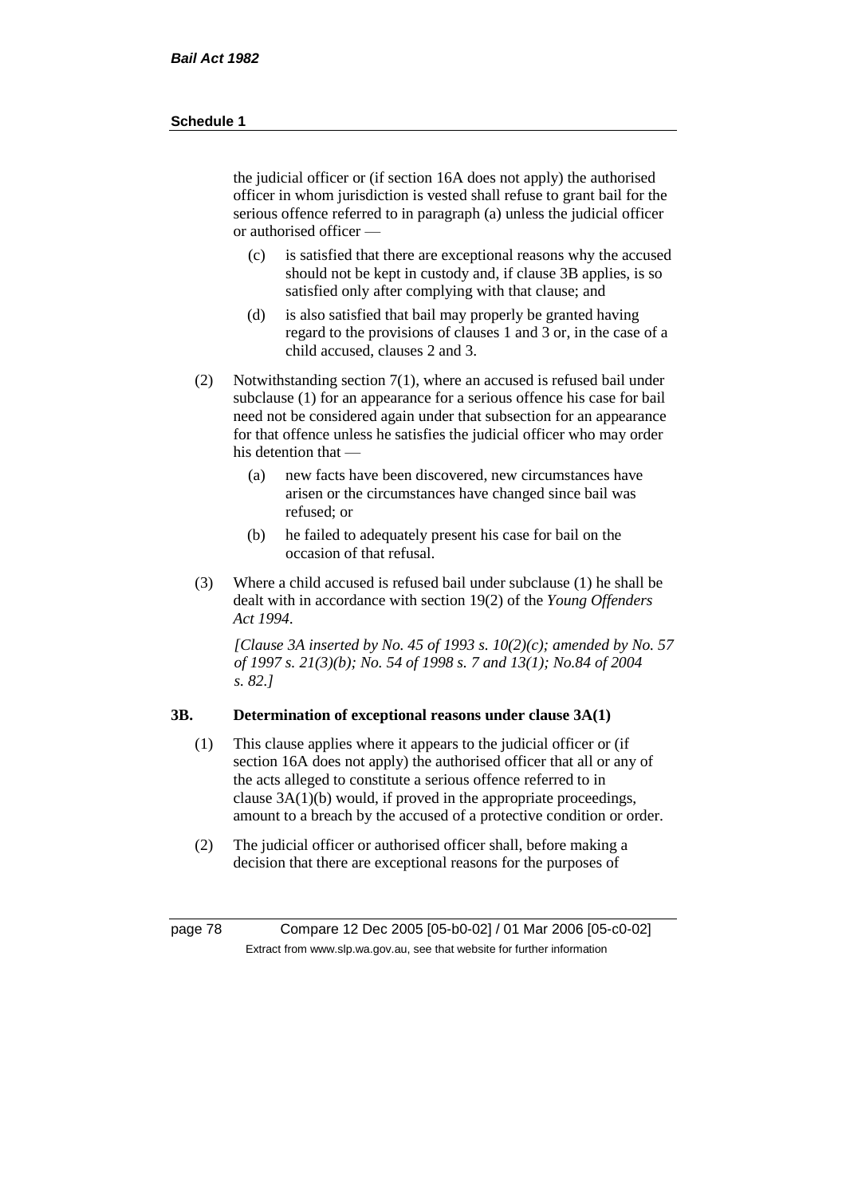the judicial officer or (if section 16A does not apply) the authorised officer in whom jurisdiction is vested shall refuse to grant bail for the serious offence referred to in paragraph (a) unless the judicial officer or authorised officer —

(c) is satisfied that there are exceptional reasons why the accused should not be kept in custody and, if clause 3B applies, is so satisfied only after complying with that clause; and

(d) is also satisfied that bail may properly be granted having regard to the provisions of clauses 1 and 3 or, in the case of a child accused, clauses 2 and 3.

(2) Notwithstanding section 7(1), where an accused is refused bail under subclause (1) for an appearance for a serious offence his case for bail need not be considered again under that subsection for an appearance for that offence unless he satisfies the judicial officer who may order his detention that —

(a) new facts have been discovered, new circumstances have arisen or the circumstances have changed since bail was refused; or

(b) he failed to adequately present his case for bail on the occasion of that refusal.

(3) Where a child accused is refused bail under subclause (1) he shall be dealt with in accordance with section 19(2) of the *Young Offenders Act 1994*.

*[Clause 3A inserted by No. 45 of 1993 s. 10(2)(c); amended by No. 57 of 1997 s. 21(3)(b); No. 54 of 1998 s. 7 and 13(1); No.84 of 2004 s. 82.]*

### 3B. Determination of exceptional reasons under clause 3A(1)

(1) This clause applies where it appears to the judicial officer or (if section 16A does not apply) the authorised officer that all or any of the acts alleged to constitute a serious offence referred to in clause 3A(1)(b) would, if proved in the appropriate proceedings, amount to a breach by the accused of a protective condition or order.

(2) The judicial officer or authorised officer shall, before making a decision that there are exceptional reasons for the purposes of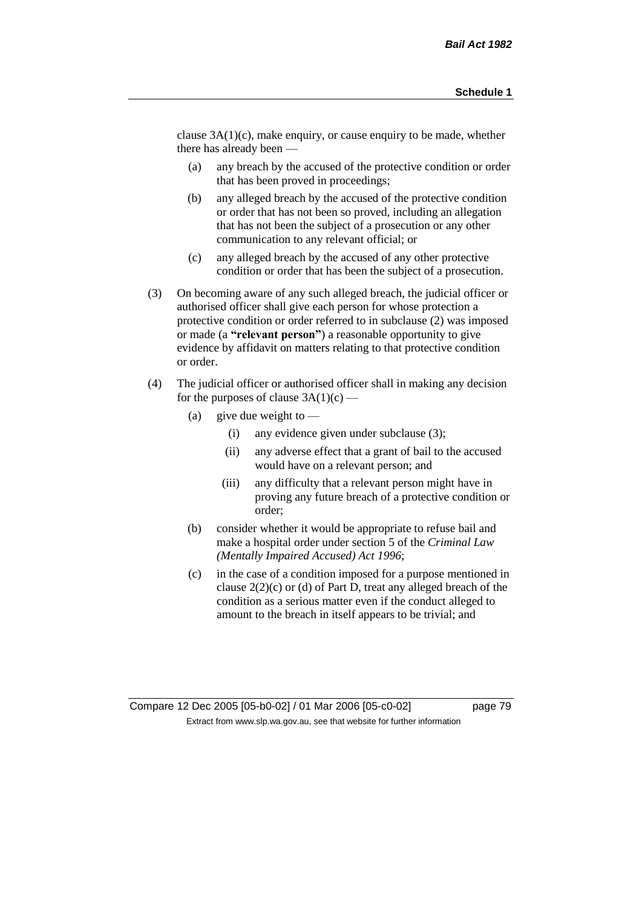clause 3A(1)(c), make enquiry, or cause enquiry to be made, whether there has already been —

- (a) any breach by the accused of the protective condition or order that has been proved in proceedings;
- (b) any alleged breach by the accused of the protective condition or order that has not been so proved, including an allegation that has not been the subject of a prosecution or any other communication to any relevant official; or
- (c) any alleged breach by the accused of any other protective condition or order that has been the subject of a prosecution.

(3) On becoming aware of any such alleged breach, the judicial officer or authorised officer shall give each person for whose protection a protective condition or order referred to in subclause (2) was imposed or made (a **"relevant person"**) a reasonable opportunity to give evidence by affidavit on matters relating to that protective condition or order.

(4) The judicial officer or authorised officer shall in making any decision for the purposes of clause 3A(1)(c) —

- (a) give due weight to —
  - (i) any evidence given under subclause (3);
  - (ii) any adverse effect that a grant of bail to the accused would have on a relevant person; and
  - (iii) any difficulty that a relevant person might have in proving any future breach of a protective condition or order;
- (b) consider whether it would be appropriate to refuse bail and make a hospital order under section 5 of the *Criminal Law (Mentally Impaired Accused) Act 1996*;
- (c) in the case of a condition imposed for a purpose mentioned in clause 2(2)(c) or (d) of Part D, treat any alleged breach of the condition as a serious matter even if the conduct alleged to amount to the breach in itself appears to be trivial; and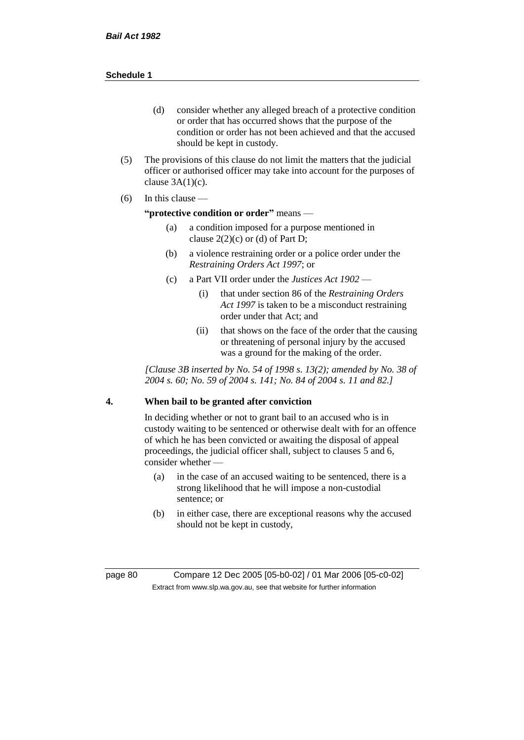(d) consider whether any alleged breach of a protective condition or order that has occurred shows that the purpose of the condition or order has not been achieved and that the accused should be kept in custody.

(5) The provisions of this clause do not limit the matters that the judicial officer or authorised officer may take into account for the purposes of clause 3A(1)(c).

(6) In this clause —

**"protective condition or order"** means —

(a) a condition imposed for a purpose mentioned in clause 2(2)(c) or (d) of Part D;

(b) a violence restraining order or a police order under the *Restraining Orders Act 1997*; or

(c) a Part VII order under the *Justices Act 1902* —

(i) that under section 86 of the *Restraining Orders Act 1997* is taken to be a misconduct restraining order under that Act; and

(ii) that shows on the face of the order that the causing or threatening of personal injury by the accused was a ground for the making of the order.

*[Clause 3B inserted by No. 54 of 1998 s. 13(2); amended by No. 38 of 2004 s. 60; No. 59 of 2004 s. 141; No. 84 of 2004 s. 11 and 82.]*

**4. When bail to be granted after conviction**

In deciding whether or not to grant bail to an accused who is in custody waiting to be sentenced or otherwise dealt with for an offence of which he has been convicted or awaiting the disposal of appeal proceedings, the judicial officer shall, subject to clauses 5 and 6, consider whether —

(a) in the case of an accused waiting to be sentenced, there is a strong likelihood that he will impose a non-custodial sentence; or

(b) in either case, there are exceptional reasons why the accused should not be kept in custody,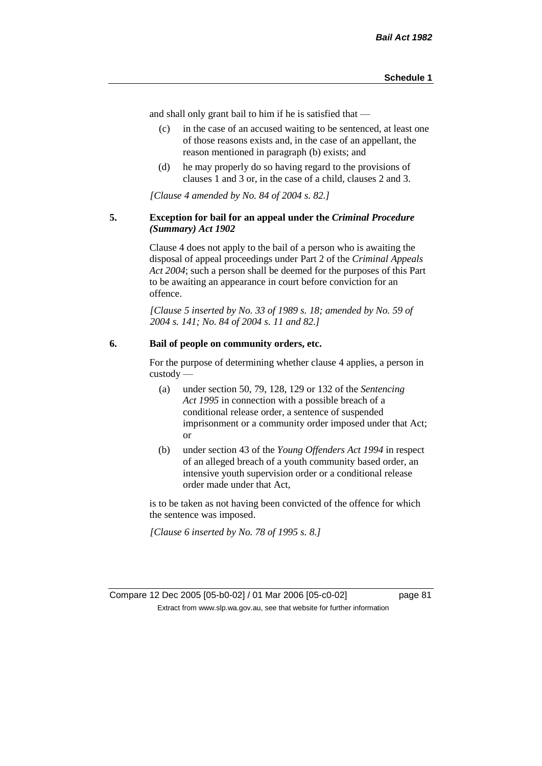and shall only grant bail to him if he is satisfied that —

(c) in the case of an accused waiting to be sentenced, at least one of those reasons exists and, in the case of an appellant, the reason mentioned in paragraph (b) exists; and

(d) he may properly do so having regard to the provisions of clauses 1 and 3 or, in the case of a child, clauses 2 and 3.

*[Clause 4 amended by No. 84 of 2004 s. 82.]*

**5. Exception for bail for an appeal under the *Criminal Procedure (Summary) Act 1902***

Clause 4 does not apply to the bail of a person who is awaiting the disposal of appeal proceedings under Part 2 of the *Criminal Appeals Act 2004*; such a person shall be deemed for the purposes of this Part to be awaiting an appearance in court before conviction for an offence.

*[Clause 5 inserted by No. 33 of 1989 s. 18; amended by No. 59 of 2004 s. 141; No. 84 of 2004 s. 11 and 82.]*

**6. Bail of people on community orders, etc.**

For the purpose of determining whether clause 4 applies, a person in custody —

(a) under section 50, 79, 128, 129 or 132 of the *Sentencing Act 1995* in connection with a possible breach of a conditional release order, a sentence of suspended imprisonment or a community order imposed under that Act; or

(b) under section 43 of the *Young Offenders Act 1994* in respect of an alleged breach of a youth community based order, an intensive youth supervision order or a conditional release order made under that Act,

is to be taken as not having been convicted of the offence for which the sentence was imposed.

*[Clause 6 inserted by No. 78 of 1995 s. 8.]*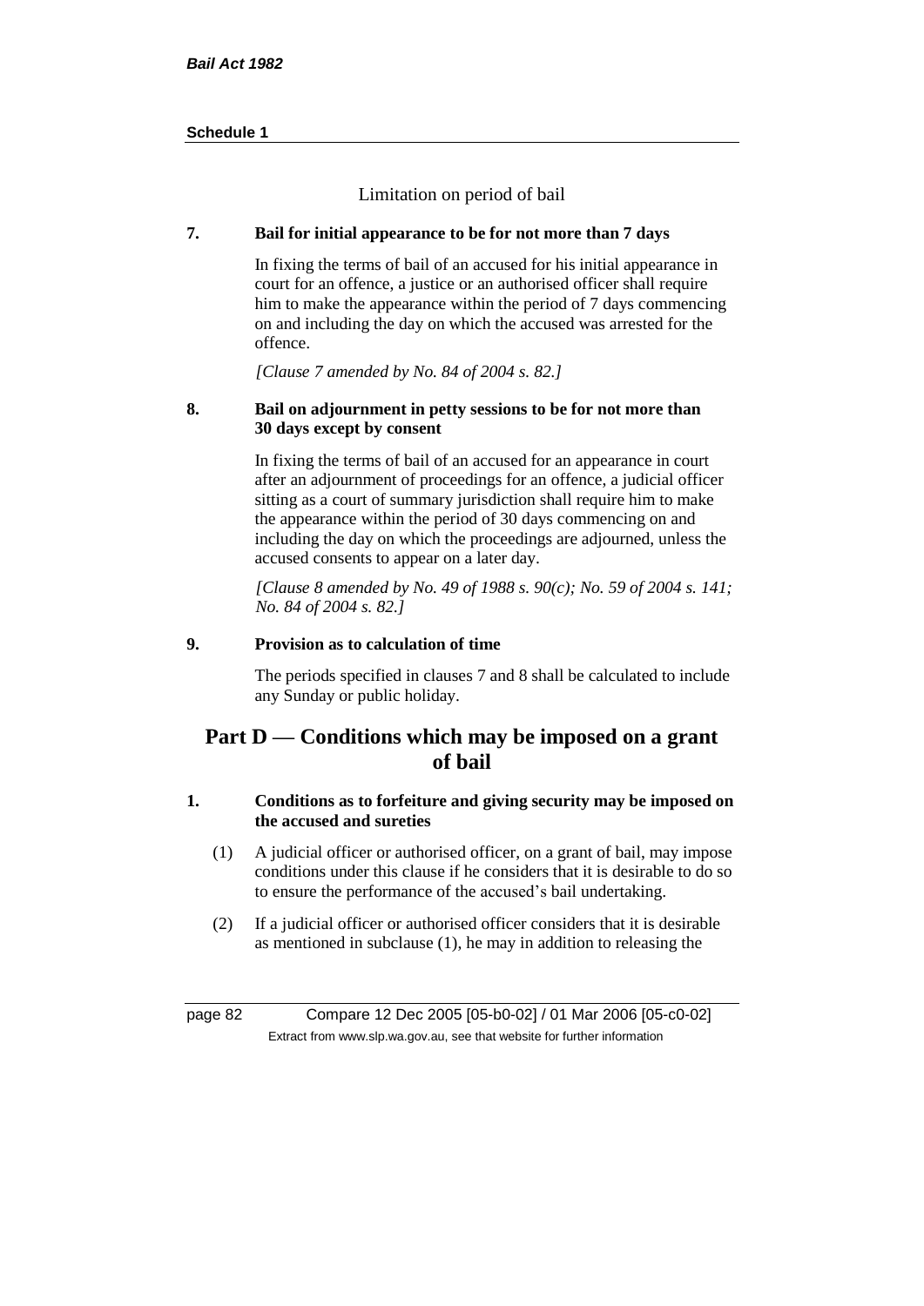Limitation on period of bail

**7. Bail for initial appearance to be for not more than 7 days**

In fixing the terms of bail of an accused for his initial appearance in court for an offence, a justice or an authorised officer shall require him to make the appearance within the period of 7 days commencing on and including the day on which the accused was arrested for the offence.

*[Clause 7 amended by No. 84 of 2004 s. 82.]*

**8. Bail on adjournment in petty sessions to be for not more than 30 days except by consent**

In fixing the terms of bail of an accused for an appearance in court after an adjournment of proceedings for an offence, a judicial officer sitting as a court of summary jurisdiction shall require him to make the appearance within the period of 30 days commencing on and including the day on which the proceedings are adjourned, unless the accused consents to appear on a later day.

*[Clause 8 amended by No. 49 of 1988 s. 90(c); No. 59 of 2004 s. 141; No. 84 of 2004 s. 82.]*

**9. Provision as to calculation of time**

The periods specified in clauses 7 and 8 shall be calculated to include any Sunday or public holiday.

## Part D — Conditions which may be imposed on a grant of bail

**1. Conditions as to forfeiture and giving security may be imposed on the accused and sureties**

(1) A judicial officer or authorised officer, on a grant of bail, may impose conditions under this clause if he considers that it is desirable to do so to ensure the performance of the accused's bail undertaking.

(2) If a judicial officer or authorised officer considers that it is desirable as mentioned in subclause (1), he may in addition to releasing the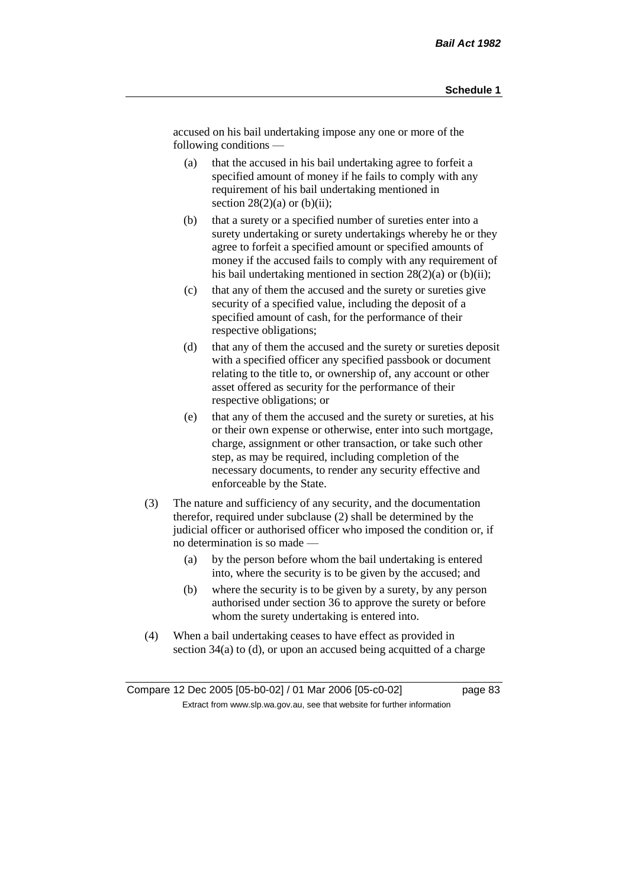accused on his bail undertaking impose any one or more of the following conditions —

(a) that the accused in his bail undertaking agree to forfeit a specified amount of money if he fails to comply with any requirement of his bail undertaking mentioned in section 28(2)(a) or (b)(ii);

(b) that a surety or a specified number of sureties enter into a surety undertaking or surety undertakings whereby he or they agree to forfeit a specified amount or specified amounts of money if the accused fails to comply with any requirement of his bail undertaking mentioned in section 28(2)(a) or (b)(ii);

(c) that any of them the accused and the surety or sureties give security of a specified value, including the deposit of a specified amount of cash, for the performance of their respective obligations;

(d) that any of them the accused and the surety or sureties deposit with a specified officer any specified passbook or document relating to the title to, or ownership of, any account or other asset offered as security for the performance of their respective obligations; or

(e) that any of them the accused and the surety or sureties, at his or their own expense or otherwise, enter into such mortgage, charge, assignment or other transaction, or take such other step, as may be required, including completion of the necessary documents, to render any security effective and enforceable by the State.

(3) The nature and sufficiency of any security, and the documentation therefor, required under subclause (2) shall be determined by the judicial officer or authorised officer who imposed the condition or, if no determination is so made —

(a) by the person before whom the bail undertaking is entered into, where the security is to be given by the accused; and

(b) where the security is to be given by a surety, by any person authorised under section 36 to approve the surety or before whom the surety undertaking is entered into.

(4) When a bail undertaking ceases to have effect as provided in section 34(a) to (d), or upon an accused being acquitted of a charge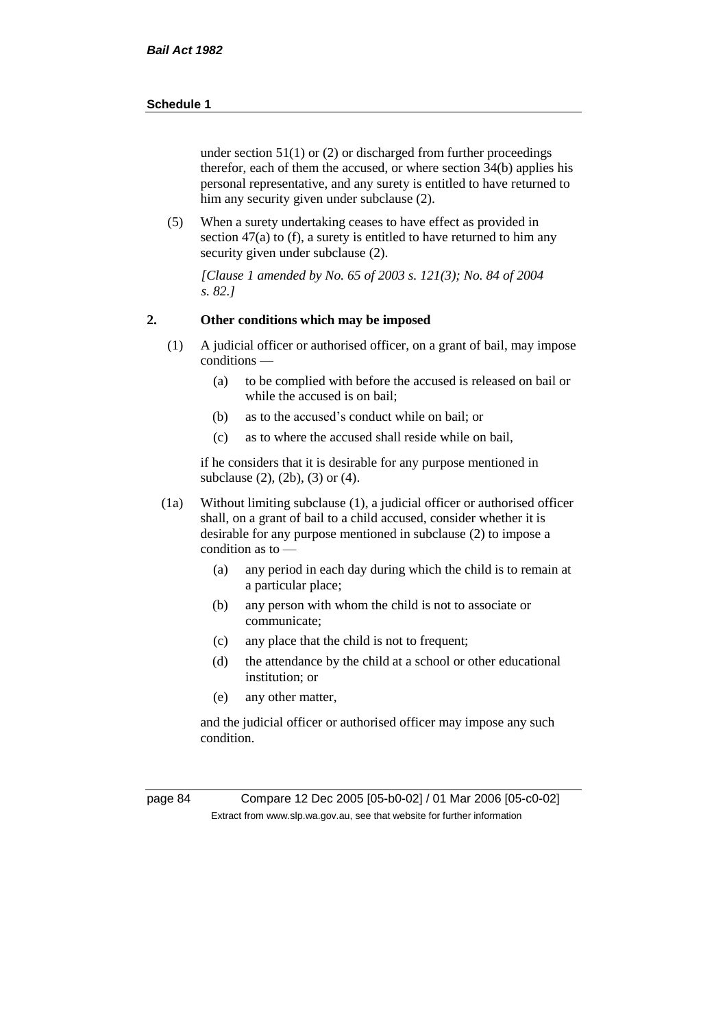under section 51(1) or (2) or discharged from further proceedings therefor, each of them the accused, or where section 34(b) applies his personal representative, and any surety is entitled to have returned to him any security given under subclause (2).

(5) When a surety undertaking ceases to have effect as provided in section 47(a) to (f), a surety is entitled to have returned to him any security given under subclause (2).

*[Clause 1 amended by No. 65 of 2003 s. 121(3); No. 84 of 2004 s. 82.]*

## 2. Other conditions which may be imposed

(1) A judicial officer or authorised officer, on a grant of bail, may impose conditions —

- (a) to be complied with before the accused is released on bail or while the accused is on bail;
- (b) as to the accused's conduct while on bail; or
- (c) as to where the accused shall reside while on bail,

if he considers that it is desirable for any purpose mentioned in subclause (2), (2b), (3) or (4).

(1a) Without limiting subclause (1), a judicial officer or authorised officer shall, on a grant of bail to a child accused, consider whether it is desirable for any purpose mentioned in subclause (2) to impose a condition as to —

- (a) any period in each day during which the child is to remain at a particular place;
- (b) any person with whom the child is not to associate or communicate;
- (c) any place that the child is not to frequent;
- (d) the attendance by the child at a school or other educational institution; or
- (e) any other matter,

and the judicial officer or authorised officer may impose any such condition.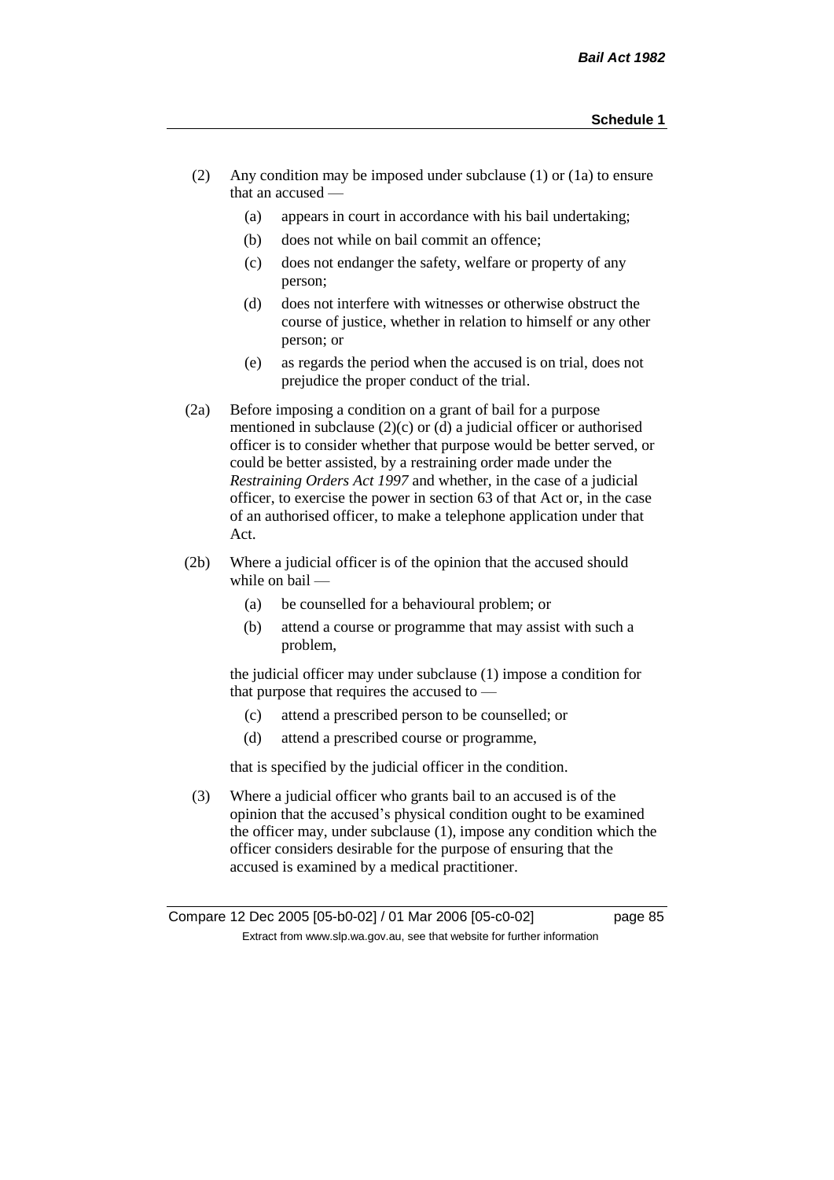(2) Any condition may be imposed under subclause (1) or (1a) to ensure that an accused —

   (a) appears in court in accordance with his bail undertaking;

   (b) does not while on bail commit an offence;

   (c) does not endanger the safety, welfare or property of any person;

   (d) does not interfere with witnesses or otherwise obstruct the course of justice, whether in relation to himself or any other person; or

   (e) as regards the period when the accused is on trial, does not prejudice the proper conduct of the trial.

(2a) Before imposing a condition on a grant of bail for a purpose mentioned in subclause (2)(c) or (d) a judicial officer or authorised officer is to consider whether that purpose would be better served, or could be better assisted, by a restraining order made under the *Restraining Orders Act 1997* and whether, in the case of a judicial officer, to exercise the power in section 63 of that Act or, in the case of an authorised officer, to make a telephone application under that Act.

(2b) Where a judicial officer is of the opinion that the accused should while on bail —

   (a) be counselled for a behavioural problem; or

   (b) attend a course or programme that may assist with such a problem,

   the judicial officer may under subclause (1) impose a condition for that purpose that requires the accused to —

   (c) attend a prescribed person to be counselled; or

   (d) attend a prescribed course or programme,

   that is specified by the judicial officer in the condition.

(3) Where a judicial officer who grants bail to an accused is of the opinion that the accused's physical condition ought to be examined the officer may, under subclause (1), impose any condition which the officer considers desirable for the purpose of ensuring that the accused is examined by a medical practitioner.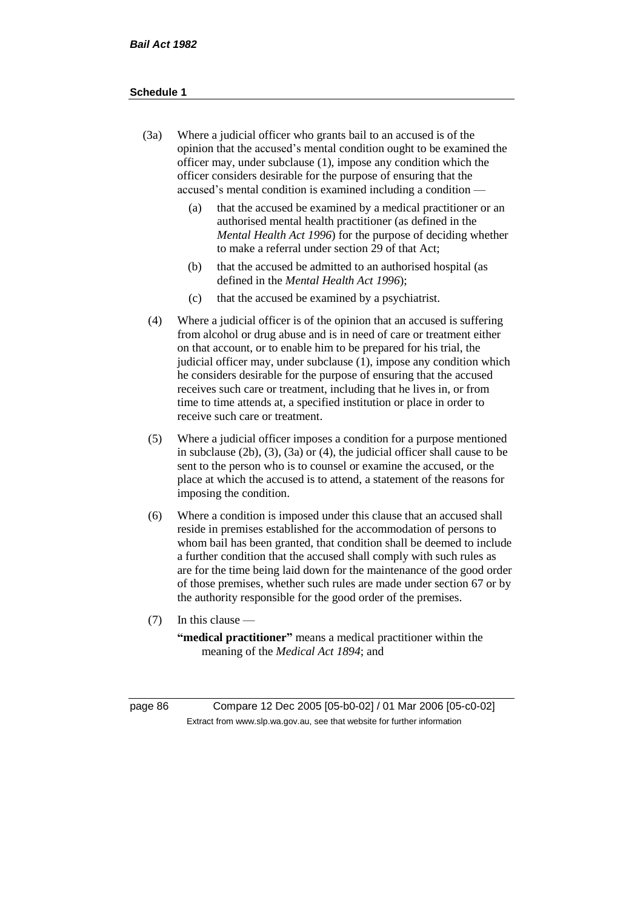(3a) Where a judicial officer who grants bail to an accused is of the opinion that the accused's mental condition ought to be examined the officer may, under subclause (1), impose any condition which the officer considers desirable for the purpose of ensuring that the accused's mental condition is examined including a condition —

(a) that the accused be examined by a medical practitioner or an authorised mental health practitioner (as defined in the *Mental Health Act 1996*) for the purpose of deciding whether to make a referral under section 29 of that Act;

(b) that the accused be admitted to an authorised hospital (as defined in the *Mental Health Act 1996*);

(c) that the accused be examined by a psychiatrist.

(4) Where a judicial officer is of the opinion that an accused is suffering from alcohol or drug abuse and is in need of care or treatment either on that account, or to enable him to be prepared for his trial, the judicial officer may, under subclause (1), impose any condition which he considers desirable for the purpose of ensuring that the accused receives such care or treatment, including that he lives in, or from time to time attends at, a specified institution or place in order to receive such care or treatment.

(5) Where a judicial officer imposes a condition for a purpose mentioned in subclause (2b), (3), (3a) or (4), the judicial officer shall cause to be sent to the person who is to counsel or examine the accused, or the place at which the accused is to attend, a statement of the reasons for imposing the condition.

(6) Where a condition is imposed under this clause that an accused shall reside in premises established for the accommodation of persons to whom bail has been granted, that condition shall be deemed to include a further condition that the accused shall comply with such rules as are for the time being laid down for the maintenance of the good order of those premises, whether such rules are made under section 67 or by the authority responsible for the good order of the premises.

(7) In this clause —

**"medical practitioner"** means a medical practitioner within the meaning of the *Medical Act 1894*; and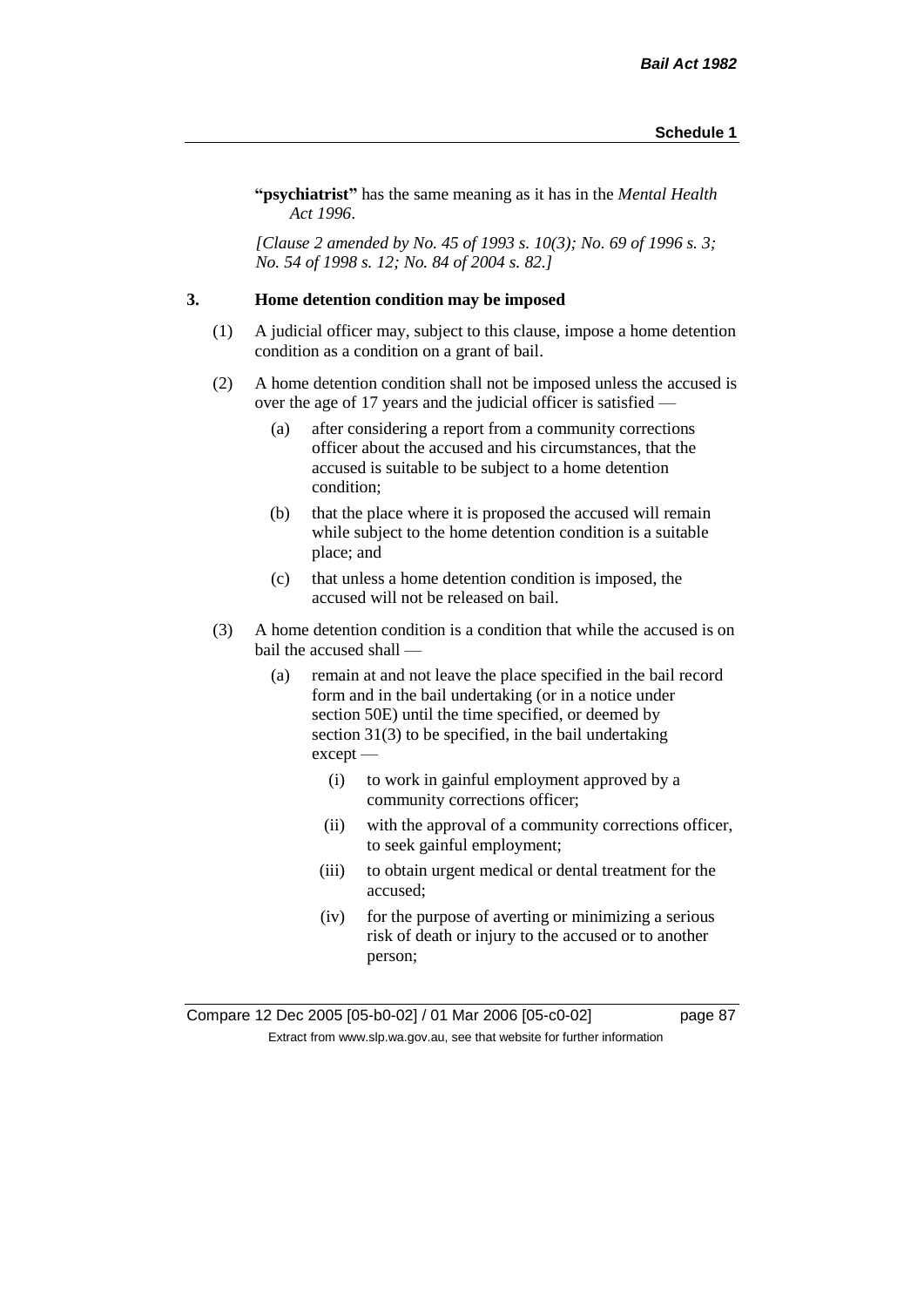**"psychiatrist"** has the same meaning as it has in the *Mental Health Act 1996*.

*[Clause 2 amended by No. 45 of 1993 s. 10(3); No. 69 of 1996 s. 3; No. 54 of 1998 s. 12; No. 84 of 2004 s. 82.]*

### 3. Home detention condition may be imposed

(1) A judicial officer may, subject to this clause, impose a home detention condition as a condition on a grant of bail.

(2) A home detention condition shall not be imposed unless the accused is over the age of 17 years and the judicial officer is satisfied —

- (a) after considering a report from a community corrections officer about the accused and his circumstances, that the accused is suitable to be subject to a home detention condition;
- (b) that the place where it is proposed the accused will remain while subject to the home detention condition is a suitable place; and
- (c) that unless a home detention condition is imposed, the accused will not be released on bail.

(3) A home detention condition is a condition that while the accused is on bail the accused shall —

- (a) remain at and not leave the place specified in the bail record form and in the bail undertaking (or in a notice under section 50E) until the time specified, or deemed by section 31(3) to be specified, in the bail undertaking except —
  - (i) to work in gainful employment approved by a community corrections officer;
  - (ii) with the approval of a community corrections officer, to seek gainful employment;
  - (iii) to obtain urgent medical or dental treatment for the accused;
  - (iv) for the purpose of averting or minimizing a serious risk of death or injury to the accused or to another person;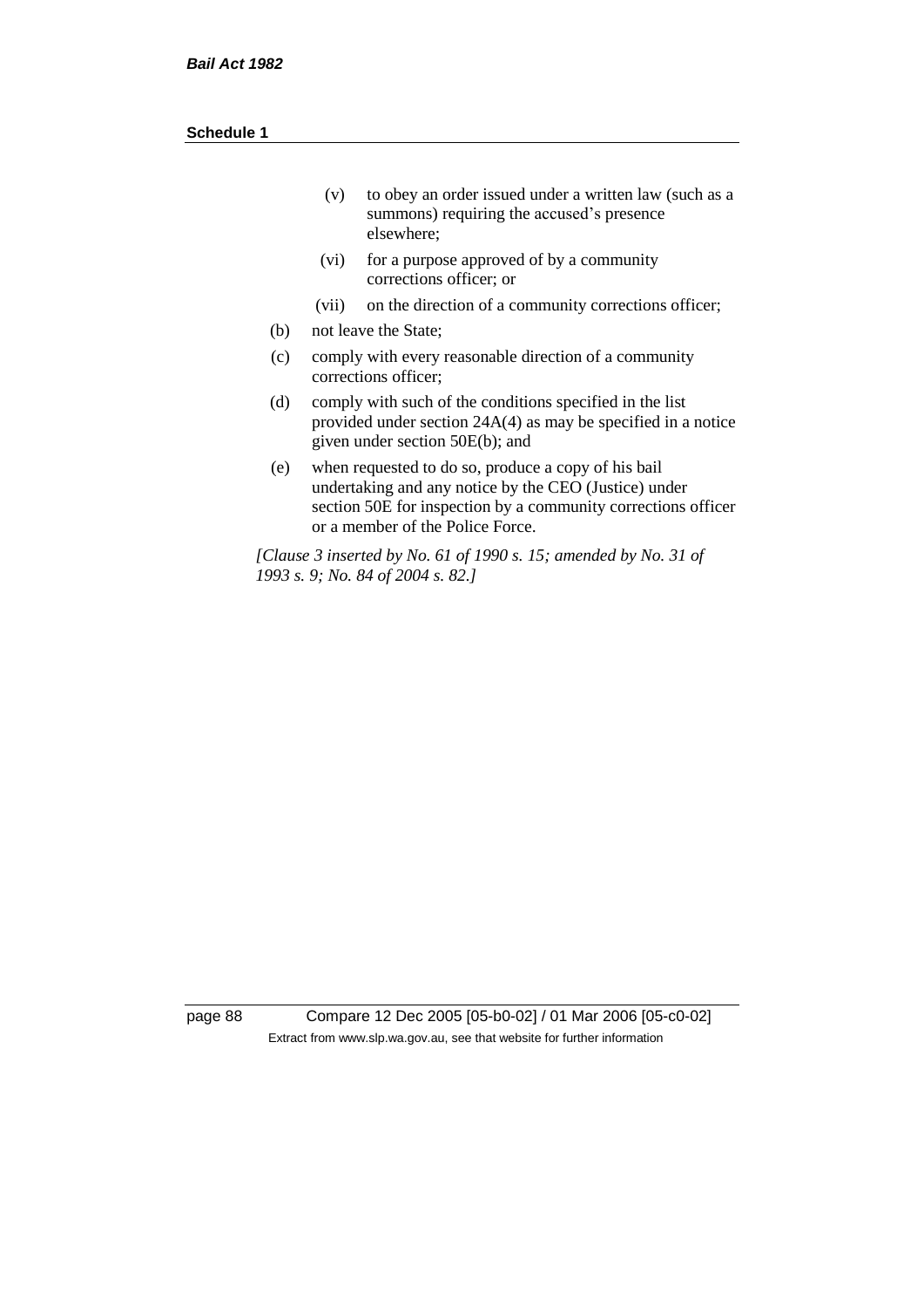- (v) to obey an order issued under a written law (such as a summons) requiring the accused's presence elsewhere;
- (vi) for a purpose approved of by a community corrections officer; or
- (vii) on the direction of a community corrections officer;

(b) not leave the State;

(c) comply with every reasonable direction of a community corrections officer;

(d) comply with such of the conditions specified in the list provided under section 24A(4) as may be specified in a notice given under section 50E(b); and

(e) when requested to do so, produce a copy of his bail undertaking and any notice by the CEO (Justice) under section 50E for inspection by a community corrections officer or a member of the Police Force.

*[Clause 3 inserted by No. 61 of 1990 s. 15; amended by No. 31 of 1993 s. 9; No. 84 of 2004 s. 82.]*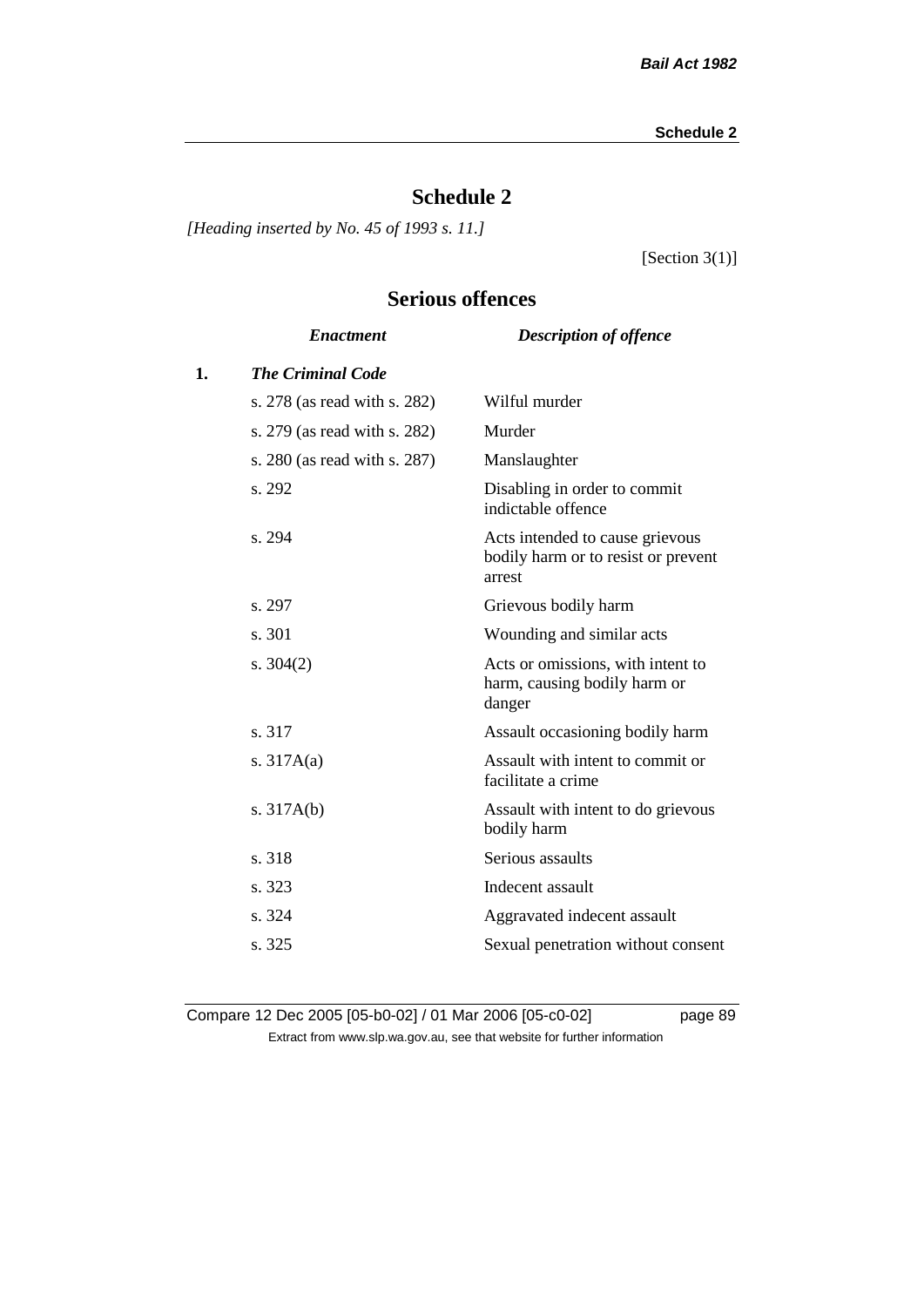# Schedule 2

*[Heading inserted by No. 45 of 1993 s. 11.]*

[Section 3(1)]

## Serious offences

| | *Enactment* | *Description of offence* |
|---|---|---|
| **1.** | ***The Criminal Code*** | |
| | s. 278 (as read with s. 282) | Wilful murder |
| | s. 279 (as read with s. 282) | Murder |
| | s. 280 (as read with s. 287) | Manslaughter |
| | s. 292 | Disabling in order to commit indictable offence |
| | s. 294 | Acts intended to cause grievous bodily harm or to resist or prevent arrest |
| | s. 297 | Grievous bodily harm |
| | s. 301 | Wounding and similar acts |
| | s. 304(2) | Acts or omissions, with intent to harm, causing bodily harm or danger |
| | s. 317 | Assault occasioning bodily harm |
| | s. 317A(a) | Assault with intent to commit or facilitate a crime |
| | s. 317A(b) | Assault with intent to do grievous bodily harm |
| | s. 318 | Serious assaults |
| | s. 323 | Indecent assault |
| | s. 324 | Aggravated indecent assault |
| | s. 325 | Sexual penetration without consent |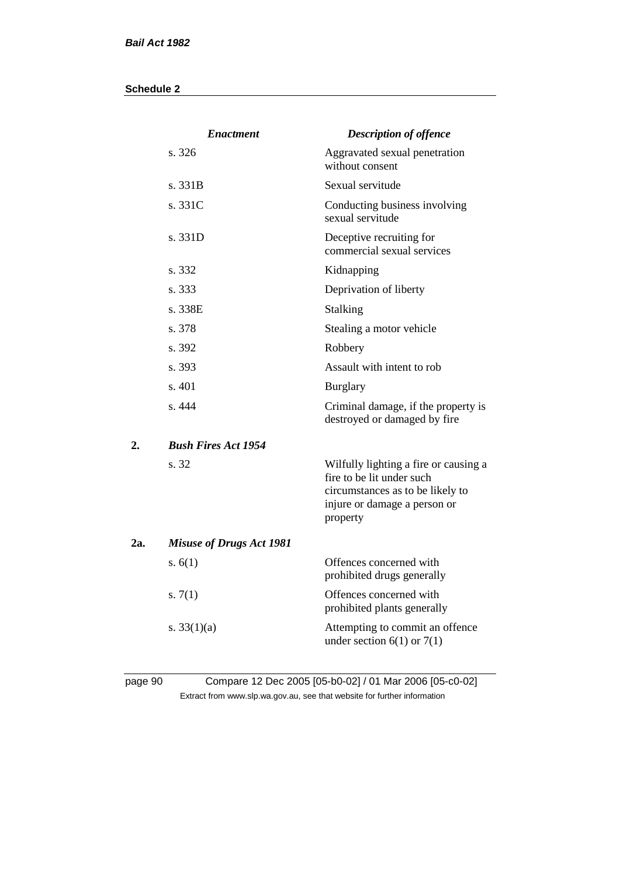| | *Enactment* | *Description of offence* |
|---|---|---|
| | s. 326 | Aggravated sexual penetration without consent |
| | s. 331B | Sexual servitude |
| | s. 331C | Conducting business involving sexual servitude |
| | s. 331D | Deceptive recruiting for commercial sexual services |
| | s. 332 | Kidnapping |
| | s. 333 | Deprivation of liberty |
| | s. 338E | Stalking |
| | s. 378 | Stealing a motor vehicle |
| | s. 392 | Robbery |
| | s. 393 | Assault with intent to rob |
| | s. 401 | Burglary |
| | s. 444 | Criminal damage, if the property is destroyed or damaged by fire |
| **2.** | ***Bush Fires Act 1954*** | |
| | s. 32 | Wilfully lighting a fire or causing a fire to be lit under such circumstances as to be likely to injure or damage a person or property |
| **2a.** | ***Misuse of Drugs Act 1981*** | |
| | s. 6(1) | Offences concerned with prohibited drugs generally |
| | s. 7(1) | Offences concerned with prohibited plants generally |
| | s. 33(1)(a) | Attempting to commit an offence under section 6(1) or 7(1) |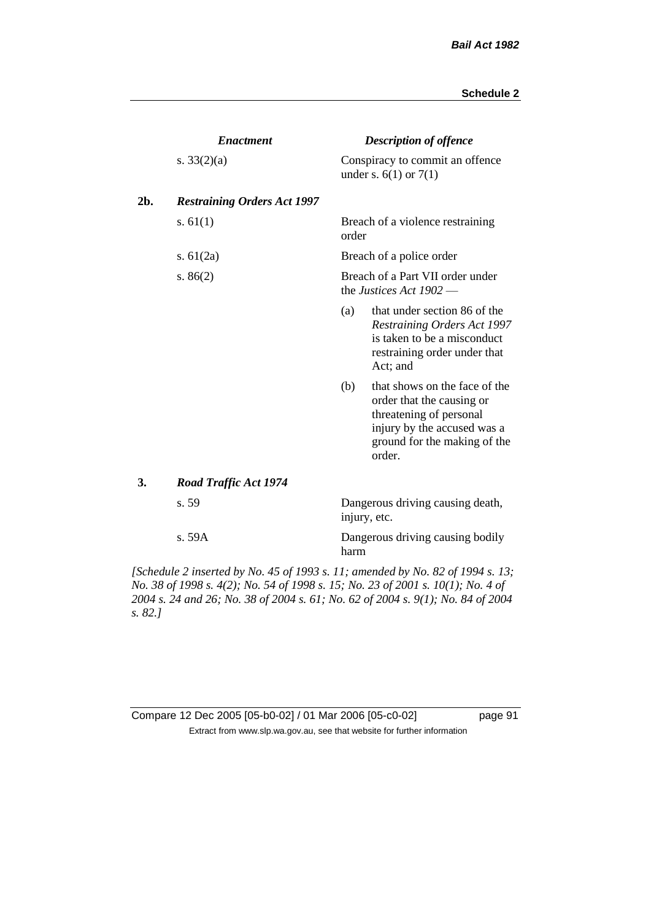| | *Enactment* | *Description of offence* |
|---|---|---|
| | s. 33(2)(a) | Conspiracy to commit an offence under s. 6(1) or 7(1) |
| **2b.** | ***Restraining Orders Act 1997*** | |
| | s. 61(1) | Breach of a violence restraining order |
| | s. 61(2a) | Breach of a police order |
| | s. 86(2) | Breach of a Part VII order under the *Justices Act 1902* — (a) that under section 86 of the *Restraining Orders Act 1997* is taken to be a misconduct restraining order under that Act; and (b) that shows on the face of the order that the causing or threatening of personal injury by the accused was a ground for the making of the order. |
| **3.** | ***Road Traffic Act 1974*** | |
| | s. 59 | Dangerous driving causing death, injury, etc. |
| | s. 59A | Dangerous driving causing bodily harm |

*[Schedule 2 inserted by No. 45 of 1993 s. 11; amended by No. 82 of 1994 s. 13; No. 38 of 1998 s. 4(2); No. 54 of 1998 s. 15; No. 23 of 2001 s. 10(1); No. 4 of 2004 s. 24 and 26; No. 38 of 2004 s. 61; No. 62 of 2004 s. 9(1); No. 84 of 2004 s. 82.]*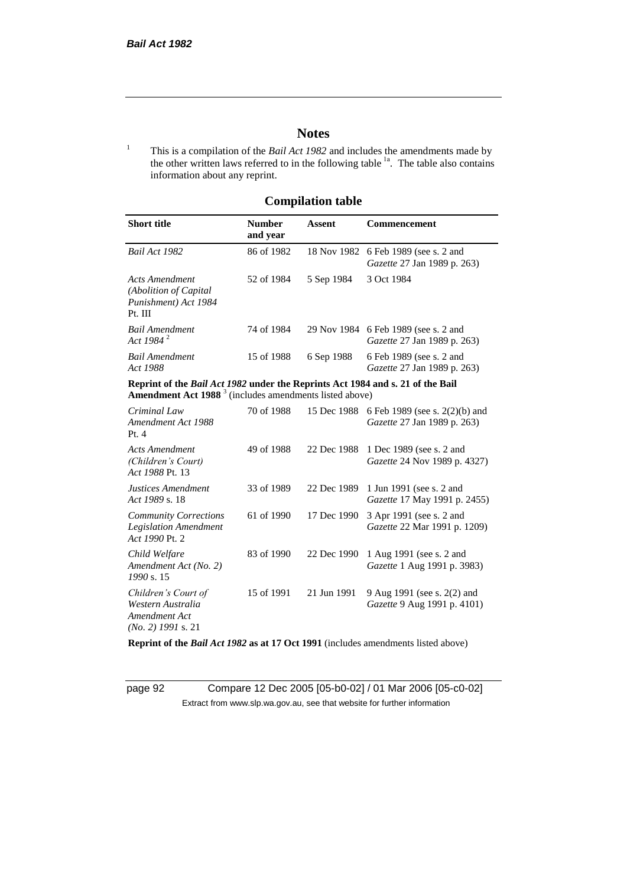# Notes

1 This is a compilation of the *Bail Act 1982* and includes the amendments made by the other written laws referred to in the following table [1a]. The table also contains information about any reprint.

## Compilation table

| Short title | Number and year | Assent | Commencement |
|---|---|---|---|
| *Bail Act 1982* | 86 of 1982 | 18 Nov 1982 | 6 Feb 1989 (see s. 2 and *Gazette* 27 Jan 1989 p. 263) |
| *Acts Amendment (Abolition of Capital Punishment) Act 1984* Pt. III | 52 of 1984 | 5 Sep 1984 | 3 Oct 1984 |
| *Bail Amendment Act 1984* [2] | 74 of 1984 | 29 Nov 1984 | 6 Feb 1989 (see s. 2 and *Gazette* 27 Jan 1989 p. 263) |
| *Bail Amendment Act 1988* | 15 of 1988 | 6 Sep 1988 | 6 Feb 1989 (see s. 2 and *Gazette* 27 Jan 1989 p. 263) |
| **Reprint of the *Bail Act 1982* under the Reprints Act 1984 and s. 21 of the Bail Amendment Act 1988** [3] (includes amendments listed above) | | | |
| *Criminal Law Amendment Act 1988* Pt. 4 | 70 of 1988 | 15 Dec 1988 | 6 Feb 1989 (see s. 2(2)(b) and *Gazette* 27 Jan 1989 p. 263) |
| *Acts Amendment (Children's Court) Act 1988* Pt. 13 | 49 of 1988 | 22 Dec 1988 | 1 Dec 1989 (see s. 2 and *Gazette* 24 Nov 1989 p. 4327) |
| *Justices Amendment Act 1989* s. 18 | 33 of 1989 | 22 Dec 1989 | 1 Jun 1991 (see s. 2 and *Gazette* 17 May 1991 p. 2455) |
| *Community Corrections Legislation Amendment Act 1990* Pt. 2 | 61 of 1990 | 17 Dec 1990 | 3 Apr 1991 (see s. 2 and *Gazette* 22 Mar 1991 p. 1209) |
| *Child Welfare Amendment Act (No. 2) 1990* s. 15 | 83 of 1990 | 22 Dec 1990 | 1 Aug 1991 (see s. 2 and *Gazette* 1 Aug 1991 p. 3983) |
| *Children's Court of Western Australia Amendment Act (No. 2) 1991* s. 21 | 15 of 1991 | 21 Jun 1991 | 9 Aug 1991 (see s. 2(2) and *Gazette* 9 Aug 1991 p. 4101) |
| **Reprint of the *Bail Act 1982* as at 17 Oct 1991** (includes amendments listed above) | | | |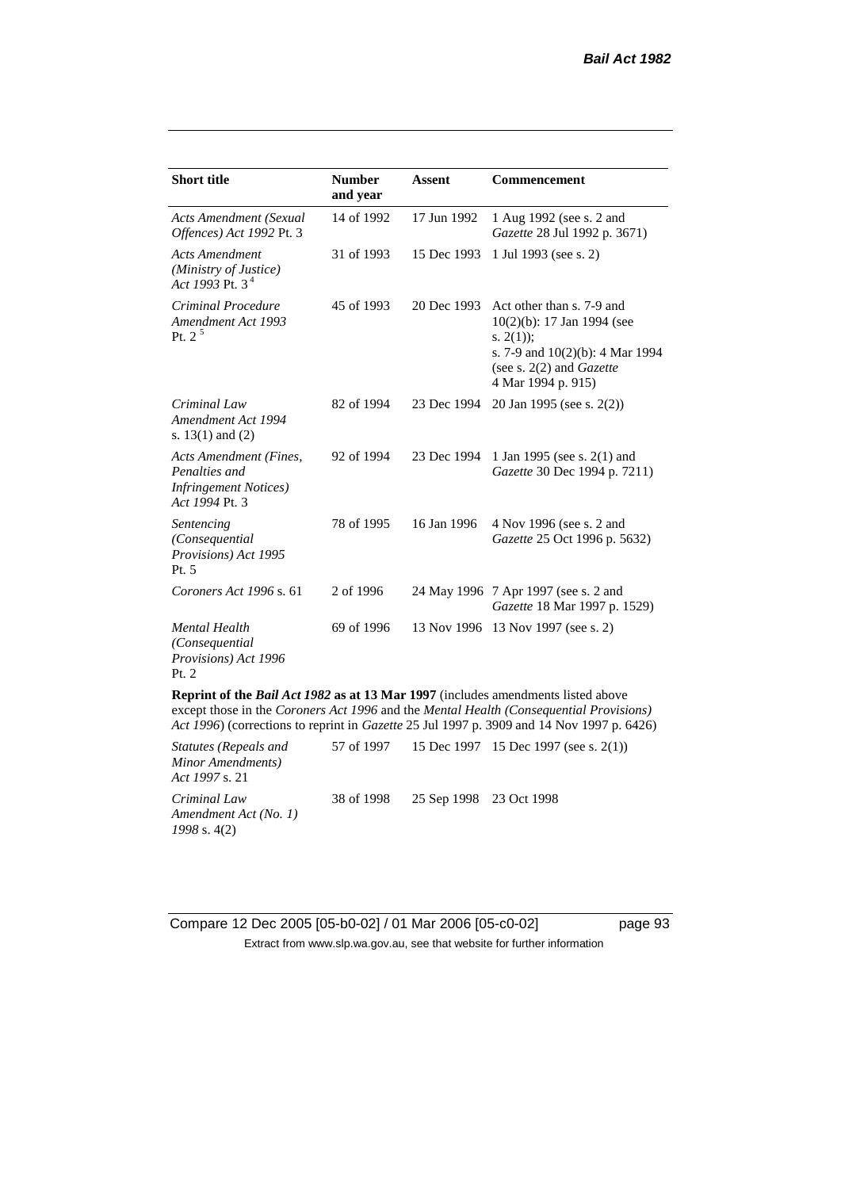| Short title | Number and year | Assent | Commencement |
|---|---|---|---|
| *Acts Amendment (Sexual Offences) Act 1992* Pt. 3 | 14 of 1992 | 17 Jun 1992 | 1 Aug 1992 (see s. 2 and *Gazette* 28 Jul 1992 p. 3671) |
| *Acts Amendment (Ministry of Justice) Act 1993* Pt. 3 [4] | 31 of 1993 | 15 Dec 1993 | 1 Jul 1993 (see s. 2) |
| *Criminal Procedure Amendment Act 1993* Pt. 2 [5] | 45 of 1993 | 20 Dec 1993 | Act other than s. 7-9 and 10(2)(b): 17 Jan 1994 (see s. 2(1)); s. 7-9 and 10(2)(b): 4 Mar 1994 (see s. 2(2) and *Gazette* 4 Mar 1994 p. 915) |
| *Criminal Law Amendment Act 1994* s. 13(1) and (2) | 82 of 1994 | 23 Dec 1994 | 20 Jan 1995 (see s. 2(2)) |
| *Acts Amendment (Fines, Penalties and Infringement Notices) Act 1994* Pt. 3 | 92 of 1994 | 23 Dec 1994 | 1 Jan 1995 (see s. 2(1) and *Gazette* 30 Dec 1994 p. 7211) |
| *Sentencing (Consequential Provisions) Act 1995* Pt. 5 | 78 of 1995 | 16 Jan 1996 | 4 Nov 1996 (see s. 2 and *Gazette* 25 Oct 1996 p. 5632) |
| *Coroners Act 1996* s. 61 | 2 of 1996 | 24 May 1996 | 7 Apr 1997 (see s. 2 and *Gazette* 18 Mar 1997 p. 1529) |
| *Mental Health (Consequential Provisions) Act 1996* Pt. 2 | 69 of 1996 | 13 Nov 1996 | 13 Nov 1997 (see s. 2) |
| **Reprint of the *Bail Act 1982* as at 13 Mar 1997** (includes amendments listed above except those in the *Coroners Act 1996* and the *Mental Health (Consequential Provisions) Act 1996*) (corrections to reprint in *Gazette* 25 Jul 1997 p. 3909 and 14 Nov 1997 p. 6426) | | | |
| *Statutes (Repeals and Minor Amendments) Act 1997* s. 21 | 57 of 1997 | 15 Dec 1997 | 15 Dec 1997 (see s. 2(1)) |
| *Criminal Law Amendment Act (No. 1) 1998* s. 4(2) | 38 of 1998 | 25 Sep 1998 | 23 Oct 1998 |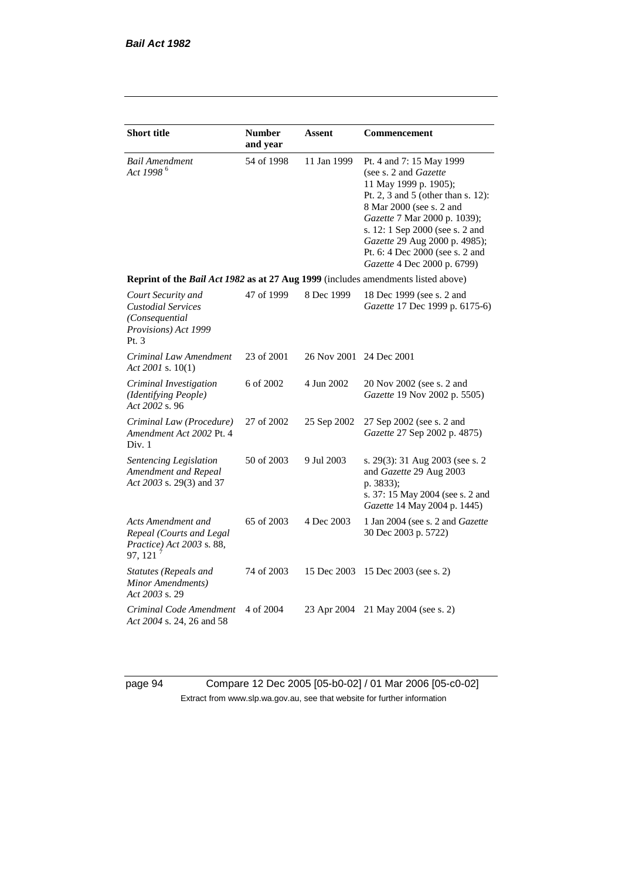| **Short title** | **Number and year** | **Assent** | **Commencement** |
|---|---|---|---|
| *Bail Amendment Act 1998* [6] | 54 of 1998 | 11 Jan 1999 | Pt. 4 and 7: 15 May 1999 (see s. 2 and *Gazette* 11 May 1999 p. 1905); Pt. 2, 3 and 5 (other than s. 12): 8 Mar 2000 (see s. 2 and *Gazette* 7 Mar 2000 p. 1039); s. 12: 1 Sep 2000 (see s. 2 and *Gazette* 29 Aug 2000 p. 4985); Pt. 6: 4 Dec 2000 (see s. 2 and *Gazette* 4 Dec 2000 p. 6799) |
| **Reprint of the *Bail Act 1982* as at 27 Aug 1999** (includes amendments listed above) | | | |
| *Court Security and Custodial Services (Consequential Provisions) Act 1999* Pt. 3 | 47 of 1999 | 8 Dec 1999 | 18 Dec 1999 (see s. 2 and *Gazette* 17 Dec 1999 p. 6175-6) |
| *Criminal Law Amendment Act 2001* s. 10(1) | 23 of 2001 | 26 Nov 2001 | 24 Dec 2001 |
| *Criminal Investigation (Identifying People) Act 2002* s. 96 | 6 of 2002 | 4 Jun 2002 | 20 Nov 2002 (see s. 2 and *Gazette* 19 Nov 2002 p. 5505) |
| *Criminal Law (Procedure) Amendment Act 2002* Pt. 4 Div. 1 | 27 of 2002 | 25 Sep 2002 | 27 Sep 2002 (see s. 2 and *Gazette* 27 Sep 2002 p. 4875) |
| *Sentencing Legislation Amendment and Repeal Act 2003* s. 29(3) and 37 | 50 of 2003 | 9 Jul 2003 | s. 29(3): 31 Aug 2003 (see s. 2 and *Gazette* 29 Aug 2003 p. 3833); s. 37: 15 May 2004 (see s. 2 and *Gazette* 14 May 2004 p. 1445) |
| *Acts Amendment and Repeal (Courts and Legal Practice) Act 2003* s. 88, 97, 121 [7] | 65 of 2003 | 4 Dec 2003 | 1 Jan 2004 (see s. 2 and *Gazette* 30 Dec 2003 p. 5722) |
| *Statutes (Repeals and Minor Amendments) Act 2003* s. 29 | 74 of 2003 | 15 Dec 2003 | 15 Dec 2003 (see s. 2) |
| *Criminal Code Amendment Act 2004* s. 24, 26 and 58 | 4 of 2004 | 23 Apr 2004 | 21 May 2004 (see s. 2) |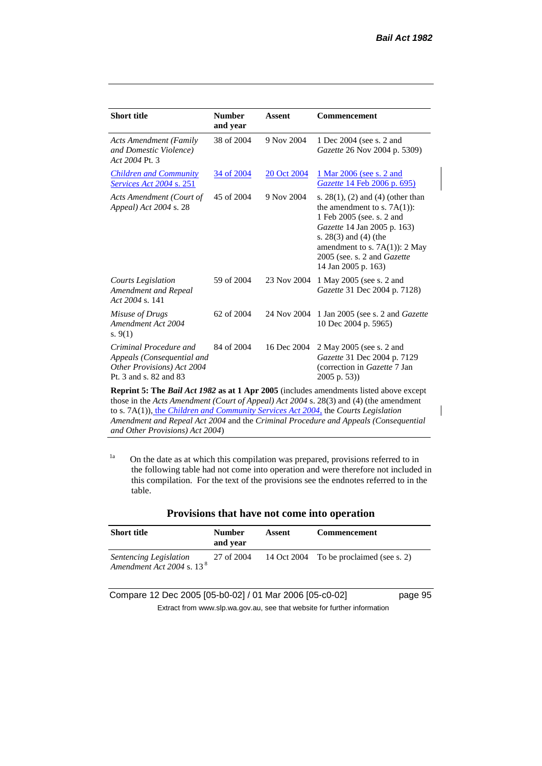| Short title | Number and year | Assent | Commencement |
|---|---|---|---|
| *Acts Amendment (Family and Domestic Violence) Act 2004* Pt. 3 | 38 of 2004 | 9 Nov 2004 | 1 Dec 2004 (see s. 2 and *Gazette* 26 Nov 2004 p. 5309) |
| *Children and Community Services Act 2004* s. 251 | 34 of 2004 | 20 Oct 2004 | 1 Mar 2006 (see s. 2 and *Gazette* 14 Feb 2006 p. 695) |
| *Acts Amendment (Court of Appeal) Act 2004* s. 28 | 45 of 2004 | 9 Nov 2004 | s. 28(1), (2) and (4) (other than the amendment to s. 7A(1)): 1 Feb 2005 (see. s. 2 and *Gazette* 14 Jan 2005 p. 163) s. 28(3) and (4) (the amendment to s. 7A(1)): 2 May 2005 (see. s. 2 and *Gazette* 14 Jan 2005 p. 163) |
| *Courts Legislation Amendment and Repeal Act 2004* s. 141 | 59 of 2004 | 23 Nov 2004 | 1 May 2005 (see s. 2 and *Gazette* 31 Dec 2004 p. 7128) |
| *Misuse of Drugs Amendment Act 2004* s. 9(1) | 62 of 2004 | 24 Nov 2004 | 1 Jan 2005 (see s. 2 and *Gazette* 10 Dec 2004 p. 5965) |
| *Criminal Procedure and Appeals (Consequential and Other Provisions) Act 2004* Pt. 3 and s. 82 and 83 | 84 of 2004 | 16 Dec 2004 | 2 May 2005 (see s. 2 and *Gazette* 31 Dec 2004 p. 7129 (correction in *Gazette* 7 Jan 2005 p. 53)) |
| **Reprint 5: The *Bail Act 1982* as at 1 Apr 2005** (includes amendments listed above except those in the *Acts Amendment (Court of Appeal) Act 2004* s. 28(3) and (4) (the amendment to s. 7A(1)), the *Children and Community Services Act 2004*, the *Courts Legislation Amendment and Repeal Act 2004* and the *Criminal Procedure and Appeals (Consequential and Other Provisions) Act 2004*) | | | |

[1a] On the date as at which this compilation was prepared, provisions referred to in the following table had not come into operation and were therefore not included in this compilation. For the text of the provisions see the endnotes referred to in the table.

## Provisions that have not come into operation

| Short title | Number and year | Assent | Commencement |
|---|---|---|---|
| *Sentencing Legislation Amendment Act 2004* s. 13[8] | 27 of 2004 | 14 Oct 2004 | To be proclaimed (see s. 2) |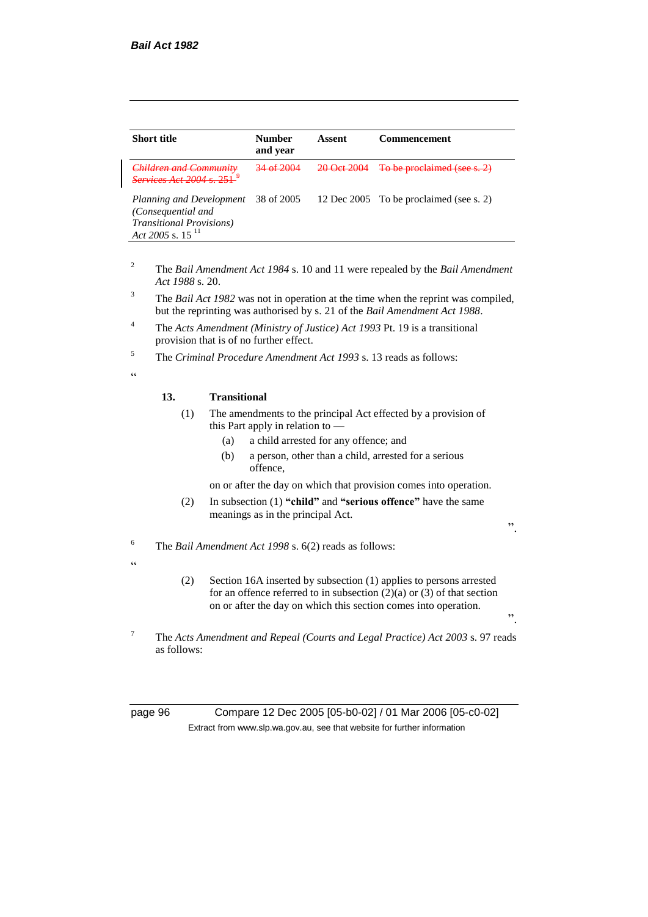| Short title | Number and year | Assent | Commencement |
|---|---|---|---|
| ~~*Children and Community Services Act 2004* s. 251~~ [9] | ~~34 of 2004~~ | ~~20 Oct 2004~~ | ~~To be proclaimed (see s. 2)~~ |
| *Planning and Development (Consequential and Transitional Provisions) Act 2005* s. 15 [11] | 38 of 2005 | 12 Dec 2005 | To be proclaimed (see s. 2) |

[2] The *Bail Amendment Act 1984* s. 10 and 11 were repealed by the *Bail Amendment Act 1988* s. 20.

[3] The *Bail Act 1982* was not in operation at the time when the reprint was compiled, but the reprinting was authorised by s. 21 of the *Bail Amendment Act 1988*.

[4] The *Acts Amendment (Ministry of Justice) Act 1993* Pt. 19 is a transitional provision that is of no further effect.

[5] The *Criminal Procedure Amendment Act 1993* s. 13 reads as follows:

"

**13. Transitional**

(1) The amendments to the principal Act effected by a provision of this Part apply in relation to —

(a) a child arrested for any offence; and

(b) a person, other than a child, arrested for a serious offence,

on or after the day on which that provision comes into operation.

(2) In subsection (1) **"child"** and **"serious offence"** have the same meanings as in the principal Act.

".

[6] The *Bail Amendment Act 1998* s. 6(2) reads as follows:

"

(2) Section 16A inserted by subsection (1) applies to persons arrested for an offence referred to in subsection (2)(a) or (3) of that section on or after the day on which this section comes into operation.

".

[7] The *Acts Amendment and Repeal (Courts and Legal Practice) Act 2003* s. 97 reads as follows: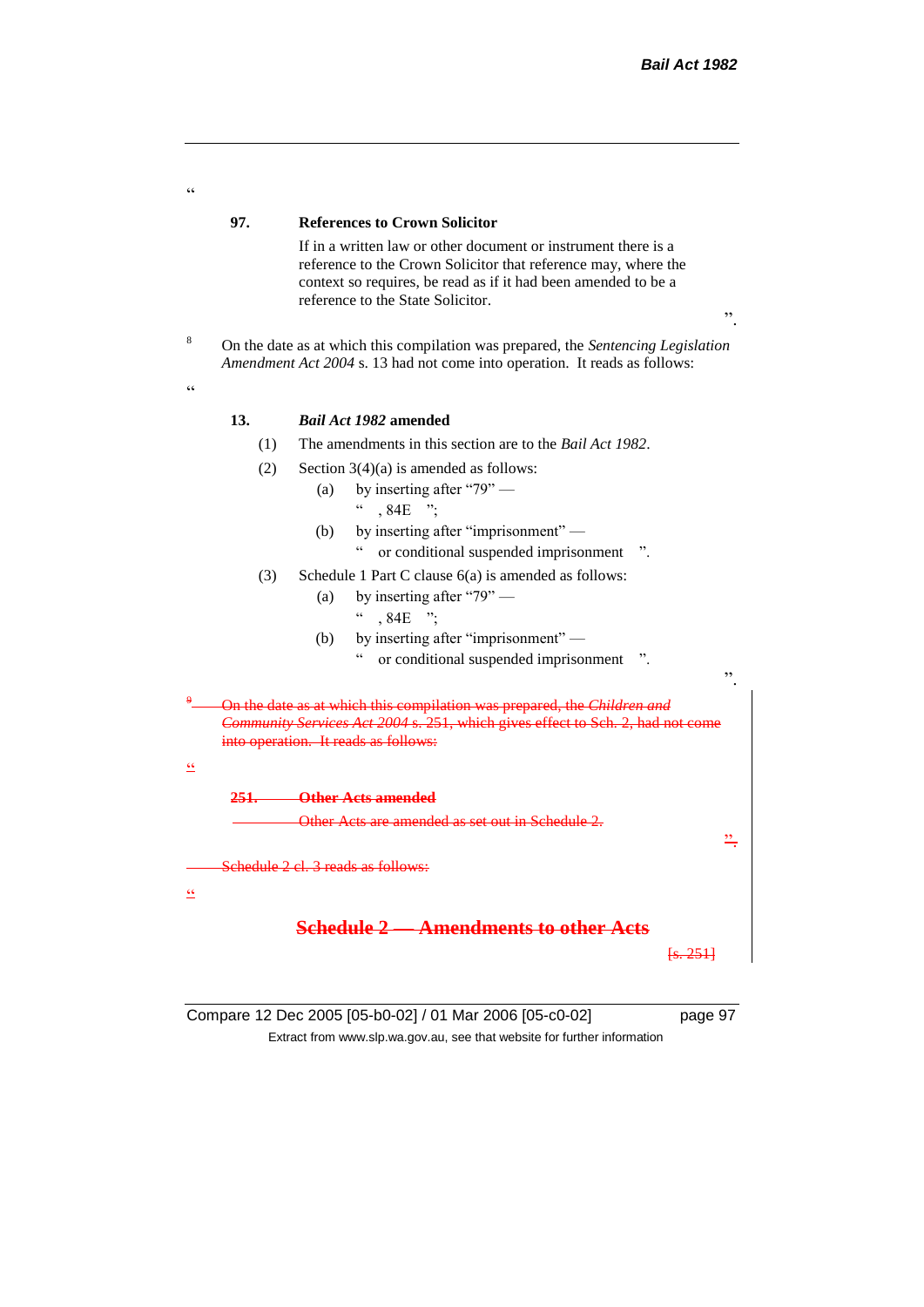"

**97. References to Crown Solicitor**

If in a written law or other document or instrument there is a reference to the Crown Solicitor that reference may, where the context so requires, be read as if it had been amended to be a reference to the State Solicitor.

".

[8] On the date as at which this compilation was prepared, the *Sentencing Legislation Amendment Act 2004* s. 13 had not come into operation. It reads as follows:

"

**13. *Bail Act 1982* amended**

(1) The amendments in this section are to the *Bail Act 1982*.

(2) Section 3(4)(a) is amended as follows:

(a) by inserting after "79" —

" , 84E ";

(b) by inserting after "imprisonment" —

" or conditional suspended imprisonment ".

(3) Schedule 1 Part C clause 6(a) is amended as follows:

(a) by inserting after "79" —

" , 84E ";

(b) by inserting after "imprisonment" —

" or conditional suspended imprisonment ".

".

~~[9] On the date as at which this compilation was prepared, the *Children and Community Services Act 2004* s. 251, which gives effect to Sch. 2, had not come into operation. It reads as follows:~~

~~"~~

~~**251. Other Acts amended**~~

~~Other Acts are amended as set out in Schedule 2.~~

~~".~~

~~Schedule 2 cl. 3 reads as follows:~~

~~"~~

## ~~Schedule 2 — Amendments to other Acts~~

~~[s. 251]~~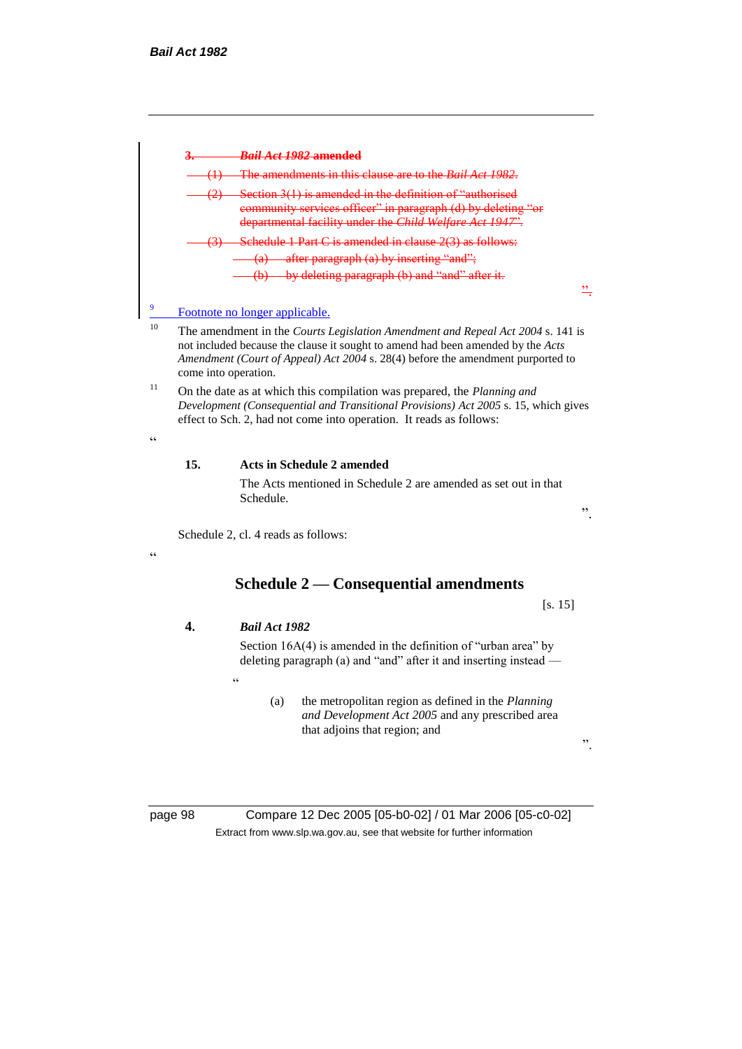~~**3. *Bail Act 1982* amended**~~

~~(1) The amendments in this clause are to the *Bail Act 1982*.~~

~~(2) Section 3(1) is amended in the definition of "authorised community services officer" in paragraph (d) by deleting "or departmental facility under the *Child Welfare Act 1947*".~~

~~(3) Schedule 1 Part C is amended in clause 2(3) as follows:~~

~~(a) after paragraph (a) by inserting "and";~~

~~(b) by deleting paragraph (b) and "and" after it.~~

~~".~~

[9] Footnote no longer applicable.

[10] The amendment in the *Courts Legislation Amendment and Repeal Act 2004* s. 141 is not included because the clause it sought to amend had been amended by the *Acts Amendment (Court of Appeal) Act 2004* s. 28(4) before the amendment purported to come into operation.

[11] On the date as at which this compilation was prepared, the *Planning and Development (Consequential and Transitional Provisions) Act 2005* s. 15, which gives effect to Sch. 2, had not come into operation. It reads as follows:

"

**15. Acts in Schedule 2 amended**

The Acts mentioned in Schedule 2 are amended as set out in that Schedule.

".

Schedule 2, cl. 4 reads as follows:

"

## Schedule 2 — Consequential amendments

[s. 15]

**4. *Bail Act 1982***

Section 16A(4) is amended in the definition of "urban area" by deleting paragraph (a) and "and" after it and inserting instead —

"

(a) the metropolitan region as defined in the *Planning and Development Act 2005* and any prescribed area that adjoins that region; and

".